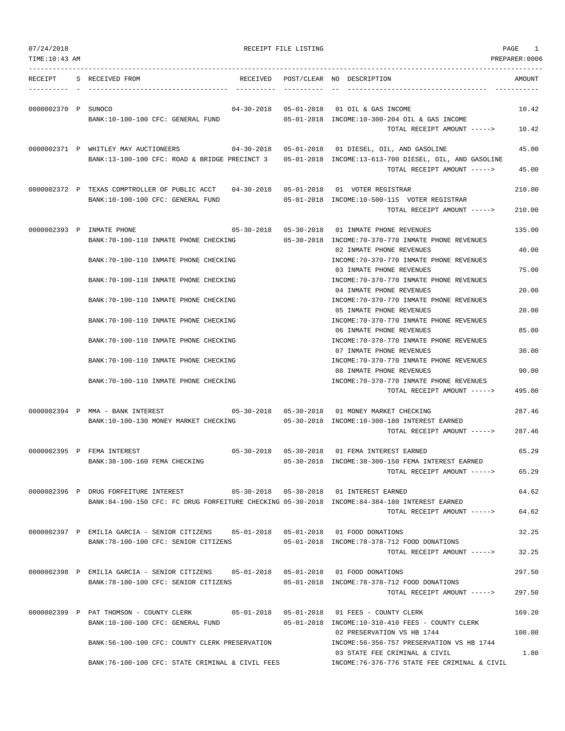RECEIPT FILE LISTING

07/24/2018
TIME:10:43 AM
PREPARER:0006

| RECEIPT | S | RECEIVED FROM | RECEIVED | POST/CLEAR | NO | DESCRIPTION | AMOUNT |
|---|---|---|---|---|---|---|---|
| 0000002370 | P | SUNOCO | 04-30-2018 | 05-01-2018 | 01 | OIL & GAS INCOME | 10.42 |
| | | BANK:10-100-100 CFC: GENERAL FUND | | 05-01-2018 | | INCOME:10-300-204 OIL & GAS INCOME | |
| | | | | | | TOTAL RECEIPT AMOUNT -----> | 10.42 |
| 0000002371 | P | WHITLEY MAY AUCTIONEERS | 04-30-2018 | 05-01-2018 | 01 | DIESEL, OIL, AND GASOLINE | 45.00 |
| | | BANK:13-100-100 CFC: ROAD & BRIDGE PRECINCT 3 | | 05-01-2018 | | INCOME:13-613-700 DIESEL, OIL, AND GASOLINE | |
| | | | | | | TOTAL RECEIPT AMOUNT -----> | 45.00 |
| 0000002372 | P | TEXAS COMPTROLLER OF PUBLIC ACCT | 04-30-2018 | 05-01-2018 | 01 | VOTER REGISTRAR | 210.00 |
| | | BANK:10-100-100 CFC: GENERAL FUND | | 05-01-2018 | | INCOME:10-500-115 VOTER REGISTRAR | |
| | | | | | | TOTAL RECEIPT AMOUNT -----> | 210.00 |
| 0000002393 | P | INMATE PHONE | 05-30-2018 | 05-30-2018 | 01 | INMATE PHONE REVENUES | 135.00 |
| | | BANK:70-100-110 INMATE PHONE CHECKING | | 05-30-2018 | | INCOME:70-370-770 INMATE PHONE REVENUES | |
| | | | | | 02 | INMATE PHONE REVENUES | 40.00 |
| | | BANK:70-100-110 INMATE PHONE CHECKING | | | | INCOME:70-370-770 INMATE PHONE REVENUES | |
| | | | | | 03 | INMATE PHONE REVENUES | 75.00 |
| | | BANK:70-100-110 INMATE PHONE CHECKING | | | | INCOME:70-370-770 INMATE PHONE REVENUES | |
| | | | | | 04 | INMATE PHONE REVENUES | 20.00 |
| | | BANK:70-100-110 INMATE PHONE CHECKING | | | | INCOME:70-370-770 INMATE PHONE REVENUES | |
| | | | | | 05 | INMATE PHONE REVENUES | 20.00 |
| | | BANK:70-100-110 INMATE PHONE CHECKING | | | | INCOME:70-370-770 INMATE PHONE REVENUES | |
| | | | | | 06 | INMATE PHONE REVENUES | 85.00 |
| | | BANK:70-100-110 INMATE PHONE CHECKING | | | | INCOME:70-370-770 INMATE PHONE REVENUES | |
| | | | | | 07 | INMATE PHONE REVENUES | 30.00 |
| | | BANK:70-100-110 INMATE PHONE CHECKING | | | | INCOME:70-370-770 INMATE PHONE REVENUES | |
| | | | | | 08 | INMATE PHONE REVENUES | 90.00 |
| | | BANK:70-100-110 INMATE PHONE CHECKING | | | | INCOME:70-370-770 INMATE PHONE REVENUES | |
| | | | | | | TOTAL RECEIPT AMOUNT -----> | 495.00 |
| 0000002394 | P | MMA - BANK INTEREST | 05-30-2018 | 05-30-2018 | 01 | MONEY MARKET CHECKING | 287.46 |
| | | BANK:10-100-130 MONEY MARKET CHECKING | | 05-30-2018 | | INCOME:10-300-180 INTEREST EARNED | |
| | | | | | | TOTAL RECEIPT AMOUNT -----> | 287.46 |
| 0000002395 | P | FEMA INTEREST | 05-30-2018 | 05-30-2018 | 01 | FEMA INTEREST EARNED | 65.29 |
| | | BANK:38-100-160 FEMA CHECKING | | 05-30-2018 | | INCOME:38-300-150 FEMA INTEREST EARNED | |
| | | | | | | TOTAL RECEIPT AMOUNT -----> | 65.29 |
| 0000002396 | P | DRUG FORFEITURE INTEREST | 05-30-2018 | 05-30-2018 | 01 | INTEREST EARNED | 64.62 |
| | | BANK:84-100-150 CFC: FC DRUG FORFEITURE CHECKING | | 05-30-2018 | | INCOME:84-384-180 INTEREST EARNED | |
| | | | | | | TOTAL RECEIPT AMOUNT -----> | 64.62 |
| 0000002397 | P | EMILIA GARCIA - SENIOR CITIZENS | 05-01-2018 | 05-01-2018 | 01 | FOOD DONATIONS | 32.25 |
| | | BANK:78-100-100 CFC: SENIOR CITIZENS | | 05-01-2018 | | INCOME:78-378-712 FOOD DONATIONS | |
| | | | | | | TOTAL RECEIPT AMOUNT -----> | 32.25 |
| 0000002398 | P | EMILIA GARCIA - SENIOR CITIZENS | 05-01-2018 | 05-01-2018 | 01 | FOOD DONATIONS | 297.50 |
| | | BANK:78-100-100 CFC: SENIOR CITIZENS | | 05-01-2018 | | INCOME:78-378-712 FOOD DONATIONS | |
| | | | | | | TOTAL RECEIPT AMOUNT -----> | 297.50 |
| 0000002399 | P | PAT THOMSON - COUNTY CLERK | 05-01-2018 | 05-01-2018 | 01 | FEES - COUNTY CLERK | 169.20 |
| | | BANK:10-100-100 CFC: GENERAL FUND | | 05-01-2018 | | INCOME:10-310-410 FEES - COUNTY CLERK | |
| | | | | | 02 | PRESERVATION VS HB 1744 | 100.00 |
| | | BANK:56-100-100 CFC: COUNTY CLERK PRESERVATION | | | | INCOME:56-356-757 PRESERVATION VS HB 1744 | |
| | | | | | 03 | STATE FEE CRIMINAL & CIVIL | 1.80 |
| | | BANK:76-100-100 CFC: STATE CRIMINAL & CIVIL FEES | | | | INCOME:76-376-776 STATE FEE CRIMINAL & CIVIL | |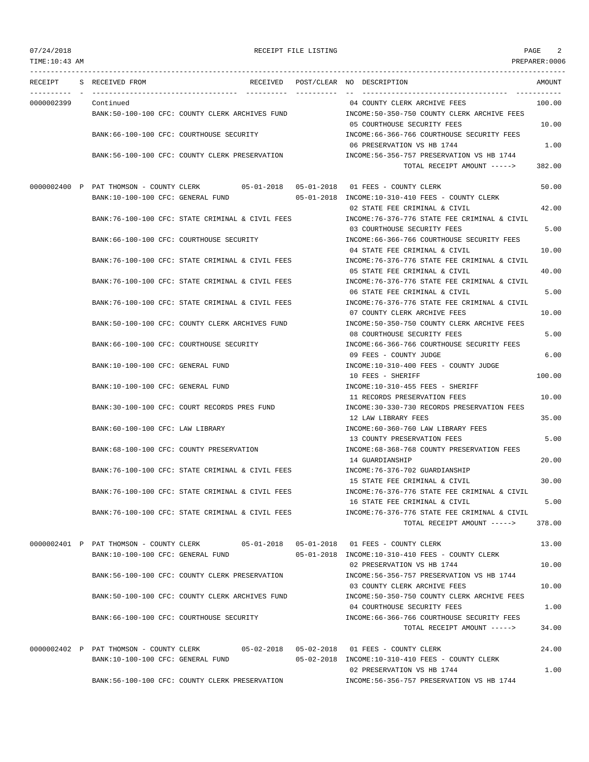RECEIPT FILE LISTING

| RECEIPT | S | RECEIVED FROM | RECEIVED | POST/CLEAR | NO | DESCRIPTION | AMOUNT |
|---|---|---|---|---|---|---|---|
| 0000002399 | | Continued | | | 04 | COUNTY CLERK ARCHIVE FEES | 100.00 |
| | | BANK:50-100-100 CFC: COUNTY CLERK ARCHIVES FUND | | | | INCOME:50-350-750 COUNTY CLERK ARCHIVE FEES | |
| | | | | | 05 | COURTHOUSE SECURITY FEES | 10.00 |
| | | BANK:66-100-100 CFC: COURTHOUSE SECURITY | | | | INCOME:66-366-766 COURTHOUSE SECURITY FEES | |
| | | | | | 06 | PRESERVATION VS HB 1744 | 1.00 |
| | | BANK:56-100-100 CFC: COUNTY CLERK PRESERVATION | | | | INCOME:56-356-757 PRESERVATION VS HB 1744 | |
| | | | | | | TOTAL RECEIPT AMOUNT -----> | 382.00 |
| 0000002400 | P | PAT THOMSON - COUNTY CLERK | 05-01-2018 | 05-01-2018 | 01 | FEES - COUNTY CLERK | 50.00 |
| | | BANK:10-100-100 CFC: GENERAL FUND | | 05-01-2018 | | INCOME:10-310-410 FEES - COUNTY CLERK | |
| | | | | | 02 | STATE FEE CRIMINAL & CIVIL | 42.00 |
| | | BANK:76-100-100 CFC: STATE CRIMINAL & CIVIL FEES | | | | INCOME:76-376-776 STATE FEE CRIMINAL & CIVIL | |
| | | | | | 03 | COURTHOUSE SECURITY FEES | 5.00 |
| | | BANK:66-100-100 CFC: COURTHOUSE SECURITY | | | | INCOME:66-366-766 COURTHOUSE SECURITY FEES | |
| | | | | | 04 | STATE FEE CRIMINAL & CIVIL | 10.00 |
| | | BANK:76-100-100 CFC: STATE CRIMINAL & CIVIL FEES | | | | INCOME:76-376-776 STATE FEE CRIMINAL & CIVIL | |
| | | | | | 05 | STATE FEE CRIMINAL & CIVIL | 40.00 |
| | | BANK:76-100-100 CFC: STATE CRIMINAL & CIVIL FEES | | | | INCOME:76-376-776 STATE FEE CRIMINAL & CIVIL | |
| | | | | | 06 | STATE FEE CRIMINAL & CIVIL | 5.00 |
| | | BANK:76-100-100 CFC: STATE CRIMINAL & CIVIL FEES | | | | INCOME:76-376-776 STATE FEE CRIMINAL & CIVIL | |
| | | | | | 07 | COUNTY CLERK ARCHIVE FEES | 10.00 |
| | | BANK:50-100-100 CFC: COUNTY CLERK ARCHIVES FUND | | | | INCOME:50-350-750 COUNTY CLERK ARCHIVE FEES | |
| | | | | | 08 | COURTHOUSE SECURITY FEES | 5.00 |
| | | BANK:66-100-100 CFC: COURTHOUSE SECURITY | | | | INCOME:66-366-766 COURTHOUSE SECURITY FEES | |
| | | | | | 09 | FEES - COUNTY JUDGE | 6.00 |
| | | BANK:10-100-100 CFC: GENERAL FUND | | | | INCOME:10-310-400 FEES - COUNTY JUDGE | |
| | | | | | 10 | FEES - SHERIFF | 100.00 |
| | | BANK:10-100-100 CFC: GENERAL FUND | | | | INCOME:10-310-455 FEES - SHERIFF | |
| | | | | | 11 | RECORDS PRESERVATION FEES | 10.00 |
| | | BANK:30-100-100 CFC: COURT RECORDS PRES FUND | | | | INCOME:30-330-730 RECORDS PRESERVATION FEES | |
| | | | | | 12 | LAW LIBRARY FEES | 35.00 |
| | | BANK:60-100-100 CFC: LAW LIBRARY | | | | INCOME:60-360-760 LAW LIBRARY FEES | |
| | | | | | 13 | COUNTY PRESERVATION FEES | 5.00 |
| | | BANK:68-100-100 CFC: COUNTY PRESERVATION | | | | INCOME:68-368-768 COUNTY PRESERVATION FEES | |
| | | | | | 14 | GUARDIANSHIP | 20.00 |
| | | BANK:76-100-100 CFC: STATE CRIMINAL & CIVIL FEES | | | | INCOME:76-376-702 GUARDIANSHIP | |
| | | | | | 15 | STATE FEE CRIMINAL & CIVIL | 30.00 |
| | | BANK:76-100-100 CFC: STATE CRIMINAL & CIVIL FEES | | | | INCOME:76-376-776 STATE FEE CRIMINAL & CIVIL | |
| | | | | | 16 | STATE FEE CRIMINAL & CIVIL | 5.00 |
| | | BANK:76-100-100 CFC: STATE CRIMINAL & CIVIL FEES | | | | INCOME:76-376-776 STATE FEE CRIMINAL & CIVIL | |
| | | | | | | TOTAL RECEIPT AMOUNT -----> | 378.00 |
| 0000002401 | P | PAT THOMSON - COUNTY CLERK | 05-01-2018 | 05-01-2018 | 01 | FEES - COUNTY CLERK | 13.00 |
| | | BANK:10-100-100 CFC: GENERAL FUND | | 05-01-2018 | | INCOME:10-310-410 FEES - COUNTY CLERK | |
| | | | | | 02 | PRESERVATION VS HB 1744 | 10.00 |
| | | BANK:56-100-100 CFC: COUNTY CLERK PRESERVATION | | | | INCOME:56-356-757 PRESERVATION VS HB 1744 | |
| | | | | | 03 | COUNTY CLERK ARCHIVE FEES | 10.00 |
| | | BANK:50-100-100 CFC: COUNTY CLERK ARCHIVES FUND | | | | INCOME:50-350-750 COUNTY CLERK ARCHIVE FEES | |
| | | | | | 04 | COURTHOUSE SECURITY FEES | 1.00 |
| | | BANK:66-100-100 CFC: COURTHOUSE SECURITY | | | | INCOME:66-366-766 COURTHOUSE SECURITY FEES | |
| | | | | | | TOTAL RECEIPT AMOUNT -----> | 34.00 |
| 0000002402 | P | PAT THOMSON - COUNTY CLERK | 05-02-2018 | 05-02-2018 | 01 | FEES - COUNTY CLERK | 24.00 |
| | | BANK:10-100-100 CFC: GENERAL FUND | | 05-02-2018 | | INCOME:10-310-410 FEES - COUNTY CLERK | |
| | | | | | 02 | PRESERVATION VS HB 1744 | 1.00 |
| | | BANK:56-100-100 CFC: COUNTY CLERK PRESERVATION | | | | INCOME:56-356-757 PRESERVATION VS HB 1744 | |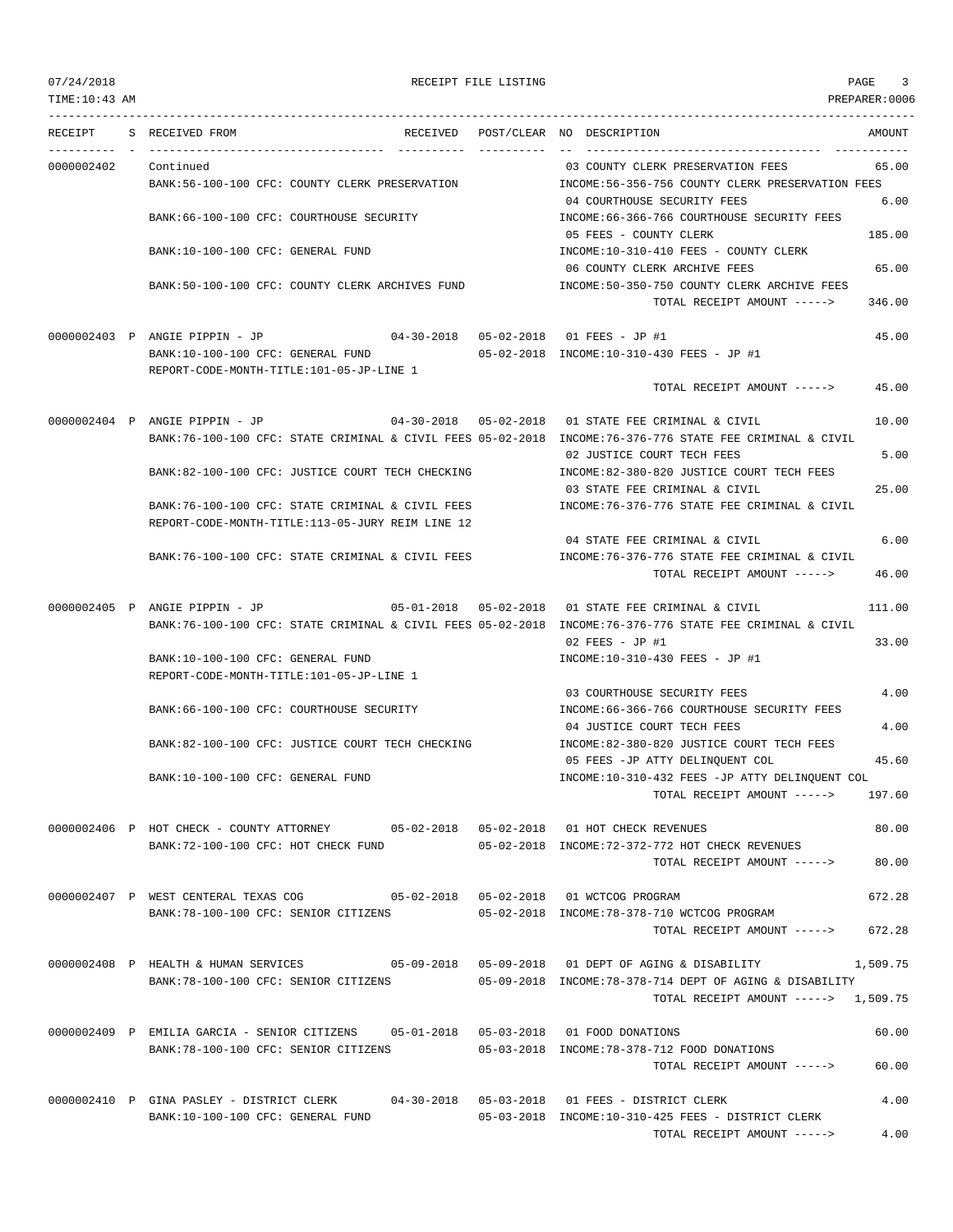RECEIPT FILE LISTING

| RECEIPT | S | RECEIVED FROM | RECEIVED | POST/CLEAR | NO | DESCRIPTION | AMOUNT |
|---|---|---|---|---|---|---|---|
| 0000002402 | | Continued | | | 03 | COUNTY CLERK PRESERVATION FEES | 65.00 |
| | | BANK:56-100-100 CFC: COUNTY CLERK PRESERVATION | | | | INCOME:56-356-756 COUNTY CLERK PRESERVATION FEES | |
| | | | | | 04 | COURTHOUSE SECURITY FEES | 6.00 |
| | | BANK:66-100-100 CFC: COURTHOUSE SECURITY | | | | INCOME:66-366-766 COURTHOUSE SECURITY FEES | |
| | | | | | 05 | FEES - COUNTY CLERK | 185.00 |
| | | BANK:10-100-100 CFC: GENERAL FUND | | | | INCOME:10-310-410 FEES - COUNTY CLERK | |
| | | | | | 06 | COUNTY CLERK ARCHIVE FEES | 65.00 |
| | | BANK:50-100-100 CFC: COUNTY CLERK ARCHIVES FUND | | | | INCOME:50-350-750 COUNTY CLERK ARCHIVE FEES | |
| | | | | | | TOTAL RECEIPT AMOUNT -----> | 346.00 |
| 0000002403 | P | ANGIE PIPPIN - JP | 04-30-2018 | 05-02-2018 | 01 | FEES - JP #1 | 45.00 |
| | | BANK:10-100-100 CFC: GENERAL FUND | | 05-02-2018 | | INCOME:10-310-430 FEES - JP #1 | |
| | | REPORT-CODE-MONTH-TITLE:101-05-JP-LINE 1 | | | | | |
| | | | | | | TOTAL RECEIPT AMOUNT -----> | 45.00 |
| 0000002404 | P | ANGIE PIPPIN - JP | 04-30-2018 | 05-02-2018 | 01 | STATE FEE CRIMINAL & CIVIL | 10.00 |
| | | BANK:76-100-100 CFC: STATE CRIMINAL & CIVIL FEES | | 05-02-2018 | | INCOME:76-376-776 STATE FEE CRIMINAL & CIVIL | |
| | | | | | 02 | JUSTICE COURT TECH FEES | 5.00 |
| | | BANK:82-100-100 CFC: JUSTICE COURT TECH CHECKING | | | | INCOME:82-380-820 JUSTICE COURT TECH FEES | |
| | | | | | 03 | STATE FEE CRIMINAL & CIVIL | 25.00 |
| | | BANK:76-100-100 CFC: STATE CRIMINAL & CIVIL FEES | | | | INCOME:76-376-776 STATE FEE CRIMINAL & CIVIL | |
| | | REPORT-CODE-MONTH-TITLE:113-05-JURY REIM LINE 12 | | | | | |
| | | | | | 04 | STATE FEE CRIMINAL & CIVIL | 6.00 |
| | | BANK:76-100-100 CFC: STATE CRIMINAL & CIVIL FEES | | | | INCOME:76-376-776 STATE FEE CRIMINAL & CIVIL | |
| | | | | | | TOTAL RECEIPT AMOUNT -----> | 46.00 |
| 0000002405 | P | ANGIE PIPPIN - JP | 05-01-2018 | 05-02-2018 | 01 | STATE FEE CRIMINAL & CIVIL | 111.00 |
| | | BANK:76-100-100 CFC: STATE CRIMINAL & CIVIL FEES | | 05-02-2018 | | INCOME:76-376-776 STATE FEE CRIMINAL & CIVIL | |
| | | | | | 02 | FEES - JP #1 | 33.00 |
| | | BANK:10-100-100 CFC: GENERAL FUND | | | | INCOME:10-310-430 FEES - JP #1 | |
| | | REPORT-CODE-MONTH-TITLE:101-05-JP-LINE 1 | | | | | |
| | | | | | 03 | COURTHOUSE SECURITY FEES | 4.00 |
| | | BANK:66-100-100 CFC: COURTHOUSE SECURITY | | | | INCOME:66-366-766 COURTHOUSE SECURITY FEES | |
| | | | | | 04 | JUSTICE COURT TECH FEES | 4.00 |
| | | BANK:82-100-100 CFC: JUSTICE COURT TECH CHECKING | | | | INCOME:82-380-820 JUSTICE COURT TECH FEES | |
| | | | | | 05 | FEES -JP ATTY DELINQUENT COL | 45.60 |
| | | BANK:10-100-100 CFC: GENERAL FUND | | | | INCOME:10-310-432 FEES -JP ATTY DELINQUENT COL | |
| | | | | | | TOTAL RECEIPT AMOUNT -----> | 197.60 |
| 0000002406 | P | HOT CHECK - COUNTY ATTORNEY | 05-02-2018 | 05-02-2018 | 01 | HOT CHECK REVENUES | 80.00 |
| | | BANK:72-100-100 CFC: HOT CHECK FUND | | 05-02-2018 | | INCOME:72-372-772 HOT CHECK REVENUES | |
| | | | | | | TOTAL RECEIPT AMOUNT -----> | 80.00 |
| 0000002407 | P | WEST CENTERAL TEXAS COG | 05-02-2018 | 05-02-2018 | 01 | WCTCOG PROGRAM | 672.28 |
| | | BANK:78-100-100 CFC: SENIOR CITIZENS | | 05-02-2018 | | INCOME:78-378-710 WCTCOG PROGRAM | |
| | | | | | | TOTAL RECEIPT AMOUNT -----> | 672.28 |
| 0000002408 | P | HEALTH & HUMAN SERVICES | 05-09-2018 | 05-09-2018 | 01 | DEPT OF AGING & DISABILITY | 1,509.75 |
| | | BANK:78-100-100 CFC: SENIOR CITIZENS | | 05-09-2018 | | INCOME:78-378-714 DEPT OF AGING & DISABILITY | |
| | | | | | | TOTAL RECEIPT AMOUNT -----> | 1,509.75 |
| 0000002409 | P | EMILIA GARCIA - SENIOR CITIZENS | 05-01-2018 | 05-03-2018 | 01 | FOOD DONATIONS | 60.00 |
| | | BANK:78-100-100 CFC: SENIOR CITIZENS | | 05-03-2018 | | INCOME:78-378-712 FOOD DONATIONS | |
| | | | | | | TOTAL RECEIPT AMOUNT -----> | 60.00 |
| 0000002410 | P | GINA PASLEY - DISTRICT CLERK | 04-30-2018 | 05-03-2018 | 01 | FEES - DISTRICT CLERK | 4.00 |
| | | BANK:10-100-100 CFC: GENERAL FUND | | 05-03-2018 | | INCOME:10-310-425 FEES - DISTRICT CLERK | |
| | | | | | | TOTAL RECEIPT AMOUNT -----> | 4.00 |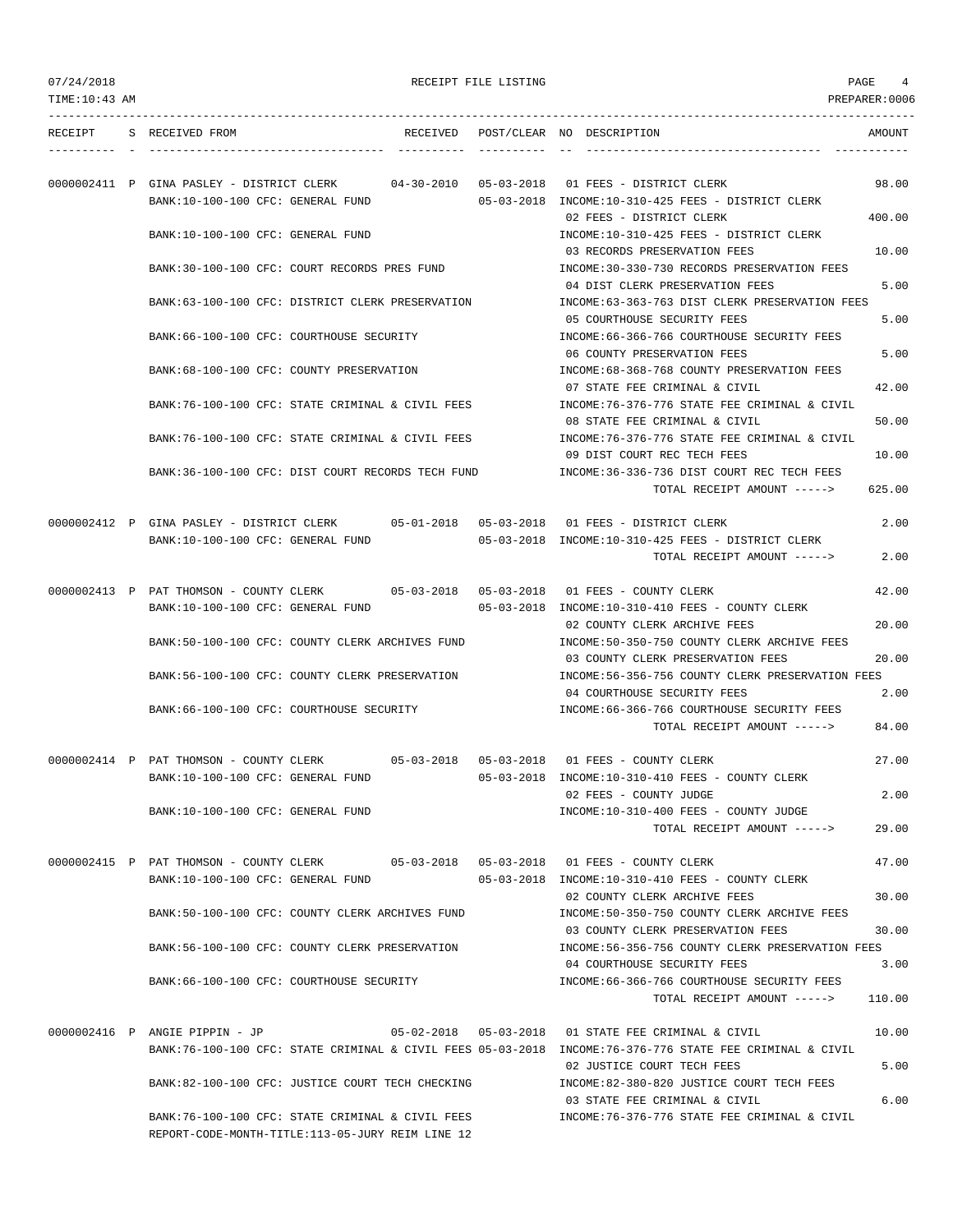07/24/2018 RECEIPT FILE LISTING PAGE 4

TIME:10:43 AM PREPARER:0006

| RECEIPT | S | RECEIVED FROM | RECEIVED | POST/CLEAR | NO | DESCRIPTION | AMOUNT |
|---|---|---|---|---|---|---|---|
| 0000002411 | P | GINA PASLEY - DISTRICT CLERK | 04-30-2010 | 05-03-2018 | 01 | FEES - DISTRICT CLERK | 98.00 |
| | | BANK:10-100-100 CFC: GENERAL FUND | | 05-03-2018 | | INCOME:10-310-425 FEES - DISTRICT CLERK | |
| | | | | | 02 | FEES - DISTRICT CLERK | 400.00 |
| | | BANK:10-100-100 CFC: GENERAL FUND | | | | INCOME:10-310-425 FEES - DISTRICT CLERK | |
| | | | | | 03 | RECORDS PRESERVATION FEES | 10.00 |
| | | BANK:30-100-100 CFC: COURT RECORDS PRES FUND | | | | INCOME:30-330-730 RECORDS PRESERVATION FEES | |
| | | | | | 04 | DIST CLERK PRESERVATION FEES | 5.00 |
| | | BANK:63-100-100 CFC: DISTRICT CLERK PRESERVATION | | | | INCOME:63-363-763 DIST CLERK PRESERVATION FEES | |
| | | | | | 05 | COURTHOUSE SECURITY FEES | 5.00 |
| | | BANK:66-100-100 CFC: COURTHOUSE SECURITY | | | | INCOME:66-366-766 COURTHOUSE SECURITY FEES | |
| | | | | | 06 | COUNTY PRESERVATION FEES | 5.00 |
| | | BANK:68-100-100 CFC: COUNTY PRESERVATION | | | | INCOME:68-368-768 COUNTY PRESERVATION FEES | |
| | | | | | 07 | STATE FEE CRIMINAL & CIVIL | 42.00 |
| | | BANK:76-100-100 CFC: STATE CRIMINAL & CIVIL FEES | | | | INCOME:76-376-776 STATE FEE CRIMINAL & CIVIL | |
| | | | | | 08 | STATE FEE CRIMINAL & CIVIL | 50.00 |
| | | BANK:76-100-100 CFC: STATE CRIMINAL & CIVIL FEES | | | | INCOME:76-376-776 STATE FEE CRIMINAL & CIVIL | |
| | | | | | 09 | DIST COURT REC TECH FEES | 10.00 |
| | | BANK:36-100-100 CFC: DIST COURT RECORDS TECH FUND | | | | INCOME:36-336-736 DIST COURT REC TECH FEES | |
| | | | | | | TOTAL RECEIPT AMOUNT -----> | 625.00 |
| 0000002412 | P | GINA PASLEY - DISTRICT CLERK | 05-01-2018 | 05-03-2018 | 01 | FEES - DISTRICT CLERK | 2.00 |
| | | BANK:10-100-100 CFC: GENERAL FUND | | 05-03-2018 | | INCOME:10-310-425 FEES - DISTRICT CLERK | |
| | | | | | | TOTAL RECEIPT AMOUNT -----> | 2.00 |
| 0000002413 | P | PAT THOMSON - COUNTY CLERK | 05-03-2018 | 05-03-2018 | 01 | FEES - COUNTY CLERK | 42.00 |
| | | BANK:10-100-100 CFC: GENERAL FUND | | 05-03-2018 | | INCOME:10-310-410 FEES - COUNTY CLERK | |
| | | | | | 02 | COUNTY CLERK ARCHIVE FEES | 20.00 |
| | | BANK:50-100-100 CFC: COUNTY CLERK ARCHIVES FUND | | | | INCOME:50-350-750 COUNTY CLERK ARCHIVE FEES | |
| | | | | | 03 | COUNTY CLERK PRESERVATION FEES | 20.00 |
| | | BANK:56-100-100 CFC: COUNTY CLERK PRESERVATION | | | | INCOME:56-356-756 COUNTY CLERK PRESERVATION FEES | |
| | | | | | 04 | COURTHOUSE SECURITY FEES | 2.00 |
| | | BANK:66-100-100 CFC: COURTHOUSE SECURITY | | | | INCOME:66-366-766 COURTHOUSE SECURITY FEES | |
| | | | | | | TOTAL RECEIPT AMOUNT -----> | 84.00 |
| 0000002414 | P | PAT THOMSON - COUNTY CLERK | 05-03-2018 | 05-03-2018 | 01 | FEES - COUNTY CLERK | 27.00 |
| | | BANK:10-100-100 CFC: GENERAL FUND | | 05-03-2018 | | INCOME:10-310-410 FEES - COUNTY CLERK | |
| | | | | | 02 | FEES - COUNTY JUDGE | 2.00 |
| | | BANK:10-100-100 CFC: GENERAL FUND | | | | INCOME:10-310-400 FEES - COUNTY JUDGE | |
| | | | | | | TOTAL RECEIPT AMOUNT -----> | 29.00 |
| 0000002415 | P | PAT THOMSON - COUNTY CLERK | 05-03-2018 | 05-03-2018 | 01 | FEES - COUNTY CLERK | 47.00 |
| | | BANK:10-100-100 CFC: GENERAL FUND | | 05-03-2018 | | INCOME:10-310-410 FEES - COUNTY CLERK | |
| | | | | | 02 | COUNTY CLERK ARCHIVE FEES | 30.00 |
| | | BANK:50-100-100 CFC: COUNTY CLERK ARCHIVES FUND | | | | INCOME:50-350-750 COUNTY CLERK ARCHIVE FEES | |
| | | | | | 03 | COUNTY CLERK PRESERVATION FEES | 30.00 |
| | | BANK:56-100-100 CFC: COUNTY CLERK PRESERVATION | | | | INCOME:56-356-756 COUNTY CLERK PRESERVATION FEES | |
| | | | | | 04 | COURTHOUSE SECURITY FEES | 3.00 |
| | | BANK:66-100-100 CFC: COURTHOUSE SECURITY | | | | INCOME:66-366-766 COURTHOUSE SECURITY FEES | |
| | | | | | | TOTAL RECEIPT AMOUNT -----> | 110.00 |
| 0000002416 | P | ANGIE PIPPIN - JP | 05-02-2018 | 05-03-2018 | 01 | STATE FEE CRIMINAL & CIVIL | 10.00 |
| | | BANK:76-100-100 CFC: STATE CRIMINAL & CIVIL FEES | | 05-03-2018 | | INCOME:76-376-776 STATE FEE CRIMINAL & CIVIL | |
| | | | | | 02 | JUSTICE COURT TECH FEES | 5.00 |
| | | BANK:82-100-100 CFC: JUSTICE COURT TECH CHECKING | | | | INCOME:82-380-820 JUSTICE COURT TECH FEES | |
| | | | | | 03 | STATE FEE CRIMINAL & CIVIL | 6.00 |
| | | BANK:76-100-100 CFC: STATE CRIMINAL & CIVIL FEES | | | | INCOME:76-376-776 STATE FEE CRIMINAL & CIVIL | |
| | | REPORT-CODE-MONTH-TITLE:113-05-JURY REIM LINE 12 | | | | | |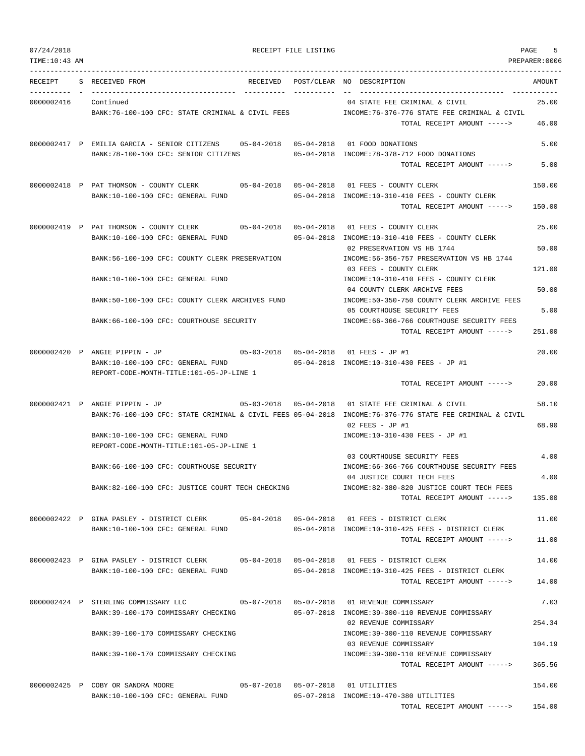RECEIPT FILE LISTING

TIME:10:43 AM    PREPARER:0006

| RECEIPT | S | RECEIVED FROM | RECEIVED | POST/CLEAR | NO | DESCRIPTION | AMOUNT |
|---|---|---|---|---|---|---|---|
| 0000002416 | | Continued | | | 04 | STATE FEE CRIMINAL & CIVIL | 25.00 |
| | | BANK:76-100-100 CFC: STATE CRIMINAL & CIVIL FEES | | | | INCOME:76-376-776 STATE FEE CRIMINAL & CIVIL | |
| | | | | | | TOTAL RECEIPT AMOUNT -----> | 46.00 |
| 0000002417 | P | EMILIA GARCIA - SENIOR CITIZENS | 05-04-2018 | 05-04-2018 | 01 | FOOD DONATIONS | 5.00 |
| | | BANK:78-100-100 CFC: SENIOR CITIZENS | | 05-04-2018 | | INCOME:78-378-712 FOOD DONATIONS | |
| | | | | | | TOTAL RECEIPT AMOUNT -----> | 5.00 |
| 0000002418 | P | PAT THOMSON - COUNTY CLERK | 05-04-2018 | 05-04-2018 | 01 | FEES - COUNTY CLERK | 150.00 |
| | | BANK:10-100-100 CFC: GENERAL FUND | | 05-04-2018 | | INCOME:10-310-410 FEES - COUNTY CLERK | |
| | | | | | | TOTAL RECEIPT AMOUNT -----> | 150.00 |
| 0000002419 | P | PAT THOMSON - COUNTY CLERK | 05-04-2018 | 05-04-2018 | 01 | FEES - COUNTY CLERK | 25.00 |
| | | BANK:10-100-100 CFC: GENERAL FUND | | 05-04-2018 | | INCOME:10-310-410 FEES - COUNTY CLERK | |
| | | | | | 02 | PRESERVATION VS HB 1744 | 50.00 |
| | | BANK:56-100-100 CFC: COUNTY CLERK PRESERVATION | | | | INCOME:56-356-757 PRESERVATION VS HB 1744 | |
| | | | | | 03 | FEES - COUNTY CLERK | 121.00 |
| | | BANK:10-100-100 CFC: GENERAL FUND | | | | INCOME:10-310-410 FEES - COUNTY CLERK | |
| | | | | | 04 | COUNTY CLERK ARCHIVE FEES | 50.00 |
| | | BANK:50-100-100 CFC: COUNTY CLERK ARCHIVES FUND | | | | INCOME:50-350-750 COUNTY CLERK ARCHIVE FEES | |
| | | | | | 05 | COURTHOUSE SECURITY FEES | 5.00 |
| | | BANK:66-100-100 CFC: COURTHOUSE SECURITY | | | | INCOME:66-366-766 COURTHOUSE SECURITY FEES | |
| | | | | | | TOTAL RECEIPT AMOUNT -----> | 251.00 |
| 0000002420 | P | ANGIE PIPPIN - JP | 05-03-2018 | 05-04-2018 | 01 | FEES - JP #1 | 20.00 |
| | | BANK:10-100-100 CFC: GENERAL FUND | | 05-04-2018 | | INCOME:10-310-430 FEES - JP #1 | |
| | | REPORT-CODE-MONTH-TITLE:101-05-JP-LINE 1 | | | | | |
| | | | | | | TOTAL RECEIPT AMOUNT -----> | 20.00 |
| 0000002421 | P | ANGIE PIPPIN - JP | 05-03-2018 | 05-04-2018 | 01 | STATE FEE CRIMINAL & CIVIL | 58.10 |
| | | BANK:76-100-100 CFC: STATE CRIMINAL & CIVIL FEES | | 05-04-2018 | | INCOME:76-376-776 STATE FEE CRIMINAL & CIVIL | |
| | | | | | 02 | FEES - JP #1 | 68.90 |
| | | BANK:10-100-100 CFC: GENERAL FUND | | | | INCOME:10-310-430 FEES - JP #1 | |
| | | REPORT-CODE-MONTH-TITLE:101-05-JP-LINE 1 | | | | | |
| | | | | | 03 | COURTHOUSE SECURITY FEES | 4.00 |
| | | BANK:66-100-100 CFC: COURTHOUSE SECURITY | | | | INCOME:66-366-766 COURTHOUSE SECURITY FEES | |
| | | | | | 04 | JUSTICE COURT TECH FEES | 4.00 |
| | | BANK:82-100-100 CFC: JUSTICE COURT TECH CHECKING | | | | INCOME:82-380-820 JUSTICE COURT TECH FEES | |
| | | | | | | TOTAL RECEIPT AMOUNT -----> | 135.00 |
| 0000002422 | P | GINA PASLEY - DISTRICT CLERK | 05-04-2018 | 05-04-2018 | 01 | FEES - DISTRICT CLERK | 11.00 |
| | | BANK:10-100-100 CFC: GENERAL FUND | | 05-04-2018 | | INCOME:10-310-425 FEES - DISTRICT CLERK | |
| | | | | | | TOTAL RECEIPT AMOUNT -----> | 11.00 |
| 0000002423 | P | GINA PASLEY - DISTRICT CLERK | 05-04-2018 | 05-04-2018 | 01 | FEES - DISTRICT CLERK | 14.00 |
| | | BANK:10-100-100 CFC: GENERAL FUND | | 05-04-2018 | | INCOME:10-310-425 FEES - DISTRICT CLERK | |
| | | | | | | TOTAL RECEIPT AMOUNT -----> | 14.00 |
| 0000002424 | P | STERLING COMMISSARY LLC | 05-07-2018 | 05-07-2018 | 01 | REVENUE COMMISSARY | 7.03 |
| | | BANK:39-100-170 COMMISSARY CHECKING | | 05-07-2018 | | INCOME:39-300-110 REVENUE COMMISSARY | |
| | | | | | 02 | REVENUE COMMISSARY | 254.34 |
| | | BANK:39-100-170 COMMISSARY CHECKING | | | | INCOME:39-300-110 REVENUE COMMISSARY | |
| | | | | | 03 | REVENUE COMMISSARY | 104.19 |
| | | BANK:39-100-170 COMMISSARY CHECKING | | | | INCOME:39-300-110 REVENUE COMMISSARY | |
| | | | | | | TOTAL RECEIPT AMOUNT -----> | 365.56 |
| 0000002425 | P | COBY OR SANDRA MOORE | 05-07-2018 | 05-07-2018 | 01 | UTILITIES | 154.00 |
| | | BANK:10-100-100 CFC: GENERAL FUND | | 05-07-2018 | | INCOME:10-470-380 UTILITIES | |
| | | | | | | TOTAL RECEIPT AMOUNT -----> | 154.00 |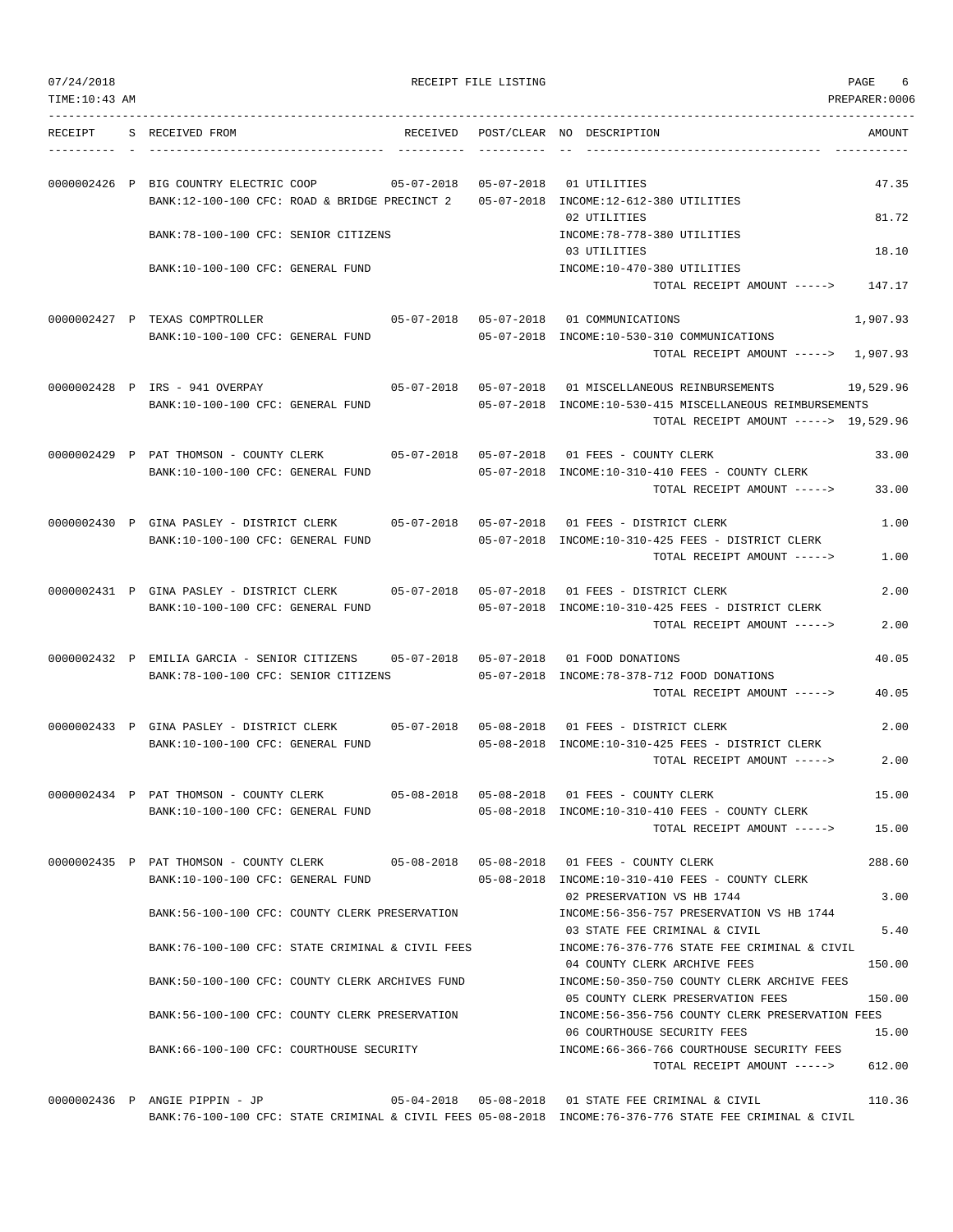RECEIPT FILE LISTING

TIME:10:43 AM — 07/24/2018 — PREPARER:0006

| RECEIPT | S | RECEIVED FROM | RECEIVED | POST/CLEAR | NO | DESCRIPTION | AMOUNT |
|---|---|---|---|---|---|---|---|
| 0000002426 | P | BIG COUNTRY ELECTRIC COOP | 05-07-2018 | 05-07-2018 | 01 | UTILITIES | 47.35 |
| | | BANK:12-100-100 CFC: ROAD & BRIDGE PRECINCT 2 | | 05-07-2018 | | INCOME:12-612-380 UTILITIES | |
| | | | | | 02 | UTILITIES | 81.72 |
| | | BANK:78-100-100 CFC: SENIOR CITIZENS | | | | INCOME:78-778-380 UTILITIES | |
| | | | | | 03 | UTILITIES | 18.10 |
| | | BANK:10-100-100 CFC: GENERAL FUND | | | | INCOME:10-470-380 UTILITIES | |
| | | | | | | TOTAL RECEIPT AMOUNT -----> | 147.17 |
| 0000002427 | P | TEXAS COMPTROLLER | 05-07-2018 | 05-07-2018 | 01 | COMMUNICATIONS | 1,907.93 |
| | | BANK:10-100-100 CFC: GENERAL FUND | | 05-07-2018 | | INCOME:10-530-310 COMMUNICATIONS | |
| | | | | | | TOTAL RECEIPT AMOUNT -----> | 1,907.93 |
| 0000002428 | P | IRS - 941 OVERPAY | 05-07-2018 | 05-07-2018 | 01 | MISCELLANEOUS REINBURSEMENTS | 19,529.96 |
| | | BANK:10-100-100 CFC: GENERAL FUND | | 05-07-2018 | | INCOME:10-530-415 MISCELLANEOUS REIMBURSEMENTS | |
| | | | | | | TOTAL RECEIPT AMOUNT -----> | 19,529.96 |
| 0000002429 | P | PAT THOMSON - COUNTY CLERK | 05-07-2018 | 05-07-2018 | 01 | FEES - COUNTY CLERK | 33.00 |
| | | BANK:10-100-100 CFC: GENERAL FUND | | 05-07-2018 | | INCOME:10-310-410 FEES - COUNTY CLERK | |
| | | | | | | TOTAL RECEIPT AMOUNT -----> | 33.00 |
| 0000002430 | P | GINA PASLEY - DISTRICT CLERK | 05-07-2018 | 05-07-2018 | 01 | FEES - DISTRICT CLERK | 1.00 |
| | | BANK:10-100-100 CFC: GENERAL FUND | | 05-07-2018 | | INCOME:10-310-425 FEES - DISTRICT CLERK | |
| | | | | | | TOTAL RECEIPT AMOUNT -----> | 1.00 |
| 0000002431 | P | GINA PASLEY - DISTRICT CLERK | 05-07-2018 | 05-07-2018 | 01 | FEES - DISTRICT CLERK | 2.00 |
| | | BANK:10-100-100 CFC: GENERAL FUND | | 05-07-2018 | | INCOME:10-310-425 FEES - DISTRICT CLERK | |
| | | | | | | TOTAL RECEIPT AMOUNT -----> | 2.00 |
| 0000002432 | P | EMILIA GARCIA - SENIOR CITIZENS | 05-07-2018 | 05-07-2018 | 01 | FOOD DONATIONS | 40.05 |
| | | BANK:78-100-100 CFC: SENIOR CITIZENS | | 05-07-2018 | | INCOME:78-378-712 FOOD DONATIONS | |
| | | | | | | TOTAL RECEIPT AMOUNT -----> | 40.05 |
| 0000002433 | P | GINA PASLEY - DISTRICT CLERK | 05-07-2018 | 05-08-2018 | 01 | FEES - DISTRICT CLERK | 2.00 |
| | | BANK:10-100-100 CFC: GENERAL FUND | | 05-08-2018 | | INCOME:10-310-425 FEES - DISTRICT CLERK | |
| | | | | | | TOTAL RECEIPT AMOUNT -----> | 2.00 |
| 0000002434 | P | PAT THOMSON - COUNTY CLERK | 05-08-2018 | 05-08-2018 | 01 | FEES - COUNTY CLERK | 15.00 |
| | | BANK:10-100-100 CFC: GENERAL FUND | | 05-08-2018 | | INCOME:10-310-410 FEES - COUNTY CLERK | |
| | | | | | | TOTAL RECEIPT AMOUNT -----> | 15.00 |
| 0000002435 | P | PAT THOMSON - COUNTY CLERK | 05-08-2018 | 05-08-2018 | 01 | FEES - COUNTY CLERK | 288.60 |
| | | BANK:10-100-100 CFC: GENERAL FUND | | 05-08-2018 | | INCOME:10-310-410 FEES - COUNTY CLERK | |
| | | | | | 02 | PRESERVATION VS HB 1744 | 3.00 |
| | | BANK:56-100-100 CFC: COUNTY CLERK PRESERVATION | | | | INCOME:56-356-757 PRESERVATION VS HB 1744 | |
| | | | | | 03 | STATE FEE CRIMINAL & CIVIL | 5.40 |
| | | BANK:76-100-100 CFC: STATE CRIMINAL & CIVIL FEES | | | | INCOME:76-376-776 STATE FEE CRIMINAL & CIVIL | |
| | | | | | 04 | COUNTY CLERK ARCHIVE FEES | 150.00 |
| | | BANK:50-100-100 CFC: COUNTY CLERK ARCHIVES FUND | | | | INCOME:50-350-750 COUNTY CLERK ARCHIVE FEES | |
| | | | | | 05 | COUNTY CLERK PRESERVATION FEES | 150.00 |
| | | BANK:56-100-100 CFC: COUNTY CLERK PRESERVATION | | | | INCOME:56-356-756 COUNTY CLERK PRESERVATION FEES | |
| | | | | | 06 | COURTHOUSE SECURITY FEES | 15.00 |
| | | BANK:66-100-100 CFC: COURTHOUSE SECURITY | | | | INCOME:66-366-766 COURTHOUSE SECURITY FEES | |
| | | | | | | TOTAL RECEIPT AMOUNT -----> | 612.00 |
| 0000002436 | P | ANGIE PIPPIN - JP | 05-04-2018 | 05-08-2018 | 01 | STATE FEE CRIMINAL & CIVIL | 110.36 |
| | | BANK:76-100-100 CFC: STATE CRIMINAL & CIVIL FEES | | 05-08-2018 | | INCOME:76-376-776 STATE FEE CRIMINAL & CIVIL | |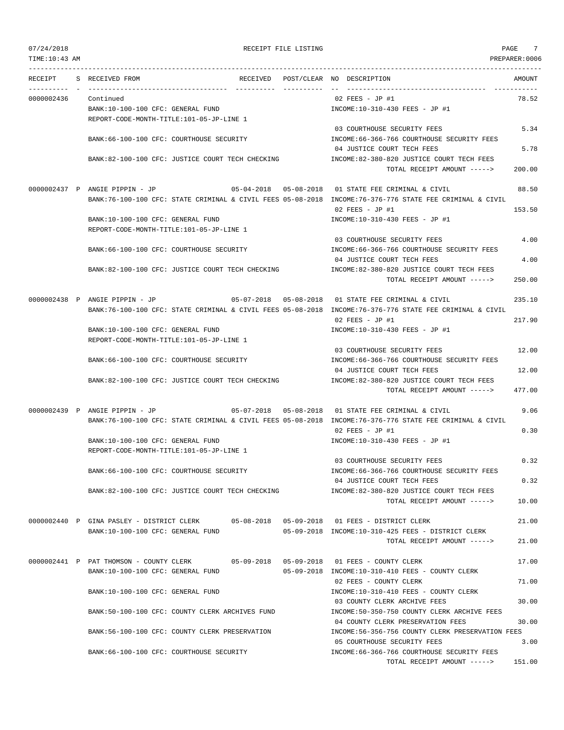07/24/2018 RECEIPT FILE LISTING

TIME:10:43 AM PREPARER:0006

| RECEIPT | S | RECEIVED FROM | RECEIVED | POST/CLEAR | NO | DESCRIPTION | AMOUNT |
|---|---|---|---|---|---|---|---|
| 0000002436 | | Continued | | | 02 | FEES - JP #1 | 78.52 |
| | | BANK:10-100-100 CFC: GENERAL FUND | | | | INCOME:10-310-430 FEES - JP #1 | |
| | | REPORT-CODE-MONTH-TITLE:101-05-JP-LINE 1 | | | | | |
| | | | | | 03 | COURTHOUSE SECURITY FEES | 5.34 |
| | | BANK:66-100-100 CFC: COURTHOUSE SECURITY | | | | INCOME:66-366-766 COURTHOUSE SECURITY FEES | |
| | | | | | 04 | JUSTICE COURT TECH FEES | 5.78 |
| | | BANK:82-100-100 CFC: JUSTICE COURT TECH CHECKING | | | | INCOME:82-380-820 JUSTICE COURT TECH FEES | |
| | | | | | | TOTAL RECEIPT AMOUNT -----> | 200.00 |
| 0000002437 | P | ANGIE PIPPIN - JP | 05-04-2018 | 05-08-2018 | 01 | STATE FEE CRIMINAL & CIVIL | 88.50 |
| | | BANK:76-100-100 CFC: STATE CRIMINAL & CIVIL FEES | | 05-08-2018 | | INCOME:76-376-776 STATE FEE CRIMINAL & CIVIL | |
| | | | | | 02 | FEES - JP #1 | 153.50 |
| | | BANK:10-100-100 CFC: GENERAL FUND | | | | INCOME:10-310-430 FEES - JP #1 | |
| | | REPORT-CODE-MONTH-TITLE:101-05-JP-LINE 1 | | | | | |
| | | | | | 03 | COURTHOUSE SECURITY FEES | 4.00 |
| | | BANK:66-100-100 CFC: COURTHOUSE SECURITY | | | | INCOME:66-366-766 COURTHOUSE SECURITY FEES | |
| | | | | | 04 | JUSTICE COURT TECH FEES | 4.00 |
| | | BANK:82-100-100 CFC: JUSTICE COURT TECH CHECKING | | | | INCOME:82-380-820 JUSTICE COURT TECH FEES | |
| | | | | | | TOTAL RECEIPT AMOUNT -----> | 250.00 |
| 0000002438 | P | ANGIE PIPPIN - JP | 05-07-2018 | 05-08-2018 | 01 | STATE FEE CRIMINAL & CIVIL | 235.10 |
| | | BANK:76-100-100 CFC: STATE CRIMINAL & CIVIL FEES | | 05-08-2018 | | INCOME:76-376-776 STATE FEE CRIMINAL & CIVIL | |
| | | | | | 02 | FEES - JP #1 | 217.90 |
| | | BANK:10-100-100 CFC: GENERAL FUND | | | | INCOME:10-310-430 FEES - JP #1 | |
| | | REPORT-CODE-MONTH-TITLE:101-05-JP-LINE 1 | | | | | |
| | | | | | 03 | COURTHOUSE SECURITY FEES | 12.00 |
| | | BANK:66-100-100 CFC: COURTHOUSE SECURITY | | | | INCOME:66-366-766 COURTHOUSE SECURITY FEES | |
| | | | | | 04 | JUSTICE COURT TECH FEES | 12.00 |
| | | BANK:82-100-100 CFC: JUSTICE COURT TECH CHECKING | | | | INCOME:82-380-820 JUSTICE COURT TECH FEES | |
| | | | | | | TOTAL RECEIPT AMOUNT -----> | 477.00 |
| 0000002439 | P | ANGIE PIPPIN - JP | 05-07-2018 | 05-08-2018 | 01 | STATE FEE CRIMINAL & CIVIL | 9.06 |
| | | BANK:76-100-100 CFC: STATE CRIMINAL & CIVIL FEES | | 05-08-2018 | | INCOME:76-376-776 STATE FEE CRIMINAL & CIVIL | |
| | | | | | 02 | FEES - JP #1 | 0.30 |
| | | BANK:10-100-100 CFC: GENERAL FUND | | | | INCOME:10-310-430 FEES - JP #1 | |
| | | REPORT-CODE-MONTH-TITLE:101-05-JP-LINE 1 | | | | | |
| | | | | | 03 | COURTHOUSE SECURITY FEES | 0.32 |
| | | BANK:66-100-100 CFC: COURTHOUSE SECURITY | | | | INCOME:66-366-766 COURTHOUSE SECURITY FEES | |
| | | | | | 04 | JUSTICE COURT TECH FEES | 0.32 |
| | | BANK:82-100-100 CFC: JUSTICE COURT TECH CHECKING | | | | INCOME:82-380-820 JUSTICE COURT TECH FEES | |
| | | | | | | TOTAL RECEIPT AMOUNT -----> | 10.00 |
| 0000002440 | P | GINA PASLEY - DISTRICT CLERK | 05-08-2018 | 05-09-2018 | 01 | FEES - DISTRICT CLERK | 21.00 |
| | | BANK:10-100-100 CFC: GENERAL FUND | | 05-09-2018 | | INCOME:10-310-425 FEES - DISTRICT CLERK | |
| | | | | | | TOTAL RECEIPT AMOUNT -----> | 21.00 |
| 0000002441 | P | PAT THOMSON - COUNTY CLERK | 05-09-2018 | 05-09-2018 | 01 | FEES - COUNTY CLERK | 17.00 |
| | | BANK:10-100-100 CFC: GENERAL FUND | | 05-09-2018 | | INCOME:10-310-410 FEES - COUNTY CLERK | |
| | | | | | 02 | FEES - COUNTY CLERK | 71.00 |
| | | BANK:10-100-100 CFC: GENERAL FUND | | | | INCOME:10-310-410 FEES - COUNTY CLERK | |
| | | | | | 03 | COUNTY CLERK ARCHIVE FEES | 30.00 |
| | | BANK:50-100-100 CFC: COUNTY CLERK ARCHIVES FUND | | | | INCOME:50-350-750 COUNTY CLERK ARCHIVE FEES | |
| | | | | | 04 | COUNTY CLERK PRESERVATION FEES | 30.00 |
| | | BANK:56-100-100 CFC: COUNTY CLERK PRESERVATION | | | | INCOME:56-356-756 COUNTY CLERK PRESERVATION FEES | |
| | | | | | 05 | COURTHOUSE SECURITY FEES | 3.00 |
| | | BANK:66-100-100 CFC: COURTHOUSE SECURITY | | | | INCOME:66-366-766 COURTHOUSE SECURITY FEES | |
| | | | | | | TOTAL RECEIPT AMOUNT -----> | 151.00 |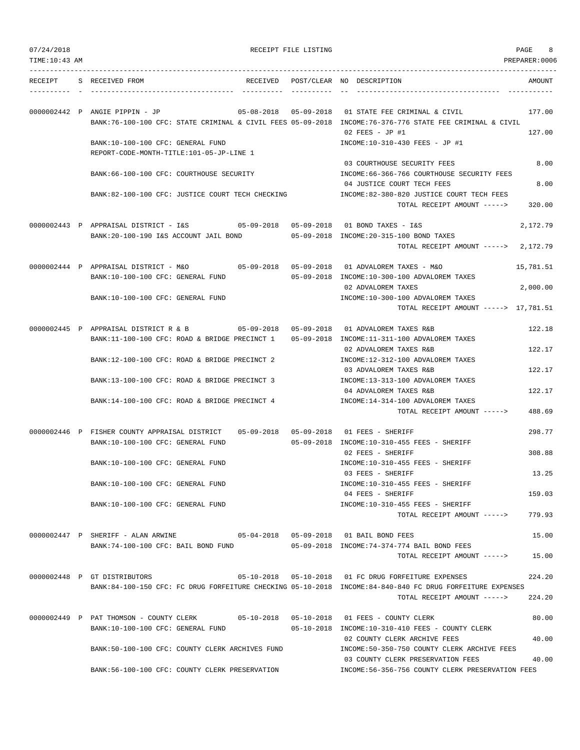RECEIPT FILE LISTING

TIME:10:43 AM PREPARER:0006

| RECEIPT | S | RECEIVED FROM | RECEIVED | POST/CLEAR | NO | DESCRIPTION | AMOUNT |
|---|---|---|---|---|---|---|---|
| 0000002442 | P | ANGIE PIPPIN - JP | 05-08-2018 | 05-09-2018 | 01 | STATE FEE CRIMINAL & CIVIL | 177.00 |
| | | BANK:76-100-100 CFC: STATE CRIMINAL & CIVIL FEES | | 05-09-2018 | | INCOME:76-376-776 STATE FEE CRIMINAL & CIVIL | |
| | | | | | 02 | FEES - JP #1 | 127.00 |
| | | BANK:10-100-100 CFC: GENERAL FUND | | | | INCOME:10-310-430 FEES - JP #1 | |
| | | REPORT-CODE-MONTH-TITLE:101-05-JP-LINE 1 | | | | | |
| | | | | | 03 | COURTHOUSE SECURITY FEES | 8.00 |
| | | BANK:66-100-100 CFC: COURTHOUSE SECURITY | | | | INCOME:66-366-766 COURTHOUSE SECURITY FEES | |
| | | | | | 04 | JUSTICE COURT TECH FEES | 8.00 |
| | | BANK:82-100-100 CFC: JUSTICE COURT TECH CHECKING | | | | INCOME:82-380-820 JUSTICE COURT TECH FEES | |
| | | | | | | TOTAL RECEIPT AMOUNT -----> | 320.00 |
| 0000002443 | P | APPRAISAL DISTRICT - I&S | 05-09-2018 | 05-09-2018 | 01 | BOND TAXES - I&S | 2,172.79 |
| | | BANK:20-100-190 I&S ACCOUNT JAIL BOND | | 05-09-2018 | | INCOME:20-315-100 BOND TAXES | |
| | | | | | | TOTAL RECEIPT AMOUNT -----> | 2,172.79 |
| 0000002444 | P | APPRAISAL DISTRICT - M&O | 05-09-2018 | 05-09-2018 | 01 | ADVALOREM TAXES - M&O | 15,781.51 |
| | | BANK:10-100-100 CFC: GENERAL FUND | | 05-09-2018 | | INCOME:10-300-100 ADVALOREM TAXES | |
| | | | | | 02 | ADVALOREM TAXES | 2,000.00 |
| | | BANK:10-100-100 CFC: GENERAL FUND | | | | INCOME:10-300-100 ADVALOREM TAXES | |
| | | | | | | TOTAL RECEIPT AMOUNT -----> | 17,781.51 |
| 0000002445 | P | APPRAISAL DISTRICT R & B | 05-09-2018 | 05-09-2018 | 01 | ADVALOREM TAXES R&B | 122.18 |
| | | BANK:11-100-100 CFC: ROAD & BRIDGE PRECINCT 1 | | 05-09-2018 | | INCOME:11-311-100 ADVALOREM TAXES | |
| | | | | | 02 | ADVALOREM TAXES R&B | 122.17 |
| | | BANK:12-100-100 CFC: ROAD & BRIDGE PRECINCT 2 | | | | INCOME:12-312-100 ADVALOREM TAXES | |
| | | | | | 03 | ADVALOREM TAXES R&B | 122.17 |
| | | BANK:13-100-100 CFC: ROAD & BRIDGE PRECINCT 3 | | | | INCOME:13-313-100 ADVALOREM TAXES | |
| | | | | | 04 | ADVALOREM TAXES R&B | 122.17 |
| | | BANK:14-100-100 CFC: ROAD & BRIDGE PRECINCT 4 | | | | INCOME:14-314-100 ADVALOREM TAXES | |
| | | | | | | TOTAL RECEIPT AMOUNT -----> | 488.69 |
| 0000002446 | P | FISHER COUNTY APPRAISAL DISTRICT | 05-09-2018 | 05-09-2018 | 01 | FEES - SHERIFF | 298.77 |
| | | BANK:10-100-100 CFC: GENERAL FUND | | 05-09-2018 | | INCOME:10-310-455 FEES - SHERIFF | |
| | | | | | 02 | FEES - SHERIFF | 308.88 |
| | | BANK:10-100-100 CFC: GENERAL FUND | | | | INCOME:10-310-455 FEES - SHERIFF | |
| | | | | | 03 | FEES - SHERIFF | 13.25 |
| | | BANK:10-100-100 CFC: GENERAL FUND | | | | INCOME:10-310-455 FEES - SHERIFF | |
| | | | | | 04 | FEES - SHERIFF | 159.03 |
| | | BANK:10-100-100 CFC: GENERAL FUND | | | | INCOME:10-310-455 FEES - SHERIFF | |
| | | | | | | TOTAL RECEIPT AMOUNT -----> | 779.93 |
| 0000002447 | P | SHERIFF - ALAN ARWINE | 05-04-2018 | 05-09-2018 | 01 | BAIL BOND FEES | 15.00 |
| | | BANK:74-100-100 CFC: BAIL BOND FUND | | 05-09-2018 | | INCOME:74-374-774 BAIL BOND FEES | |
| | | | | | | TOTAL RECEIPT AMOUNT -----> | 15.00 |
| 0000002448 | P | GT DISTRIBUTORS | 05-10-2018 | 05-10-2018 | 01 | FC DRUG FORFEITURE EXPENSES | 224.20 |
| | | BANK:84-100-150 CFC: FC DRUG FORFEITURE CHECKING | | 05-10-2018 | | INCOME:84-840-840 FC DRUG FORFEITURE EXPENSES | |
| | | | | | | TOTAL RECEIPT AMOUNT -----> | 224.20 |
| 0000002449 | P | PAT THOMSON - COUNTY CLERK | 05-10-2018 | 05-10-2018 | 01 | FEES - COUNTY CLERK | 80.00 |
| | | BANK:10-100-100 CFC: GENERAL FUND | | 05-10-2018 | | INCOME:10-310-410 FEES - COUNTY CLERK | |
| | | | | | 02 | COUNTY CLERK ARCHIVE FEES | 40.00 |
| | | BANK:50-100-100 CFC: COUNTY CLERK ARCHIVES FUND | | | | INCOME:50-350-750 COUNTY CLERK ARCHIVE FEES | |
| | | | | | 03 | COUNTY CLERK PRESERVATION FEES | 40.00 |
| | | BANK:56-100-100 CFC: COUNTY CLERK PRESERVATION | | | | INCOME:56-356-756 COUNTY CLERK PRESERVATION FEES | |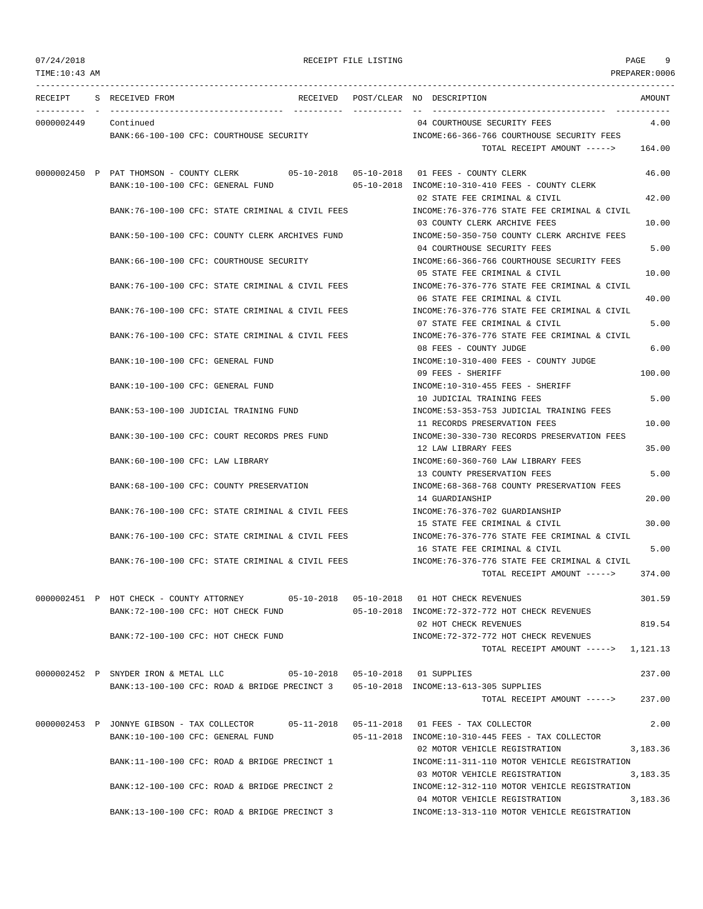RECEIPT FILE LISTING

| RECEIPT | S | RECEIVED FROM | RECEIVED | POST/CLEAR | NO | DESCRIPTION | AMOUNT |
|---|---|---|---|---|---|---|---|
| 0000002449 | | Continued | | | 04 | COURTHOUSE SECURITY FEES | 4.00 |
| | | BANK:66-100-100 CFC: COURTHOUSE SECURITY | | | | INCOME:66-366-766 COURTHOUSE SECURITY FEES | |
| | | | | | | TOTAL RECEIPT AMOUNT -----> | 164.00 |
| 0000002450 | P | PAT THOMSON - COUNTY CLERK | 05-10-2018 | 05-10-2018 | 01 | FEES - COUNTY CLERK | 46.00 |
| | | BANK:10-100-100 CFC: GENERAL FUND | | 05-10-2018 | | INCOME:10-310-410 FEES - COUNTY CLERK | |
| | | | | | 02 | STATE FEE CRIMINAL & CIVIL | 42.00 |
| | | BANK:76-100-100 CFC: STATE CRIMINAL & CIVIL FEES | | | | INCOME:76-376-776 STATE FEE CRIMINAL & CIVIL | |
| | | | | | 03 | COUNTY CLERK ARCHIVE FEES | 10.00 |
| | | BANK:50-100-100 CFC: COUNTY CLERK ARCHIVES FUND | | | | INCOME:50-350-750 COUNTY CLERK ARCHIVE FEES | |
| | | | | | 04 | COURTHOUSE SECURITY FEES | 5.00 |
| | | BANK:66-100-100 CFC: COURTHOUSE SECURITY | | | | INCOME:66-366-766 COURTHOUSE SECURITY FEES | |
| | | | | | 05 | STATE FEE CRIMINAL & CIVIL | 10.00 |
| | | BANK:76-100-100 CFC: STATE CRIMINAL & CIVIL FEES | | | | INCOME:76-376-776 STATE FEE CRIMINAL & CIVIL | |
| | | | | | 06 | STATE FEE CRIMINAL & CIVIL | 40.00 |
| | | BANK:76-100-100 CFC: STATE CRIMINAL & CIVIL FEES | | | | INCOME:76-376-776 STATE FEE CRIMINAL & CIVIL | |
| | | | | | 07 | STATE FEE CRIMINAL & CIVIL | 5.00 |
| | | BANK:76-100-100 CFC: STATE CRIMINAL & CIVIL FEES | | | | INCOME:76-376-776 STATE FEE CRIMINAL & CIVIL | |
| | | | | | 08 | FEES - COUNTY JUDGE | 6.00 |
| | | BANK:10-100-100 CFC: GENERAL FUND | | | | INCOME:10-310-400 FEES - COUNTY JUDGE | |
| | | | | | 09 | FEES - SHERIFF | 100.00 |
| | | BANK:10-100-100 CFC: GENERAL FUND | | | | INCOME:10-310-455 FEES - SHERIFF | |
| | | | | | 10 | JUDICIAL TRAINING FEES | 5.00 |
| | | BANK:53-100-100 JUDICIAL TRAINING FUND | | | | INCOME:53-353-753 JUDICIAL TRAINING FEES | |
| | | | | | 11 | RECORDS PRESERVATION FEES | 10.00 |
| | | BANK:30-100-100 CFC: COURT RECORDS PRES FUND | | | | INCOME:30-330-730 RECORDS PRESERVATION FEES | |
| | | | | | 12 | LAW LIBRARY FEES | 35.00 |
| | | BANK:60-100-100 CFC: LAW LIBRARY | | | | INCOME:60-360-760 LAW LIBRARY FEES | |
| | | | | | 13 | COUNTY PRESERVATION FEES | 5.00 |
| | | BANK:68-100-100 CFC: COUNTY PRESERVATION | | | | INCOME:68-368-768 COUNTY PRESERVATION FEES | |
| | | | | | 14 | GUARDIANSHIP | 20.00 |
| | | BANK:76-100-100 CFC: STATE CRIMINAL & CIVIL FEES | | | | INCOME:76-376-702 GUARDIANSHIP | |
| | | | | | 15 | STATE FEE CRIMINAL & CIVIL | 30.00 |
| | | BANK:76-100-100 CFC: STATE CRIMINAL & CIVIL FEES | | | | INCOME:76-376-776 STATE FEE CRIMINAL & CIVIL | |
| | | | | | 16 | STATE FEE CRIMINAL & CIVIL | 5.00 |
| | | BANK:76-100-100 CFC: STATE CRIMINAL & CIVIL FEES | | | | INCOME:76-376-776 STATE FEE CRIMINAL & CIVIL | |
| | | | | | | TOTAL RECEIPT AMOUNT -----> | 374.00 |
| 0000002451 | P | HOT CHECK - COUNTY ATTORNEY | 05-10-2018 | 05-10-2018 | 01 | HOT CHECK REVENUES | 301.59 |
| | | BANK:72-100-100 CFC: HOT CHECK FUND | | 05-10-2018 | | INCOME:72-372-772 HOT CHECK REVENUES | |
| | | | | | 02 | HOT CHECK REVENUES | 819.54 |
| | | BANK:72-100-100 CFC: HOT CHECK FUND | | | | INCOME:72-372-772 HOT CHECK REVENUES | |
| | | | | | | TOTAL RECEIPT AMOUNT -----> | 1,121.13 |
| 0000002452 | P | SNYDER IRON & METAL LLC | 05-10-2018 | 05-10-2018 | 01 | SUPPLIES | 237.00 |
| | | BANK:13-100-100 CFC: ROAD & BRIDGE PRECINCT 3 | | 05-10-2018 | | INCOME:13-613-305 SUPPLIES | |
| | | | | | | TOTAL RECEIPT AMOUNT -----> | 237.00 |
| 0000002453 | P | JONNYE GIBSON - TAX COLLECTOR | 05-11-2018 | 05-11-2018 | 01 | FEES - TAX COLLECTOR | 2.00 |
| | | BANK:10-100-100 CFC: GENERAL FUND | | 05-11-2018 | | INCOME:10-310-445 FEES - TAX COLLECTOR | |
| | | | | | 02 | MOTOR VEHICLE REGISTRATION | 3,183.36 |
| | | BANK:11-100-100 CFC: ROAD & BRIDGE PRECINCT 1 | | | | INCOME:11-311-110 MOTOR VEHICLE REGISTRATION | |
| | | | | | 03 | MOTOR VEHICLE REGISTRATION | 3,183.35 |
| | | BANK:12-100-100 CFC: ROAD & BRIDGE PRECINCT 2 | | | | INCOME:12-312-110 MOTOR VEHICLE REGISTRATION | |
| | | | | | 04 | MOTOR VEHICLE REGISTRATION | 3,183.36 |
| | | BANK:13-100-100 CFC: ROAD & BRIDGE PRECINCT 3 | | | | INCOME:13-313-110 MOTOR VEHICLE REGISTRATION | |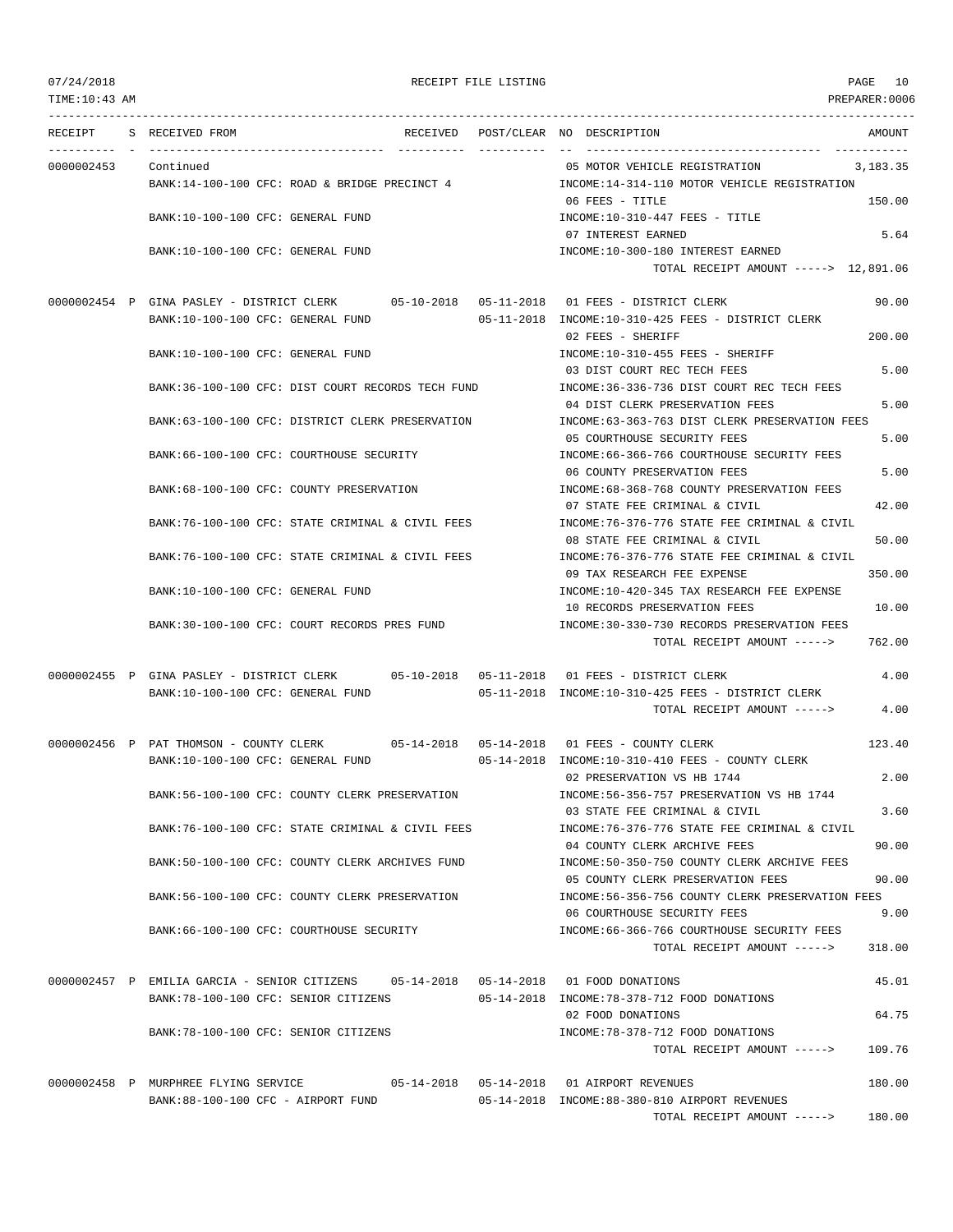07/24/2018 RECEIPT FILE LISTING PAGE 10

TIME:10:43 AM PREPARER:0006

| RECEIPT | S | RECEIVED FROM | RECEIVED | POST/CLEAR | NO | DESCRIPTION | AMOUNT |
|---|---|---|---|---|---|---|---|
| 0000002453 | | Continued | | | 05 | MOTOR VEHICLE REGISTRATION | 3,183.35 |
| | | BANK:14-100-100 CFC: ROAD & BRIDGE PRECINCT 4 | | | | INCOME:14-314-110 MOTOR VEHICLE REGISTRATION | |
| | | | | | 06 | FEES - TITLE | 150.00 |
| | | BANK:10-100-100 CFC: GENERAL FUND | | | | INCOME:10-310-447 FEES - TITLE | |
| | | | | | 07 | INTEREST EARNED | 5.64 |
| | | BANK:10-100-100 CFC: GENERAL FUND | | | | INCOME:10-300-180 INTEREST EARNED | |
| | | | | | | TOTAL RECEIPT AMOUNT -----> | 12,891.06 |
| 0000002454 | P | GINA PASLEY - DISTRICT CLERK | 05-10-2018 | 05-11-2018 | 01 | FEES - DISTRICT CLERK | 90.00 |
| | | BANK:10-100-100 CFC: GENERAL FUND | | 05-11-2018 | | INCOME:10-310-425 FEES - DISTRICT CLERK | |
| | | | | | 02 | FEES - SHERIFF | 200.00 |
| | | BANK:10-100-100 CFC: GENERAL FUND | | | | INCOME:10-310-455 FEES - SHERIFF | |
| | | | | | 03 | DIST COURT REC TECH FEES | 5.00 |
| | | BANK:36-100-100 CFC: DIST COURT RECORDS TECH FUND | | | | INCOME:36-336-736 DIST COURT REC TECH FEES | |
| | | | | | 04 | DIST CLERK PRESERVATION FEES | 5.00 |
| | | BANK:63-100-100 CFC: DISTRICT CLERK PRESERVATION | | | | INCOME:63-363-763 DIST CLERK PRESERVATION FEES | |
| | | | | | 05 | COURTHOUSE SECURITY FEES | 5.00 |
| | | BANK:66-100-100 CFC: COURTHOUSE SECURITY | | | | INCOME:66-366-766 COURTHOUSE SECURITY FEES | |
| | | | | | 06 | COUNTY PRESERVATION FEES | 5.00 |
| | | BANK:68-100-100 CFC: COUNTY PRESERVATION | | | | INCOME:68-368-768 COUNTY PRESERVATION FEES | |
| | | | | | 07 | STATE FEE CRIMINAL & CIVIL | 42.00 |
| | | BANK:76-100-100 CFC: STATE CRIMINAL & CIVIL FEES | | | | INCOME:76-376-776 STATE FEE CRIMINAL & CIVIL | |
| | | | | | 08 | STATE FEE CRIMINAL & CIVIL | 50.00 |
| | | BANK:76-100-100 CFC: STATE CRIMINAL & CIVIL FEES | | | | INCOME:76-376-776 STATE FEE CRIMINAL & CIVIL | |
| | | | | | 09 | TAX RESEARCH FEE EXPENSE | 350.00 |
| | | BANK:10-100-100 CFC: GENERAL FUND | | | | INCOME:10-420-345 TAX RESEARCH FEE EXPENSE | |
| | | | | | 10 | RECORDS PRESERVATION FEES | 10.00 |
| | | BANK:30-100-100 CFC: COURT RECORDS PRES FUND | | | | INCOME:30-330-730 RECORDS PRESERVATION FEES | |
| | | | | | | TOTAL RECEIPT AMOUNT -----> | 762.00 |
| 0000002455 | P | GINA PASLEY - DISTRICT CLERK | 05-10-2018 | 05-11-2018 | 01 | FEES - DISTRICT CLERK | 4.00 |
| | | BANK:10-100-100 CFC: GENERAL FUND | | 05-11-2018 | | INCOME:10-310-425 FEES - DISTRICT CLERK | |
| | | | | | | TOTAL RECEIPT AMOUNT -----> | 4.00 |
| 0000002456 | P | PAT THOMSON - COUNTY CLERK | 05-14-2018 | 05-14-2018 | 01 | FEES - COUNTY CLERK | 123.40 |
| | | BANK:10-100-100 CFC: GENERAL FUND | | 05-14-2018 | | INCOME:10-310-410 FEES - COUNTY CLERK | |
| | | | | | 02 | PRESERVATION VS HB 1744 | 2.00 |
| | | BANK:56-100-100 CFC: COUNTY CLERK PRESERVATION | | | | INCOME:56-356-757 PRESERVATION VS HB 1744 | |
| | | | | | 03 | STATE FEE CRIMINAL & CIVIL | 3.60 |
| | | BANK:76-100-100 CFC: STATE CRIMINAL & CIVIL FEES | | | | INCOME:76-376-776 STATE FEE CRIMINAL & CIVIL | |
| | | | | | 04 | COUNTY CLERK ARCHIVE FEES | 90.00 |
| | | BANK:50-100-100 CFC: COUNTY CLERK ARCHIVES FUND | | | | INCOME:50-350-750 COUNTY CLERK ARCHIVE FEES | |
| | | | | | 05 | COUNTY CLERK PRESERVATION FEES | 90.00 |
| | | BANK:56-100-100 CFC: COUNTY CLERK PRESERVATION | | | | INCOME:56-356-756 COUNTY CLERK PRESERVATION FEES | |
| | | | | | 06 | COURTHOUSE SECURITY FEES | 9.00 |
| | | BANK:66-100-100 CFC: COURTHOUSE SECURITY | | | | INCOME:66-366-766 COURTHOUSE SECURITY FEES | |
| | | | | | | TOTAL RECEIPT AMOUNT -----> | 318.00 |
| 0000002457 | P | EMILIA GARCIA - SENIOR CITIZENS | 05-14-2018 | 05-14-2018 | 01 | FOOD DONATIONS | 45.01 |
| | | BANK:78-100-100 CFC: SENIOR CITIZENS | | 05-14-2018 | | INCOME:78-378-712 FOOD DONATIONS | |
| | | | | | 02 | FOOD DONATIONS | 64.75 |
| | | BANK:78-100-100 CFC: SENIOR CITIZENS | | | | INCOME:78-378-712 FOOD DONATIONS | |
| | | | | | | TOTAL RECEIPT AMOUNT -----> | 109.76 |
| 0000002458 | P | MURPHREE FLYING SERVICE | 05-14-2018 | 05-14-2018 | 01 | AIRPORT REVENUES | 180.00 |
| | | BANK:88-100-100 CFC - AIRPORT FUND | | 05-14-2018 | | INCOME:88-380-810 AIRPORT REVENUES | |
| | | | | | | TOTAL RECEIPT AMOUNT -----> | 180.00 |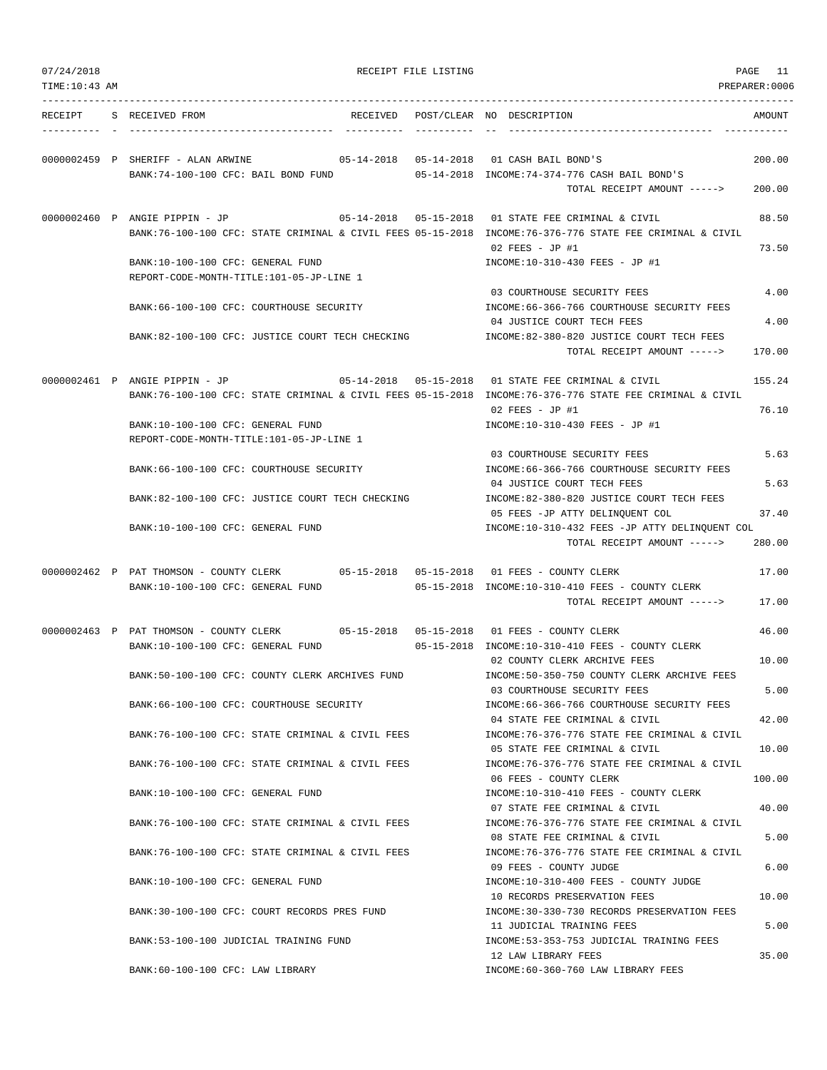RECEIPT FILE LISTING

TIME:10:43 AM — PREPARER:0006

| RECEIPT | S | RECEIVED FROM | RECEIVED | POST/CLEAR | NO | DESCRIPTION | AMOUNT |
|---|---|---|---|---|---|---|---|
| 0000002459 | P | SHERIFF - ALAN ARWINE | 05-14-2018 | 05-14-2018 | 01 | CASH BAIL BOND'S | 200.00 |
| | | BANK:74-100-100 CFC: BAIL BOND FUND | | 05-14-2018 | | INCOME:74-374-776 CASH BAIL BOND'S | |
| | | | | | | TOTAL RECEIPT AMOUNT -----> | 200.00 |
| 0000002460 | P | ANGIE PIPPIN - JP | 05-14-2018 | 05-15-2018 | 01 | STATE FEE CRIMINAL & CIVIL | 88.50 |
| | | BANK:76-100-100 CFC: STATE CRIMINAL & CIVIL FEES | | 05-15-2018 | | INCOME:76-376-776 STATE FEE CRIMINAL & CIVIL | |
| | | | | | 02 | FEES - JP #1 | 73.50 |
| | | BANK:10-100-100 CFC: GENERAL FUND | | | | INCOME:10-310-430 FEES - JP #1 | |
| | | REPORT-CODE-MONTH-TITLE:101-05-JP-LINE 1 | | | | | |
| | | | | | 03 | COURTHOUSE SECURITY FEES | 4.00 |
| | | BANK:66-100-100 CFC: COURTHOUSE SECURITY | | | | INCOME:66-366-766 COURTHOUSE SECURITY FEES | |
| | | | | | 04 | JUSTICE COURT TECH FEES | 4.00 |
| | | BANK:82-100-100 CFC: JUSTICE COURT TECH CHECKING | | | | INCOME:82-380-820 JUSTICE COURT TECH FEES | |
| | | | | | | TOTAL RECEIPT AMOUNT -----> | 170.00 |
| 0000002461 | P | ANGIE PIPPIN - JP | 05-14-2018 | 05-15-2018 | 01 | STATE FEE CRIMINAL & CIVIL | 155.24 |
| | | BANK:76-100-100 CFC: STATE CRIMINAL & CIVIL FEES | | 05-15-2018 | | INCOME:76-376-776 STATE FEE CRIMINAL & CIVIL | |
| | | | | | 02 | FEES - JP #1 | 76.10 |
| | | BANK:10-100-100 CFC: GENERAL FUND | | | | INCOME:10-310-430 FEES - JP #1 | |
| | | REPORT-CODE-MONTH-TITLE:101-05-JP-LINE 1 | | | | | |
| | | | | | 03 | COURTHOUSE SECURITY FEES | 5.63 |
| | | BANK:66-100-100 CFC: COURTHOUSE SECURITY | | | | INCOME:66-366-766 COURTHOUSE SECURITY FEES | |
| | | | | | 04 | JUSTICE COURT TECH FEES | 5.63 |
| | | BANK:82-100-100 CFC: JUSTICE COURT TECH CHECKING | | | | INCOME:82-380-820 JUSTICE COURT TECH FEES | |
| | | | | | 05 | FEES -JP ATTY DELINQUENT COL | 37.40 |
| | | BANK:10-100-100 CFC: GENERAL FUND | | | | INCOME:10-310-432 FEES -JP ATTY DELINQUENT COL | |
| | | | | | | TOTAL RECEIPT AMOUNT -----> | 280.00 |
| 0000002462 | P | PAT THOMSON - COUNTY CLERK | 05-15-2018 | 05-15-2018 | 01 | FEES - COUNTY CLERK | 17.00 |
| | | BANK:10-100-100 CFC: GENERAL FUND | | 05-15-2018 | | INCOME:10-310-410 FEES - COUNTY CLERK | |
| | | | | | | TOTAL RECEIPT AMOUNT -----> | 17.00 |
| 0000002463 | P | PAT THOMSON - COUNTY CLERK | 05-15-2018 | 05-15-2018 | 01 | FEES - COUNTY CLERK | 46.00 |
| | | BANK:10-100-100 CFC: GENERAL FUND | | 05-15-2018 | | INCOME:10-310-410 FEES - COUNTY CLERK | |
| | | | | | 02 | COUNTY CLERK ARCHIVE FEES | 10.00 |
| | | BANK:50-100-100 CFC: COUNTY CLERK ARCHIVES FUND | | | | INCOME:50-350-750 COUNTY CLERK ARCHIVE FEES | |
| | | | | | 03 | COURTHOUSE SECURITY FEES | 5.00 |
| | | BANK:66-100-100 CFC: COURTHOUSE SECURITY | | | | INCOME:66-366-766 COURTHOUSE SECURITY FEES | |
| | | | | | 04 | STATE FEE CRIMINAL & CIVIL | 42.00 |
| | | BANK:76-100-100 CFC: STATE CRIMINAL & CIVIL FEES | | | | INCOME:76-376-776 STATE FEE CRIMINAL & CIVIL | |
| | | | | | 05 | STATE FEE CRIMINAL & CIVIL | 10.00 |
| | | BANK:76-100-100 CFC: STATE CRIMINAL & CIVIL FEES | | | | INCOME:76-376-776 STATE FEE CRIMINAL & CIVIL | |
| | | | | | 06 | FEES - COUNTY CLERK | 100.00 |
| | | BANK:10-100-100 CFC: GENERAL FUND | | | | INCOME:10-310-410 FEES - COUNTY CLERK | |
| | | | | | 07 | STATE FEE CRIMINAL & CIVIL | 40.00 |
| | | BANK:76-100-100 CFC: STATE CRIMINAL & CIVIL FEES | | | | INCOME:76-376-776 STATE FEE CRIMINAL & CIVIL | |
| | | | | | 08 | STATE FEE CRIMINAL & CIVIL | 5.00 |
| | | BANK:76-100-100 CFC: STATE CRIMINAL & CIVIL FEES | | | | INCOME:76-376-776 STATE FEE CRIMINAL & CIVIL | |
| | | | | | 09 | FEES - COUNTY JUDGE | 6.00 |
| | | BANK:10-100-100 CFC: GENERAL FUND | | | | INCOME:10-310-400 FEES - COUNTY JUDGE | |
| | | | | | 10 | RECORDS PRESERVATION FEES | 10.00 |
| | | BANK:30-100-100 CFC: COURT RECORDS PRES FUND | | | | INCOME:30-330-730 RECORDS PRESERVATION FEES | |
| | | | | | 11 | JUDICIAL TRAINING FEES | 5.00 |
| | | BANK:53-100-100 JUDICIAL TRAINING FUND | | | | INCOME:53-353-753 JUDICIAL TRAINING FEES | |
| | | | | | 12 | LAW LIBRARY FEES | 35.00 |
| | | BANK:60-100-100 CFC: LAW LIBRARY | | | | INCOME:60-360-760 LAW LIBRARY FEES | |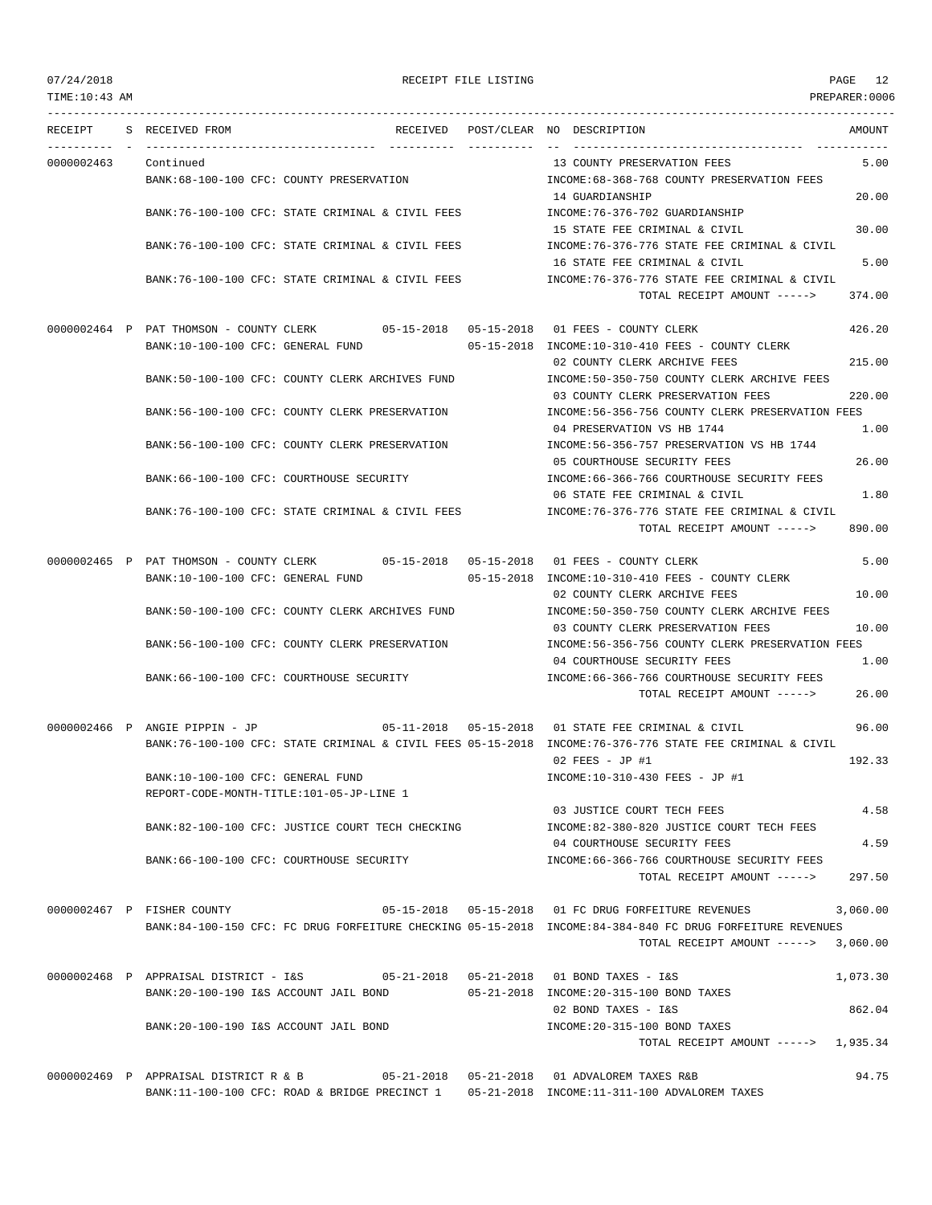RECEIPT FILE LISTING

| RECEIPT | S | RECEIVED FROM | RECEIVED | POST/CLEAR | NO | DESCRIPTION | AMOUNT |
|---|---|---|---|---|---|---|---|
| 0000002463 | | Continued | | | 13 | COUNTY PRESERVATION FEES | 5.00 |
| | | BANK:68-100-100 CFC: COUNTY PRESERVATION | | | | INCOME:68-368-768 COUNTY PRESERVATION FEES | |
| | | | | | 14 | GUARDIANSHIP | 20.00 |
| | | BANK:76-100-100 CFC: STATE CRIMINAL & CIVIL FEES | | | | INCOME:76-376-702 GUARDIANSHIP | |
| | | | | | 15 | STATE FEE CRIMINAL & CIVIL | 30.00 |
| | | BANK:76-100-100 CFC: STATE CRIMINAL & CIVIL FEES | | | | INCOME:76-376-776 STATE FEE CRIMINAL & CIVIL | |
| | | | | | 16 | STATE FEE CRIMINAL & CIVIL | 5.00 |
| | | BANK:76-100-100 CFC: STATE CRIMINAL & CIVIL FEES | | | | INCOME:76-376-776 STATE FEE CRIMINAL & CIVIL | |
| | | | | | | TOTAL RECEIPT AMOUNT -----> | 374.00 |
| 0000002464 | P | PAT THOMSON - COUNTY CLERK | 05-15-2018 | 05-15-2018 | 01 | FEES - COUNTY CLERK | 426.20 |
| | | BANK:10-100-100 CFC: GENERAL FUND | | 05-15-2018 | | INCOME:10-310-410 FEES - COUNTY CLERK | |
| | | | | | 02 | COUNTY CLERK ARCHIVE FEES | 215.00 |
| | | BANK:50-100-100 CFC: COUNTY CLERK ARCHIVES FUND | | | | INCOME:50-350-750 COUNTY CLERK ARCHIVE FEES | |
| | | | | | 03 | COUNTY CLERK PRESERVATION FEES | 220.00 |
| | | BANK:56-100-100 CFC: COUNTY CLERK PRESERVATION | | | | INCOME:56-356-756 COUNTY CLERK PRESERVATION FEES | |
| | | | | | 04 | PRESERVATION VS HB 1744 | 1.00 |
| | | BANK:56-100-100 CFC: COUNTY CLERK PRESERVATION | | | | INCOME:56-356-757 PRESERVATION VS HB 1744 | |
| | | | | | 05 | COURTHOUSE SECURITY FEES | 26.00 |
| | | BANK:66-100-100 CFC: COURTHOUSE SECURITY | | | | INCOME:66-366-766 COURTHOUSE SECURITY FEES | |
| | | | | | 06 | STATE FEE CRIMINAL & CIVIL | 1.80 |
| | | BANK:76-100-100 CFC: STATE CRIMINAL & CIVIL FEES | | | | INCOME:76-376-776 STATE FEE CRIMINAL & CIVIL | |
| | | | | | | TOTAL RECEIPT AMOUNT -----> | 890.00 |
| 0000002465 | P | PAT THOMSON - COUNTY CLERK | 05-15-2018 | 05-15-2018 | 01 | FEES - COUNTY CLERK | 5.00 |
| | | BANK:10-100-100 CFC: GENERAL FUND | | 05-15-2018 | | INCOME:10-310-410 FEES - COUNTY CLERK | |
| | | | | | 02 | COUNTY CLERK ARCHIVE FEES | 10.00 |
| | | BANK:50-100-100 CFC: COUNTY CLERK ARCHIVES FUND | | | | INCOME:50-350-750 COUNTY CLERK ARCHIVE FEES | |
| | | | | | 03 | COUNTY CLERK PRESERVATION FEES | 10.00 |
| | | BANK:56-100-100 CFC: COUNTY CLERK PRESERVATION | | | | INCOME:56-356-756 COUNTY CLERK PRESERVATION FEES | |
| | | | | | 04 | COURTHOUSE SECURITY FEES | 1.00 |
| | | BANK:66-100-100 CFC: COURTHOUSE SECURITY | | | | INCOME:66-366-766 COURTHOUSE SECURITY FEES | |
| | | | | | | TOTAL RECEIPT AMOUNT -----> | 26.00 |
| 0000002466 | P | ANGIE PIPPIN - JP | 05-11-2018 | 05-15-2018 | 01 | STATE FEE CRIMINAL & CIVIL | 96.00 |
| | | BANK:76-100-100 CFC: STATE CRIMINAL & CIVIL FEES | | 05-15-2018 | | INCOME:76-376-776 STATE FEE CRIMINAL & CIVIL | |
| | | | | | 02 | FEES - JP #1 | 192.33 |
| | | BANK:10-100-100 CFC: GENERAL FUND | | | | INCOME:10-310-430 FEES - JP #1 | |
| | | REPORT-CODE-MONTH-TITLE:101-05-JP-LINE 1 | | | | | |
| | | | | | 03 | JUSTICE COURT TECH FEES | 4.58 |
| | | BANK:82-100-100 CFC: JUSTICE COURT TECH CHECKING | | | | INCOME:82-380-820 JUSTICE COURT TECH FEES | |
| | | | | | 04 | COURTHOUSE SECURITY FEES | 4.59 |
| | | BANK:66-100-100 CFC: COURTHOUSE SECURITY | | | | INCOME:66-366-766 COURTHOUSE SECURITY FEES | |
| | | | | | | TOTAL RECEIPT AMOUNT -----> | 297.50 |
| 0000002467 | P | FISHER COUNTY | 05-15-2018 | 05-15-2018 | 01 | FC DRUG FORFEITURE REVENUES | 3,060.00 |
| | | BANK:84-100-150 CFC: FC DRUG FORFEITURE CHECKING | | 05-15-2018 | | INCOME:84-384-840 FC DRUG FORFEITURE REVENUES | |
| | | | | | | TOTAL RECEIPT AMOUNT -----> | 3,060.00 |
| 0000002468 | P | APPRAISAL DISTRICT - I&S | 05-21-2018 | 05-21-2018 | 01 | BOND TAXES - I&S | 1,073.30 |
| | | BANK:20-100-190 I&S ACCOUNT JAIL BOND | | 05-21-2018 | | INCOME:20-315-100 BOND TAXES | |
| | | | | | 02 | BOND TAXES - I&S | 862.04 |
| | | BANK:20-100-190 I&S ACCOUNT JAIL BOND | | | | INCOME:20-315-100 BOND TAXES | |
| | | | | | | TOTAL RECEIPT AMOUNT -----> | 1,935.34 |
| 0000002469 | P | APPRAISAL DISTRICT R & B | 05-21-2018 | 05-21-2018 | 01 | ADVALOREM TAXES R&B | 94.75 |
| | | BANK:11-100-100 CFC: ROAD & BRIDGE PRECINCT 1 | | 05-21-2018 | | INCOME:11-311-100 ADVALOREM TAXES | |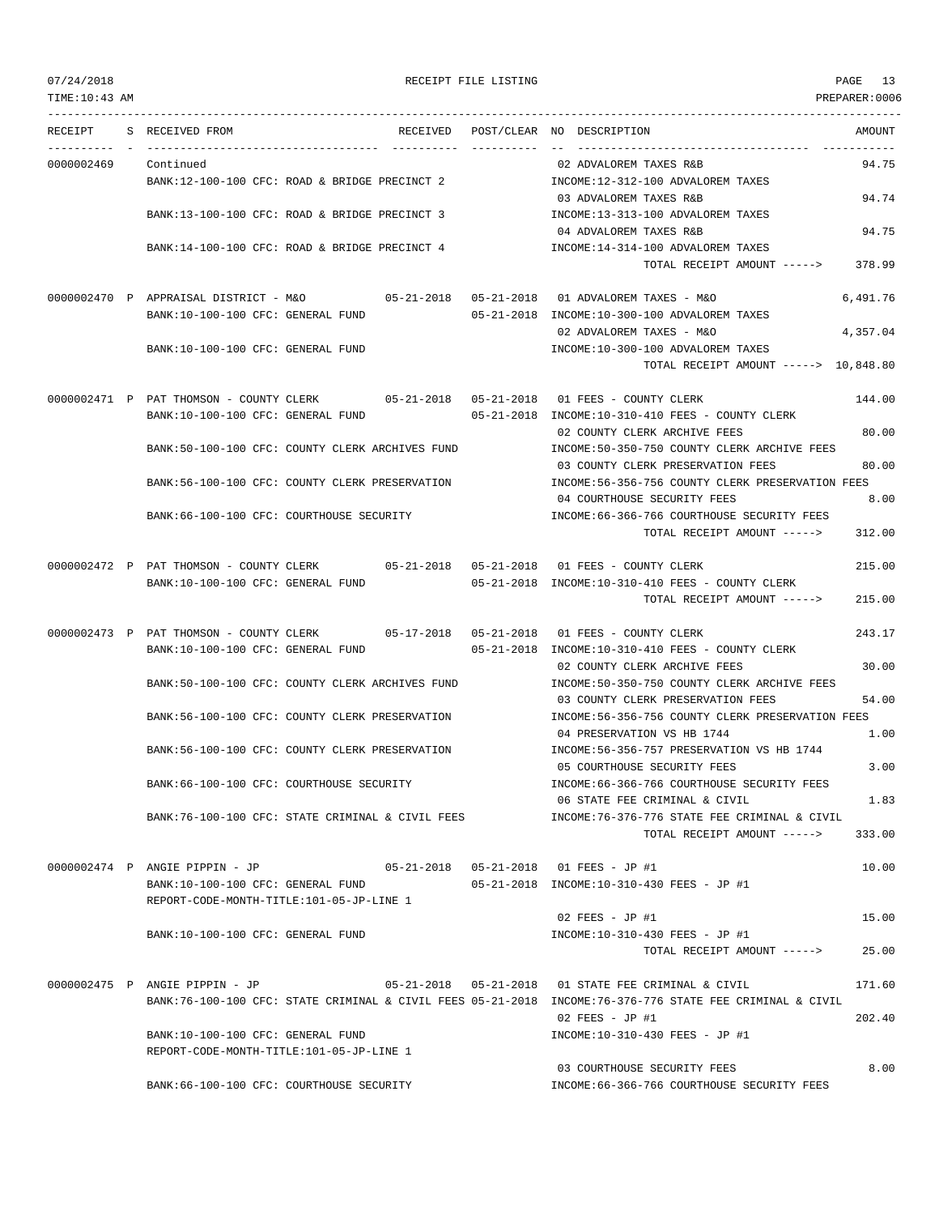07/24/2018 RECEIPT FILE LISTING PAGE 13
TIME:10:43 AM PREPARER:0006

```
RECEIPT    S RECEIVED FROM                       RECEIVED   POST/CLEAR NO DESCRIPTION                          AMOUNT
---------- - ----------------------------------- ---------- ---------- -- ----------------------------------- -----------
0000002469   Continued                                                 02 ADVALOREM TAXES R&B                      94.75
             BANK:12-100-100 CFC: ROAD & BRIDGE PRECINCT 2             INCOME:12-312-100 ADVALOREM TAXES
                                                                       03 ADVALOREM TAXES R&B                      94.74
             BANK:13-100-100 CFC: ROAD & BRIDGE PRECINCT 3             INCOME:13-313-100 ADVALOREM TAXES
                                                                       04 ADVALOREM TAXES R&B                      94.75
             BANK:14-100-100 CFC: ROAD & BRIDGE PRECINCT 4             INCOME:14-314-100 ADVALOREM TAXES
                                                                             TOTAL RECEIPT AMOUNT ----->      378.99

0000002470 P APPRAISAL DISTRICT - M&O            05-21-2018 05-21-2018 01 ADVALOREM TAXES - M&O                 6,491.76
             BANK:10-100-100 CFC: GENERAL FUND              05-21-2018 INCOME:10-300-100 ADVALOREM TAXES
                                                                       02 ADVALOREM TAXES - M&O                 4,357.04
             BANK:10-100-100 CFC: GENERAL FUND                         INCOME:10-300-100 ADVALOREM TAXES
                                                                             TOTAL RECEIPT AMOUNT -----> 10,848.80

0000002471 P PAT THOMSON - COUNTY CLERK          05-21-2018 05-21-2018 01 FEES - COUNTY CLERK                     144.00
             BANK:10-100-100 CFC: GENERAL FUND              05-21-2018 INCOME:10-310-410 FEES - COUNTY CLERK
                                                                       02 COUNTY CLERK ARCHIVE FEES                80.00
             BANK:50-100-100 CFC: COUNTY CLERK ARCHIVES FUND           INCOME:50-350-750 COUNTY CLERK ARCHIVE FEES
                                                                       03 COUNTY CLERK PRESERVATION FEES           80.00
             BANK:56-100-100 CFC: COUNTY CLERK PRESERVATION            INCOME:56-356-756 COUNTY CLERK PRESERVATION FEES
                                                                       04 COURTHOUSE SECURITY FEES                  8.00
             BANK:66-100-100 CFC: COURTHOUSE SECURITY                  INCOME:66-366-766 COURTHOUSE SECURITY FEES
                                                                             TOTAL RECEIPT AMOUNT ----->      312.00

0000002472 P PAT THOMSON - COUNTY CLERK          05-21-2018 05-21-2018 01 FEES - COUNTY CLERK                     215.00
             BANK:10-100-100 CFC: GENERAL FUND              05-21-2018 INCOME:10-310-410 FEES - COUNTY CLERK
                                                                             TOTAL RECEIPT AMOUNT ----->      215.00

0000002473 P PAT THOMSON - COUNTY CLERK          05-17-2018 05-21-2018 01 FEES - COUNTY CLERK                     243.17
             BANK:10-100-100 CFC: GENERAL FUND              05-21-2018 INCOME:10-310-410 FEES - COUNTY CLERK
                                                                       02 COUNTY CLERK ARCHIVE FEES                30.00
             BANK:50-100-100 CFC: COUNTY CLERK ARCHIVES FUND           INCOME:50-350-750 COUNTY CLERK ARCHIVE FEES
                                                                       03 COUNTY CLERK PRESERVATION FEES           54.00
             BANK:56-100-100 CFC: COUNTY CLERK PRESERVATION            INCOME:56-356-756 COUNTY CLERK PRESERVATION FEES
                                                                       04 PRESERVATION VS HB 1744                   1.00
             BANK:56-100-100 CFC: COUNTY CLERK PRESERVATION            INCOME:56-356-757 PRESERVATION VS HB 1744
                                                                       05 COURTHOUSE SECURITY FEES                  3.00
             BANK:66-100-100 CFC: COURTHOUSE SECURITY                  INCOME:66-366-766 COURTHOUSE SECURITY FEES
                                                                       06 STATE FEE CRIMINAL & CIVIL                1.83
             BANK:76-100-100 CFC: STATE CRIMINAL & CIVIL FEES          INCOME:76-376-776 STATE FEE CRIMINAL & CIVIL
                                                                             TOTAL RECEIPT AMOUNT ----->      333.00

0000002474 P ANGIE PIPPIN - JP                   05-21-2018 05-21-2018 01 FEES - JP #1                             10.00
             BANK:10-100-100 CFC: GENERAL FUND              05-21-2018 INCOME:10-310-430 FEES - JP #1
             REPORT-CODE-MONTH-TITLE:101-05-JP-LINE 1
                                                                       02 FEES - JP #1                             15.00
             BANK:10-100-100 CFC: GENERAL FUND                         INCOME:10-310-430 FEES - JP #1
                                                                             TOTAL RECEIPT AMOUNT ----->       25.00

0000002475 P ANGIE PIPPIN - JP                   05-21-2018 05-21-2018 01 STATE FEE CRIMINAL & CIVIL              171.60
             BANK:76-100-100 CFC: STATE CRIMINAL & CIVIL FEES 05-21-2018 INCOME:76-376-776 STATE FEE CRIMINAL & CIVIL
                                                                       02 FEES - JP #1                            202.40
             BANK:10-100-100 CFC: GENERAL FUND                         INCOME:10-310-430 FEES - JP #1
             REPORT-CODE-MONTH-TITLE:101-05-JP-LINE 1
                                                                       03 COURTHOUSE SECURITY FEES                  8.00
             BANK:66-100-100 CFC: COURTHOUSE SECURITY                  INCOME:66-366-766 COURTHOUSE SECURITY FEES
```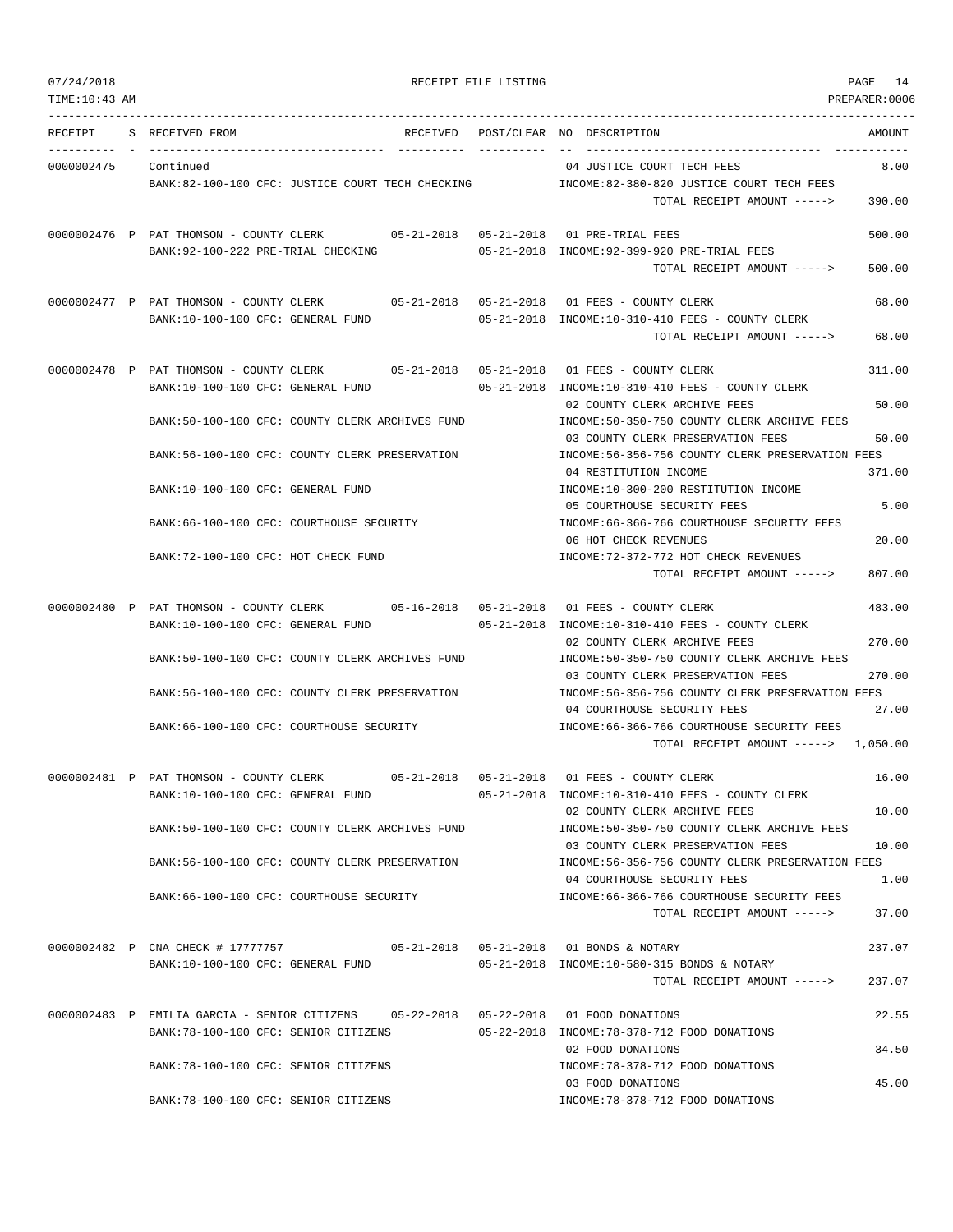RECEIPT FILE LISTING

TIME:10:43 AM — PREPARER:0006

| RECEIPT | S | RECEIVED FROM | RECEIVED | POST/CLEAR | NO | DESCRIPTION | AMOUNT |
|---|---|---|---|---|---|---|---|
| 0000002475 | | Continued | | | 04 | JUSTICE COURT TECH FEES | 8.00 |
| | | BANK:82-100-100 CFC: JUSTICE COURT TECH CHECKING | | | | INCOME:82-380-820 JUSTICE COURT TECH FEES | |
| | | | | | | TOTAL RECEIPT AMOUNT -----> | 390.00 |
| 0000002476 | P | PAT THOMSON - COUNTY CLERK | 05-21-2018 | 05-21-2018 | 01 | PRE-TRIAL FEES | 500.00 |
| | | BANK:92-100-222 PRE-TRIAL CHECKING | | 05-21-2018 | | INCOME:92-399-920 PRE-TRIAL FEES | |
| | | | | | | TOTAL RECEIPT AMOUNT -----> | 500.00 |
| 0000002477 | P | PAT THOMSON - COUNTY CLERK | 05-21-2018 | 05-21-2018 | 01 | FEES - COUNTY CLERK | 68.00 |
| | | BANK:10-100-100 CFC: GENERAL FUND | | 05-21-2018 | | INCOME:10-310-410 FEES - COUNTY CLERK | |
| | | | | | | TOTAL RECEIPT AMOUNT -----> | 68.00 |
| 0000002478 | P | PAT THOMSON - COUNTY CLERK | 05-21-2018 | 05-21-2018 | 01 | FEES - COUNTY CLERK | 311.00 |
| | | BANK:10-100-100 CFC: GENERAL FUND | | 05-21-2018 | | INCOME:10-310-410 FEES - COUNTY CLERK | |
| | | | | | 02 | COUNTY CLERK ARCHIVE FEES | 50.00 |
| | | BANK:50-100-100 CFC: COUNTY CLERK ARCHIVES FUND | | | | INCOME:50-350-750 COUNTY CLERK ARCHIVE FEES | |
| | | | | | 03 | COUNTY CLERK PRESERVATION FEES | 50.00 |
| | | BANK:56-100-100 CFC: COUNTY CLERK PRESERVATION | | | | INCOME:56-356-756 COUNTY CLERK PRESERVATION FEES | |
| | | | | | 04 | RESTITUTION INCOME | 371.00 |
| | | BANK:10-100-100 CFC: GENERAL FUND | | | | INCOME:10-300-200 RESTITUTION INCOME | |
| | | | | | 05 | COURTHOUSE SECURITY FEES | 5.00 |
| | | BANK:66-100-100 CFC: COURTHOUSE SECURITY | | | | INCOME:66-366-766 COURTHOUSE SECURITY FEES | |
| | | | | | 06 | HOT CHECK REVENUES | 20.00 |
| | | BANK:72-100-100 CFC: HOT CHECK FUND | | | | INCOME:72-372-772 HOT CHECK REVENUES | |
| | | | | | | TOTAL RECEIPT AMOUNT -----> | 807.00 |
| 0000002480 | P | PAT THOMSON - COUNTY CLERK | 05-16-2018 | 05-21-2018 | 01 | FEES - COUNTY CLERK | 483.00 |
| | | BANK:10-100-100 CFC: GENERAL FUND | | 05-21-2018 | | INCOME:10-310-410 FEES - COUNTY CLERK | |
| | | | | | 02 | COUNTY CLERK ARCHIVE FEES | 270.00 |
| | | BANK:50-100-100 CFC: COUNTY CLERK ARCHIVES FUND | | | | INCOME:50-350-750 COUNTY CLERK ARCHIVE FEES | |
| | | | | | 03 | COUNTY CLERK PRESERVATION FEES | 270.00 |
| | | BANK:56-100-100 CFC: COUNTY CLERK PRESERVATION | | | | INCOME:56-356-756 COUNTY CLERK PRESERVATION FEES | |
| | | | | | 04 | COURTHOUSE SECURITY FEES | 27.00 |
| | | BANK:66-100-100 CFC: COURTHOUSE SECURITY | | | | INCOME:66-366-766 COURTHOUSE SECURITY FEES | |
| | | | | | | TOTAL RECEIPT AMOUNT -----> | 1,050.00 |
| 0000002481 | P | PAT THOMSON - COUNTY CLERK | 05-21-2018 | 05-21-2018 | 01 | FEES - COUNTY CLERK | 16.00 |
| | | BANK:10-100-100 CFC: GENERAL FUND | | 05-21-2018 | | INCOME:10-310-410 FEES - COUNTY CLERK | |
| | | | | | 02 | COUNTY CLERK ARCHIVE FEES | 10.00 |
| | | BANK:50-100-100 CFC: COUNTY CLERK ARCHIVES FUND | | | | INCOME:50-350-750 COUNTY CLERK ARCHIVE FEES | |
| | | | | | 03 | COUNTY CLERK PRESERVATION FEES | 10.00 |
| | | BANK:56-100-100 CFC: COUNTY CLERK PRESERVATION | | | | INCOME:56-356-756 COUNTY CLERK PRESERVATION FEES | |
| | | | | | 04 | COURTHOUSE SECURITY FEES | 1.00 |
| | | BANK:66-100-100 CFC: COURTHOUSE SECURITY | | | | INCOME:66-366-766 COURTHOUSE SECURITY FEES | |
| | | | | | | TOTAL RECEIPT AMOUNT -----> | 37.00 |
| 0000002482 | P | CNA CHECK # 17777757 | 05-21-2018 | 05-21-2018 | 01 | BONDS & NOTARY | 237.07 |
| | | BANK:10-100-100 CFC: GENERAL FUND | | 05-21-2018 | | INCOME:10-580-315 BONDS & NOTARY | |
| | | | | | | TOTAL RECEIPT AMOUNT -----> | 237.07 |
| 0000002483 | P | EMILIA GARCIA - SENIOR CITIZENS | 05-22-2018 | 05-22-2018 | 01 | FOOD DONATIONS | 22.55 |
| | | BANK:78-100-100 CFC: SENIOR CITIZENS | | 05-22-2018 | | INCOME:78-378-712 FOOD DONATIONS | |
| | | | | | 02 | FOOD DONATIONS | 34.50 |
| | | BANK:78-100-100 CFC: SENIOR CITIZENS | | | | INCOME:78-378-712 FOOD DONATIONS | |
| | | | | | 03 | FOOD DONATIONS | 45.00 |
| | | BANK:78-100-100 CFC: SENIOR CITIZENS | | | | INCOME:78-378-712 FOOD DONATIONS | |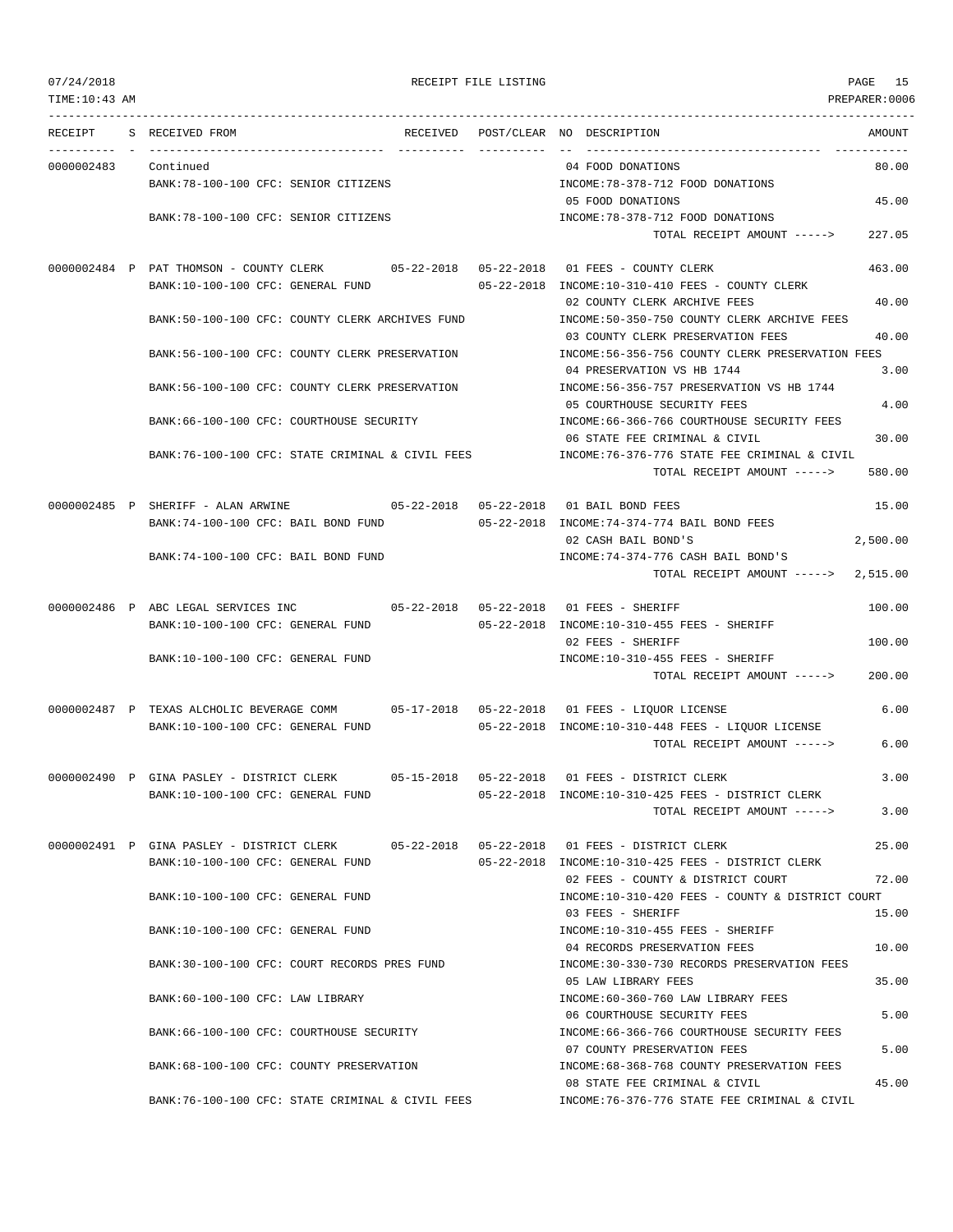RECEIPT FILE LISTING

TIME:10:43 AM — PREPARER:0006

| RECEIPT | S | RECEIVED FROM | RECEIVED | POST/CLEAR | NO | DESCRIPTION | AMOUNT |
|---|---|---|---|---|---|---|---|
| 0000002483 | | Continued | | | 04 | FOOD DONATIONS | 80.00 |
| | | BANK:78-100-100 CFC: SENIOR CITIZENS | | | | INCOME:78-378-712 FOOD DONATIONS | |
| | | | | | 05 | FOOD DONATIONS | 45.00 |
| | | BANK:78-100-100 CFC: SENIOR CITIZENS | | | | INCOME:78-378-712 FOOD DONATIONS | |
| | | | | | | TOTAL RECEIPT AMOUNT -----> | 227.05 |
| 0000002484 | P | PAT THOMSON - COUNTY CLERK | 05-22-2018 | 05-22-2018 | 01 | FEES - COUNTY CLERK | 463.00 |
| | | BANK:10-100-100 CFC: GENERAL FUND | | 05-22-2018 | | INCOME:10-310-410 FEES - COUNTY CLERK | |
| | | | | | 02 | COUNTY CLERK ARCHIVE FEES | 40.00 |
| | | BANK:50-100-100 CFC: COUNTY CLERK ARCHIVES FUND | | | | INCOME:50-350-750 COUNTY CLERK ARCHIVE FEES | |
| | | | | | 03 | COUNTY CLERK PRESERVATION FEES | 40.00 |
| | | BANK:56-100-100 CFC: COUNTY CLERK PRESERVATION | | | | INCOME:56-356-756 COUNTY CLERK PRESERVATION FEES | |
| | | | | | 04 | PRESERVATION VS HB 1744 | 3.00 |
| | | BANK:56-100-100 CFC: COUNTY CLERK PRESERVATION | | | | INCOME:56-356-757 PRESERVATION VS HB 1744 | |
| | | | | | 05 | COURTHOUSE SECURITY FEES | 4.00 |
| | | BANK:66-100-100 CFC: COURTHOUSE SECURITY | | | | INCOME:66-366-766 COURTHOUSE SECURITY FEES | |
| | | | | | 06 | STATE FEE CRIMINAL & CIVIL | 30.00 |
| | | BANK:76-100-100 CFC: STATE CRIMINAL & CIVIL FEES | | | | INCOME:76-376-776 STATE FEE CRIMINAL & CIVIL | |
| | | | | | | TOTAL RECEIPT AMOUNT -----> | 580.00 |
| 0000002485 | P | SHERIFF - ALAN ARWINE | 05-22-2018 | 05-22-2018 | 01 | BAIL BOND FEES | 15.00 |
| | | BANK:74-100-100 CFC: BAIL BOND FUND | | 05-22-2018 | | INCOME:74-374-774 BAIL BOND FEES | |
| | | | | | 02 | CASH BAIL BOND'S | 2,500.00 |
| | | BANK:74-100-100 CFC: BAIL BOND FUND | | | | INCOME:74-374-776 CASH BAIL BOND'S | |
| | | | | | | TOTAL RECEIPT AMOUNT -----> | 2,515.00 |
| 0000002486 | P | ABC LEGAL SERVICES INC | 05-22-2018 | 05-22-2018 | 01 | FEES - SHERIFF | 100.00 |
| | | BANK:10-100-100 CFC: GENERAL FUND | | 05-22-2018 | | INCOME:10-310-455 FEES - SHERIFF | |
| | | | | | 02 | FEES - SHERIFF | 100.00 |
| | | BANK:10-100-100 CFC: GENERAL FUND | | | | INCOME:10-310-455 FEES - SHERIFF | |
| | | | | | | TOTAL RECEIPT AMOUNT -----> | 200.00 |
| 0000002487 | P | TEXAS ALCHOLIC BEVERAGE COMM | 05-17-2018 | 05-22-2018 | 01 | FEES - LIQUOR LICENSE | 6.00 |
| | | BANK:10-100-100 CFC: GENERAL FUND | | 05-22-2018 | | INCOME:10-310-448 FEES - LIQUOR LICENSE | |
| | | | | | | TOTAL RECEIPT AMOUNT -----> | 6.00 |
| 0000002490 | P | GINA PASLEY - DISTRICT CLERK | 05-15-2018 | 05-22-2018 | 01 | FEES - DISTRICT CLERK | 3.00 |
| | | BANK:10-100-100 CFC: GENERAL FUND | | 05-22-2018 | | INCOME:10-310-425 FEES - DISTRICT CLERK | |
| | | | | | | TOTAL RECEIPT AMOUNT -----> | 3.00 |
| 0000002491 | P | GINA PASLEY - DISTRICT CLERK | 05-22-2018 | 05-22-2018 | 01 | FEES - DISTRICT CLERK | 25.00 |
| | | BANK:10-100-100 CFC: GENERAL FUND | | 05-22-2018 | | INCOME:10-310-425 FEES - DISTRICT CLERK | |
| | | | | | 02 | FEES - COUNTY & DISTRICT COURT | 72.00 |
| | | BANK:10-100-100 CFC: GENERAL FUND | | | | INCOME:10-310-420 FEES - COUNTY & DISTRICT COURT | |
| | | | | | 03 | FEES - SHERIFF | 15.00 |
| | | BANK:10-100-100 CFC: GENERAL FUND | | | | INCOME:10-310-455 FEES - SHERIFF | |
| | | | | | 04 | RECORDS PRESERVATION FEES | 10.00 |
| | | BANK:30-100-100 CFC: COURT RECORDS PRES FUND | | | | INCOME:30-330-730 RECORDS PRESERVATION FEES | |
| | | | | | 05 | LAW LIBRARY FEES | 35.00 |
| | | BANK:60-100-100 CFC: LAW LIBRARY | | | | INCOME:60-360-760 LAW LIBRARY FEES | |
| | | | | | 06 | COURTHOUSE SECURITY FEES | 5.00 |
| | | BANK:66-100-100 CFC: COURTHOUSE SECURITY | | | | INCOME:66-366-766 COURTHOUSE SECURITY FEES | |
| | | | | | 07 | COUNTY PRESERVATION FEES | 5.00 |
| | | BANK:68-100-100 CFC: COUNTY PRESERVATION | | | | INCOME:68-368-768 COUNTY PRESERVATION FEES | |
| | | | | | 08 | STATE FEE CRIMINAL & CIVIL | 45.00 |
| | | BANK:76-100-100 CFC: STATE CRIMINAL & CIVIL FEES | | | | INCOME:76-376-776 STATE FEE CRIMINAL & CIVIL | |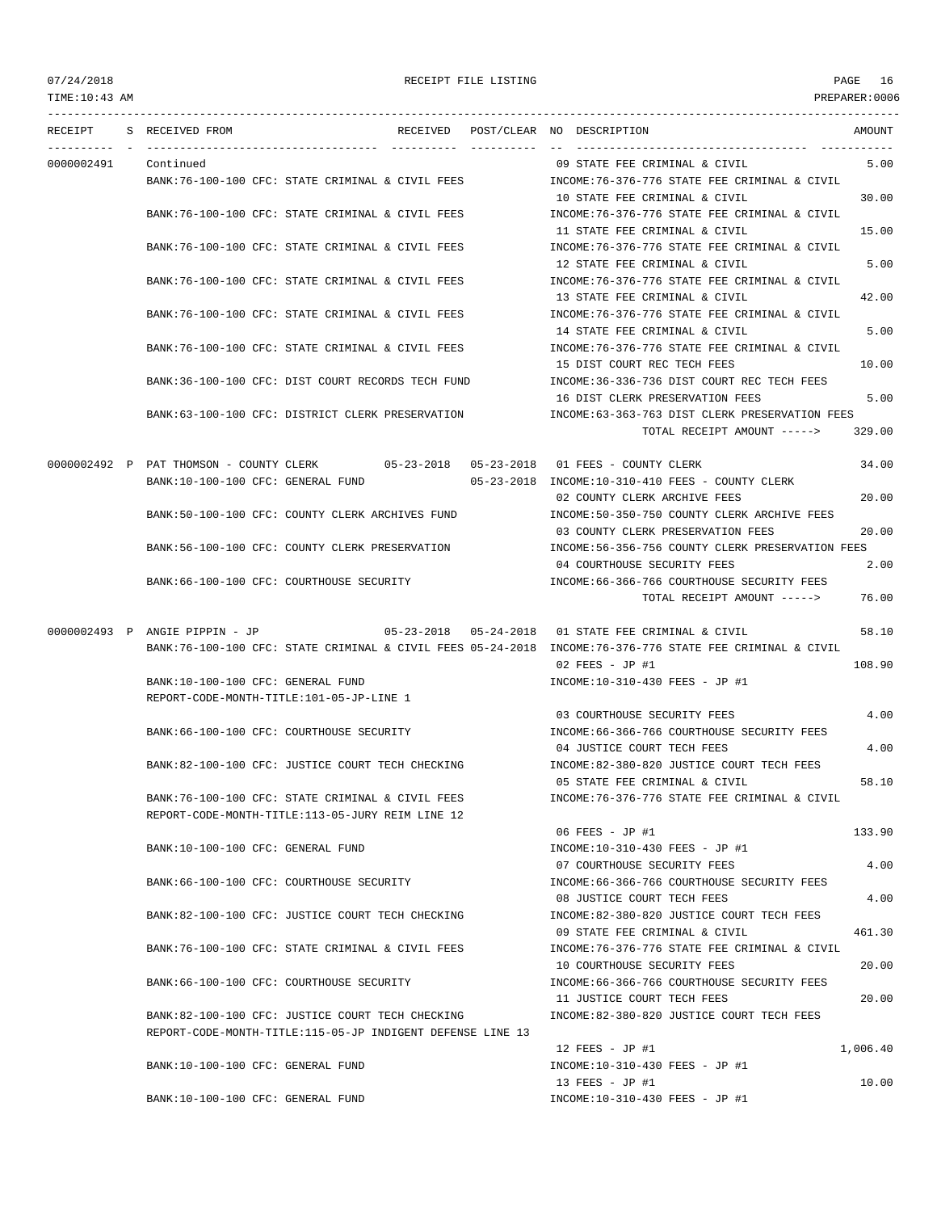RECEIPT FILE LISTING

TIME:10:43 AM — PREPARER:0006 — 07/24/2018

| RECEIPT | S | RECEIVED FROM | RECEIVED | POST/CLEAR | NO | DESCRIPTION | AMOUNT |
|---|---|---|---|---|---|---|---|
| 0000002491 | | Continued | | | 09 | STATE FEE CRIMINAL & CIVIL | 5.00 |
| | | BANK:76-100-100 CFC: STATE CRIMINAL & CIVIL FEES | | | | INCOME:76-376-776 STATE FEE CRIMINAL & CIVIL | |
| | | | | | 10 | STATE FEE CRIMINAL & CIVIL | 30.00 |
| | | BANK:76-100-100 CFC: STATE CRIMINAL & CIVIL FEES | | | | INCOME:76-376-776 STATE FEE CRIMINAL & CIVIL | |
| | | | | | 11 | STATE FEE CRIMINAL & CIVIL | 15.00 |
| | | BANK:76-100-100 CFC: STATE CRIMINAL & CIVIL FEES | | | | INCOME:76-376-776 STATE FEE CRIMINAL & CIVIL | |
| | | | | | 12 | STATE FEE CRIMINAL & CIVIL | 5.00 |
| | | BANK:76-100-100 CFC: STATE CRIMINAL & CIVIL FEES | | | | INCOME:76-376-776 STATE FEE CRIMINAL & CIVIL | |
| | | | | | 13 | STATE FEE CRIMINAL & CIVIL | 42.00 |
| | | BANK:76-100-100 CFC: STATE CRIMINAL & CIVIL FEES | | | | INCOME:76-376-776 STATE FEE CRIMINAL & CIVIL | |
| | | | | | 14 | STATE FEE CRIMINAL & CIVIL | 5.00 |
| | | BANK:76-100-100 CFC: STATE CRIMINAL & CIVIL FEES | | | | INCOME:76-376-776 STATE FEE CRIMINAL & CIVIL | |
| | | | | | 15 | DIST COURT REC TECH FEES | 10.00 |
| | | BANK:36-100-100 CFC: DIST COURT RECORDS TECH FUND | | | | INCOME:36-336-736 DIST COURT REC TECH FEES | |
| | | | | | 16 | DIST CLERK PRESERVATION FEES | 5.00 |
| | | BANK:63-100-100 CFC: DISTRICT CLERK PRESERVATION | | | | INCOME:63-363-763 DIST CLERK PRESERVATION FEES | |
| | | | | | | TOTAL RECEIPT AMOUNT -----> | 329.00 |
| 0000002492 | P | PAT THOMSON - COUNTY CLERK | 05-23-2018 | 05-23-2018 | 01 | FEES - COUNTY CLERK | 34.00 |
| | | BANK:10-100-100 CFC: GENERAL FUND | | 05-23-2018 | | INCOME:10-310-410 FEES - COUNTY CLERK | |
| | | | | | 02 | COUNTY CLERK ARCHIVE FEES | 20.00 |
| | | BANK:50-100-100 CFC: COUNTY CLERK ARCHIVES FUND | | | | INCOME:50-350-750 COUNTY CLERK ARCHIVE FEES | |
| | | | | | 03 | COUNTY CLERK PRESERVATION FEES | 20.00 |
| | | BANK:56-100-100 CFC: COUNTY CLERK PRESERVATION | | | | INCOME:56-356-756 COUNTY CLERK PRESERVATION FEES | |
| | | | | | 04 | COURTHOUSE SECURITY FEES | 2.00 |
| | | BANK:66-100-100 CFC: COURTHOUSE SECURITY | | | | INCOME:66-366-766 COURTHOUSE SECURITY FEES | |
| | | | | | | TOTAL RECEIPT AMOUNT -----> | 76.00 |
| 0000002493 | P | ANGIE PIPPIN - JP | 05-23-2018 | 05-24-2018 | 01 | STATE FEE CRIMINAL & CIVIL | 58.10 |
| | | BANK:76-100-100 CFC: STATE CRIMINAL & CIVIL FEES | | 05-24-2018 | | INCOME:76-376-776 STATE FEE CRIMINAL & CIVIL | |
| | | | | | 02 | FEES - JP #1 | 108.90 |
| | | BANK:10-100-100 CFC: GENERAL FUND | | | | INCOME:10-310-430 FEES - JP #1 | |
| | | REPORT-CODE-MONTH-TITLE:101-05-JP-LINE 1 | | | | | |
| | | | | | 03 | COURTHOUSE SECURITY FEES | 4.00 |
| | | BANK:66-100-100 CFC: COURTHOUSE SECURITY | | | | INCOME:66-366-766 COURTHOUSE SECURITY FEES | |
| | | | | | 04 | JUSTICE COURT TECH FEES | 4.00 |
| | | BANK:82-100-100 CFC: JUSTICE COURT TECH CHECKING | | | | INCOME:82-380-820 JUSTICE COURT TECH FEES | |
| | | | | | 05 | STATE FEE CRIMINAL & CIVIL | 58.10 |
| | | BANK:76-100-100 CFC: STATE CRIMINAL & CIVIL FEES | | | | INCOME:76-376-776 STATE FEE CRIMINAL & CIVIL | |
| | | REPORT-CODE-MONTH-TITLE:113-05-JURY REIM LINE 12 | | | | | |
| | | | | | 06 | FEES - JP #1 | 133.90 |
| | | BANK:10-100-100 CFC: GENERAL FUND | | | | INCOME:10-310-430 FEES - JP #1 | |
| | | | | | 07 | COURTHOUSE SECURITY FEES | 4.00 |
| | | BANK:66-100-100 CFC: COURTHOUSE SECURITY | | | | INCOME:66-366-766 COURTHOUSE SECURITY FEES | |
| | | | | | 08 | JUSTICE COURT TECH FEES | 4.00 |
| | | BANK:82-100-100 CFC: JUSTICE COURT TECH CHECKING | | | | INCOME:82-380-820 JUSTICE COURT TECH FEES | |
| | | | | | 09 | STATE FEE CRIMINAL & CIVIL | 461.30 |
| | | BANK:76-100-100 CFC: STATE CRIMINAL & CIVIL FEES | | | | INCOME:76-376-776 STATE FEE CRIMINAL & CIVIL | |
| | | | | | 10 | COURTHOUSE SECURITY FEES | 20.00 |
| | | BANK:66-100-100 CFC: COURTHOUSE SECURITY | | | | INCOME:66-366-766 COURTHOUSE SECURITY FEES | |
| | | | | | 11 | JUSTICE COURT TECH FEES | 20.00 |
| | | BANK:82-100-100 CFC: JUSTICE COURT TECH CHECKING | | | | INCOME:82-380-820 JUSTICE COURT TECH FEES | |
| | | REPORT-CODE-MONTH-TITLE:115-05-JP INDIGENT DEFENSE LINE 13 | | | | | |
| | | | | | 12 | FEES - JP #1 | 1,006.40 |
| | | BANK:10-100-100 CFC: GENERAL FUND | | | | INCOME:10-310-430 FEES - JP #1 | |
| | | | | | 13 | FEES - JP #1 | 10.00 |
| | | BANK:10-100-100 CFC: GENERAL FUND | | | | INCOME:10-310-430 FEES - JP #1 | |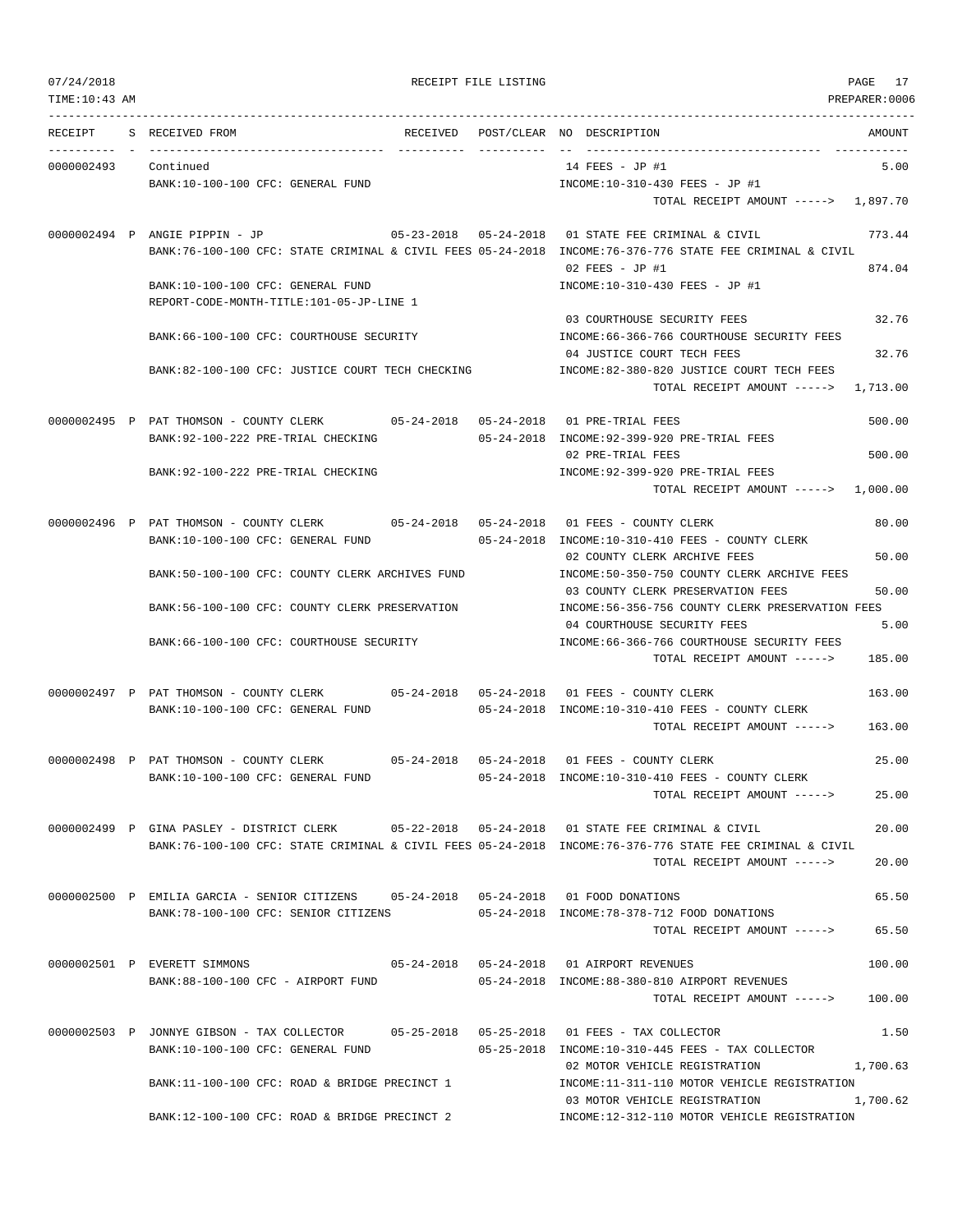RECEIPT FILE LISTING

| RECEIPT | S | RECEIVED FROM | RECEIVED | POST/CLEAR | NO | DESCRIPTION | AMOUNT |
|---|---|---|---|---|---|---|---|
| 0000002493 | | Continued | | | 14 | FEES - JP #1 | 5.00 |
| | | BANK:10-100-100 CFC: GENERAL FUND | | | | INCOME:10-310-430 FEES - JP #1 | |
| | | | | | | TOTAL RECEIPT AMOUNT -----> | 1,897.70 |
| 0000002494 | P | ANGIE PIPPIN - JP | 05-23-2018 | 05-24-2018 | 01 | STATE FEE CRIMINAL & CIVIL | 773.44 |
| | | BANK:76-100-100 CFC: STATE CRIMINAL & CIVIL FEES | | 05-24-2018 | | INCOME:76-376-776 STATE FEE CRIMINAL & CIVIL | |
| | | | | | 02 | FEES - JP #1 | 874.04 |
| | | BANK:10-100-100 CFC: GENERAL FUND | | | | INCOME:10-310-430 FEES - JP #1 | |
| | | REPORT-CODE-MONTH-TITLE:101-05-JP-LINE 1 | | | | | |
| | | | | | 03 | COURTHOUSE SECURITY FEES | 32.76 |
| | | BANK:66-100-100 CFC: COURTHOUSE SECURITY | | | | INCOME:66-366-766 COURTHOUSE SECURITY FEES | |
| | | | | | 04 | JUSTICE COURT TECH FEES | 32.76 |
| | | BANK:82-100-100 CFC: JUSTICE COURT TECH CHECKING | | | | INCOME:82-380-820 JUSTICE COURT TECH FEES | |
| | | | | | | TOTAL RECEIPT AMOUNT -----> | 1,713.00 |
| 0000002495 | P | PAT THOMSON - COUNTY CLERK | 05-24-2018 | 05-24-2018 | 01 | PRE-TRIAL FEES | 500.00 |
| | | BANK:92-100-222 PRE-TRIAL CHECKING | | 05-24-2018 | | INCOME:92-399-920 PRE-TRIAL FEES | |
| | | | | | 02 | PRE-TRIAL FEES | 500.00 |
| | | BANK:92-100-222 PRE-TRIAL CHECKING | | | | INCOME:92-399-920 PRE-TRIAL FEES | |
| | | | | | | TOTAL RECEIPT AMOUNT -----> | 1,000.00 |
| 0000002496 | P | PAT THOMSON - COUNTY CLERK | 05-24-2018 | 05-24-2018 | 01 | FEES - COUNTY CLERK | 80.00 |
| | | BANK:10-100-100 CFC: GENERAL FUND | | 05-24-2018 | | INCOME:10-310-410 FEES - COUNTY CLERK | |
| | | | | | 02 | COUNTY CLERK ARCHIVE FEES | 50.00 |
| | | BANK:50-100-100 CFC: COUNTY CLERK ARCHIVES FUND | | | | INCOME:50-350-750 COUNTY CLERK ARCHIVE FEES | |
| | | | | | 03 | COUNTY CLERK PRESERVATION FEES | 50.00 |
| | | BANK:56-100-100 CFC: COUNTY CLERK PRESERVATION | | | | INCOME:56-356-756 COUNTY CLERK PRESERVATION FEES | |
| | | | | | 04 | COURTHOUSE SECURITY FEES | 5.00 |
| | | BANK:66-100-100 CFC: COURTHOUSE SECURITY | | | | INCOME:66-366-766 COURTHOUSE SECURITY FEES | |
| | | | | | | TOTAL RECEIPT AMOUNT -----> | 185.00 |
| 0000002497 | P | PAT THOMSON - COUNTY CLERK | 05-24-2018 | 05-24-2018 | 01 | FEES - COUNTY CLERK | 163.00 |
| | | BANK:10-100-100 CFC: GENERAL FUND | | 05-24-2018 | | INCOME:10-310-410 FEES - COUNTY CLERK | |
| | | | | | | TOTAL RECEIPT AMOUNT -----> | 163.00 |
| 0000002498 | P | PAT THOMSON - COUNTY CLERK | 05-24-2018 | 05-24-2018 | 01 | FEES - COUNTY CLERK | 25.00 |
| | | BANK:10-100-100 CFC: GENERAL FUND | | 05-24-2018 | | INCOME:10-310-410 FEES - COUNTY CLERK | |
| | | | | | | TOTAL RECEIPT AMOUNT -----> | 25.00 |
| 0000002499 | P | GINA PASLEY - DISTRICT CLERK | 05-22-2018 | 05-24-2018 | 01 | STATE FEE CRIMINAL & CIVIL | 20.00 |
| | | BANK:76-100-100 CFC: STATE CRIMINAL & CIVIL FEES | | 05-24-2018 | | INCOME:76-376-776 STATE FEE CRIMINAL & CIVIL | |
| | | | | | | TOTAL RECEIPT AMOUNT -----> | 20.00 |
| 0000002500 | P | EMILIA GARCIA - SENIOR CITIZENS | 05-24-2018 | 05-24-2018 | 01 | FOOD DONATIONS | 65.50 |
| | | BANK:78-100-100 CFC: SENIOR CITIZENS | | 05-24-2018 | | INCOME:78-378-712 FOOD DONATIONS | |
| | | | | | | TOTAL RECEIPT AMOUNT -----> | 65.50 |
| 0000002501 | P | EVERETT SIMMONS | 05-24-2018 | 05-24-2018 | 01 | AIRPORT REVENUES | 100.00 |
| | | BANK:88-100-100 CFC - AIRPORT FUND | | 05-24-2018 | | INCOME:88-380-810 AIRPORT REVENUES | |
| | | | | | | TOTAL RECEIPT AMOUNT -----> | 100.00 |
| 0000002503 | P | JONNYE GIBSON - TAX COLLECTOR | 05-25-2018 | 05-25-2018 | 01 | FEES - TAX COLLECTOR | 1.50 |
| | | BANK:10-100-100 CFC: GENERAL FUND | | 05-25-2018 | | INCOME:10-310-445 FEES - TAX COLLECTOR | |
| | | | | | 02 | MOTOR VEHICLE REGISTRATION | 1,700.63 |
| | | BANK:11-100-100 CFC: ROAD & BRIDGE PRECINCT 1 | | | | INCOME:11-311-110 MOTOR VEHICLE REGISTRATION | |
| | | | | | 03 | MOTOR VEHICLE REGISTRATION | 1,700.62 |
| | | BANK:12-100-100 CFC: ROAD & BRIDGE PRECINCT 2 | | | | INCOME:12-312-110 MOTOR VEHICLE REGISTRATION | |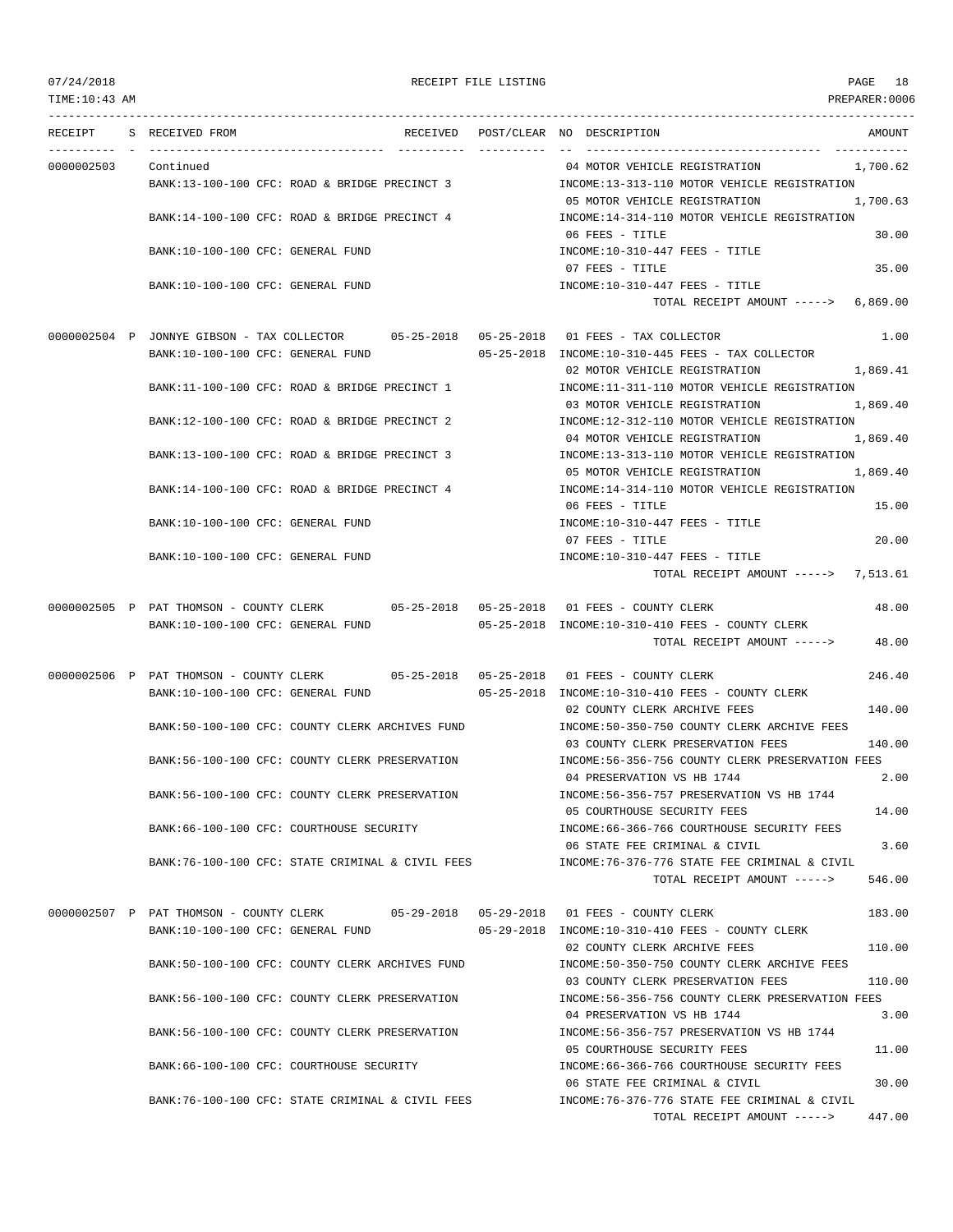07/24/2018 RECEIPT FILE LISTING PAGE 18
TIME:10:43 AM PREPARER:0006

| RECEIPT | S | RECEIVED FROM | RECEIVED | POST/CLEAR | NO | DESCRIPTION | AMOUNT |
|---|---|---|---|---|---|---|---|
| 0000002503 | | Continued | | | 04 | MOTOR VEHICLE REGISTRATION | 1,700.62 |
| | | BANK:13-100-100 CFC: ROAD & BRIDGE PRECINCT 3 | | | | INCOME:13-313-110 MOTOR VEHICLE REGISTRATION | |
| | | | | | 05 | MOTOR VEHICLE REGISTRATION | 1,700.63 |
| | | BANK:14-100-100 CFC: ROAD & BRIDGE PRECINCT 4 | | | | INCOME:14-314-110 MOTOR VEHICLE REGISTRATION | |
| | | | | | 06 | FEES - TITLE | 30.00 |
| | | BANK:10-100-100 CFC: GENERAL FUND | | | | INCOME:10-310-447 FEES - TITLE | |
| | | | | | 07 | FEES - TITLE | 35.00 |
| | | BANK:10-100-100 CFC: GENERAL FUND | | | | INCOME:10-310-447 FEES - TITLE | |
| | | | | | | TOTAL RECEIPT AMOUNT -----> | 6,869.00 |
| 0000002504 | P | JONNYE GIBSON - TAX COLLECTOR | 05-25-2018 | 05-25-2018 | 01 | FEES - TAX COLLECTOR | 1.00 |
| | | BANK:10-100-100 CFC: GENERAL FUND | | 05-25-2018 | | INCOME:10-310-445 FEES - TAX COLLECTOR | |
| | | | | | 02 | MOTOR VEHICLE REGISTRATION | 1,869.41 |
| | | BANK:11-100-100 CFC: ROAD & BRIDGE PRECINCT 1 | | | | INCOME:11-311-110 MOTOR VEHICLE REGISTRATION | |
| | | | | | 03 | MOTOR VEHICLE REGISTRATION | 1,869.40 |
| | | BANK:12-100-100 CFC: ROAD & BRIDGE PRECINCT 2 | | | | INCOME:12-312-110 MOTOR VEHICLE REGISTRATION | |
| | | | | | 04 | MOTOR VEHICLE REGISTRATION | 1,869.40 |
| | | BANK:13-100-100 CFC: ROAD & BRIDGE PRECINCT 3 | | | | INCOME:13-313-110 MOTOR VEHICLE REGISTRATION | |
| | | | | | 05 | MOTOR VEHICLE REGISTRATION | 1,869.40 |
| | | BANK:14-100-100 CFC: ROAD & BRIDGE PRECINCT 4 | | | | INCOME:14-314-110 MOTOR VEHICLE REGISTRATION | |
| | | | | | 06 | FEES - TITLE | 15.00 |
| | | BANK:10-100-100 CFC: GENERAL FUND | | | | INCOME:10-310-447 FEES - TITLE | |
| | | | | | 07 | FEES - TITLE | 20.00 |
| | | BANK:10-100-100 CFC: GENERAL FUND | | | | INCOME:10-310-447 FEES - TITLE | |
| | | | | | | TOTAL RECEIPT AMOUNT -----> | 7,513.61 |
| 0000002505 | P | PAT THOMSON - COUNTY CLERK | 05-25-2018 | 05-25-2018 | 01 | FEES - COUNTY CLERK | 48.00 |
| | | BANK:10-100-100 CFC: GENERAL FUND | | 05-25-2018 | | INCOME:10-310-410 FEES - COUNTY CLERK | |
| | | | | | | TOTAL RECEIPT AMOUNT -----> | 48.00 |
| 0000002506 | P | PAT THOMSON - COUNTY CLERK | 05-25-2018 | 05-25-2018 | 01 | FEES - COUNTY CLERK | 246.40 |
| | | BANK:10-100-100 CFC: GENERAL FUND | | 05-25-2018 | | INCOME:10-310-410 FEES - COUNTY CLERK | |
| | | | | | 02 | COUNTY CLERK ARCHIVE FEES | 140.00 |
| | | BANK:50-100-100 CFC: COUNTY CLERK ARCHIVES FUND | | | | INCOME:50-350-750 COUNTY CLERK ARCHIVE FEES | |
| | | | | | 03 | COUNTY CLERK PRESERVATION FEES | 140.00 |
| | | BANK:56-100-100 CFC: COUNTY CLERK PRESERVATION | | | | INCOME:56-356-756 COUNTY CLERK PRESERVATION FEES | |
| | | | | | 04 | PRESERVATION VS HB 1744 | 2.00 |
| | | BANK:56-100-100 CFC: COUNTY CLERK PRESERVATION | | | | INCOME:56-356-757 PRESERVATION VS HB 1744 | |
| | | | | | 05 | COURTHOUSE SECURITY FEES | 14.00 |
| | | BANK:66-100-100 CFC: COURTHOUSE SECURITY | | | | INCOME:66-366-766 COURTHOUSE SECURITY FEES | |
| | | | | | 06 | STATE FEE CRIMINAL & CIVIL | 3.60 |
| | | BANK:76-100-100 CFC: STATE CRIMINAL & CIVIL FEES | | | | INCOME:76-376-776 STATE FEE CRIMINAL & CIVIL | |
| | | | | | | TOTAL RECEIPT AMOUNT -----> | 546.00 |
| 0000002507 | P | PAT THOMSON - COUNTY CLERK | 05-29-2018 | 05-29-2018 | 01 | FEES - COUNTY CLERK | 183.00 |
| | | BANK:10-100-100 CFC: GENERAL FUND | | 05-29-2018 | | INCOME:10-310-410 FEES - COUNTY CLERK | |
| | | | | | 02 | COUNTY CLERK ARCHIVE FEES | 110.00 |
| | | BANK:50-100-100 CFC: COUNTY CLERK ARCHIVES FUND | | | | INCOME:50-350-750 COUNTY CLERK ARCHIVE FEES | |
| | | | | | 03 | COUNTY CLERK PRESERVATION FEES | 110.00 |
| | | BANK:56-100-100 CFC: COUNTY CLERK PRESERVATION | | | | INCOME:56-356-756 COUNTY CLERK PRESERVATION FEES | |
| | | | | | 04 | PRESERVATION VS HB 1744 | 3.00 |
| | | BANK:56-100-100 CFC: COUNTY CLERK PRESERVATION | | | | INCOME:56-356-757 PRESERVATION VS HB 1744 | |
| | | | | | 05 | COURTHOUSE SECURITY FEES | 11.00 |
| | | BANK:66-100-100 CFC: COURTHOUSE SECURITY | | | | INCOME:66-366-766 COURTHOUSE SECURITY FEES | |
| | | | | | 06 | STATE FEE CRIMINAL & CIVIL | 30.00 |
| | | BANK:76-100-100 CFC: STATE CRIMINAL & CIVIL FEES | | | | INCOME:76-376-776 STATE FEE CRIMINAL & CIVIL | |
| | | | | | | TOTAL RECEIPT AMOUNT -----> | 447.00 |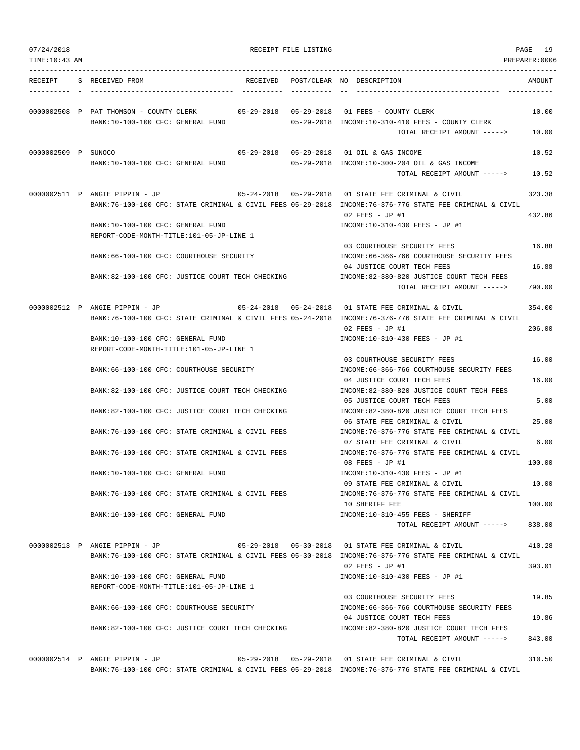RECEIPT FILE LISTING

TIME:10:43 AM — PREPARER:0006 — 07/24/2018

| RECEIPT | S | RECEIVED FROM | RECEIVED | POST/CLEAR | NO | DESCRIPTION | AMOUNT |
|---|---|---|---|---|---|---|---|
| 0000002508 | P | PAT THOMSON - COUNTY CLERK | 05-29-2018 | 05-29-2018 | 01 | FEES - COUNTY CLERK | 10.00 |
| | | BANK:10-100-100 CFC: GENERAL FUND | | 05-29-2018 | | INCOME:10-310-410 FEES - COUNTY CLERK | |
| | | | | | | TOTAL RECEIPT AMOUNT -----> | 10.00 |
| 0000002509 | P | SUNOCO | 05-29-2018 | 05-29-2018 | 01 | OIL & GAS INCOME | 10.52 |
| | | BANK:10-100-100 CFC: GENERAL FUND | | 05-29-2018 | | INCOME:10-300-204 OIL & GAS INCOME | |
| | | | | | | TOTAL RECEIPT AMOUNT -----> | 10.52 |
| 0000002511 | P | ANGIE PIPPIN - JP | 05-24-2018 | 05-29-2018 | 01 | STATE FEE CRIMINAL & CIVIL | 323.38 |
| | | BANK:76-100-100 CFC: STATE CRIMINAL & CIVIL FEES | | 05-29-2018 | | INCOME:76-376-776 STATE FEE CRIMINAL & CIVIL | |
| | | | | | 02 | FEES - JP #1 | 432.86 |
| | | BANK:10-100-100 CFC: GENERAL FUND | | | | INCOME:10-310-430 FEES - JP #1 | |
| | | REPORT-CODE-MONTH-TITLE:101-05-JP-LINE 1 | | | | | |
| | | | | | 03 | COURTHOUSE SECURITY FEES | 16.88 |
| | | BANK:66-100-100 CFC: COURTHOUSE SECURITY | | | | INCOME:66-366-766 COURTHOUSE SECURITY FEES | |
| | | | | | 04 | JUSTICE COURT TECH FEES | 16.88 |
| | | BANK:82-100-100 CFC: JUSTICE COURT TECH CHECKING | | | | INCOME:82-380-820 JUSTICE COURT TECH FEES | |
| | | | | | | TOTAL RECEIPT AMOUNT -----> | 790.00 |
| 0000002512 | P | ANGIE PIPPIN - JP | 05-24-2018 | 05-24-2018 | 01 | STATE FEE CRIMINAL & CIVIL | 354.00 |
| | | BANK:76-100-100 CFC: STATE CRIMINAL & CIVIL FEES | | 05-24-2018 | | INCOME:76-376-776 STATE FEE CRIMINAL & CIVIL | |
| | | | | | 02 | FEES - JP #1 | 206.00 |
| | | BANK:10-100-100 CFC: GENERAL FUND | | | | INCOME:10-310-430 FEES - JP #1 | |
| | | REPORT-CODE-MONTH-TITLE:101-05-JP-LINE 1 | | | | | |
| | | | | | 03 | COURTHOUSE SECURITY FEES | 16.00 |
| | | BANK:66-100-100 CFC: COURTHOUSE SECURITY | | | | INCOME:66-366-766 COURTHOUSE SECURITY FEES | |
| | | | | | 04 | JUSTICE COURT TECH FEES | 16.00 |
| | | BANK:82-100-100 CFC: JUSTICE COURT TECH CHECKING | | | | INCOME:82-380-820 JUSTICE COURT TECH FEES | |
| | | | | | 05 | JUSTICE COURT TECH FEES | 5.00 |
| | | BANK:82-100-100 CFC: JUSTICE COURT TECH CHECKING | | | | INCOME:82-380-820 JUSTICE COURT TECH FEES | |
| | | | | | 06 | STATE FEE CRIMINAL & CIVIL | 25.00 |
| | | BANK:76-100-100 CFC: STATE CRIMINAL & CIVIL FEES | | | | INCOME:76-376-776 STATE FEE CRIMINAL & CIVIL | |
| | | | | | 07 | STATE FEE CRIMINAL & CIVIL | 6.00 |
| | | BANK:76-100-100 CFC: STATE CRIMINAL & CIVIL FEES | | | | INCOME:76-376-776 STATE FEE CRIMINAL & CIVIL | |
| | | | | | 08 | FEES - JP #1 | 100.00 |
| | | BANK:10-100-100 CFC: GENERAL FUND | | | | INCOME:10-310-430 FEES - JP #1 | |
| | | | | | 09 | STATE FEE CRIMINAL & CIVIL | 10.00 |
| | | BANK:76-100-100 CFC: STATE CRIMINAL & CIVIL FEES | | | | INCOME:76-376-776 STATE FEE CRIMINAL & CIVIL | |
| | | | | | 10 | SHERIFF FEE | 100.00 |
| | | BANK:10-100-100 CFC: GENERAL FUND | | | | INCOME:10-310-455 FEES - SHERIFF | |
| | | | | | | TOTAL RECEIPT AMOUNT -----> | 838.00 |
| 0000002513 | P | ANGIE PIPPIN - JP | 05-29-2018 | 05-30-2018 | 01 | STATE FEE CRIMINAL & CIVIL | 410.28 |
| | | BANK:76-100-100 CFC: STATE CRIMINAL & CIVIL FEES | | 05-30-2018 | | INCOME:76-376-776 STATE FEE CRIMINAL & CIVIL | |
| | | | | | 02 | FEES - JP #1 | 393.01 |
| | | BANK:10-100-100 CFC: GENERAL FUND | | | | INCOME:10-310-430 FEES - JP #1 | |
| | | REPORT-CODE-MONTH-TITLE:101-05-JP-LINE 1 | | | | | |
| | | | | | 03 | COURTHOUSE SECURITY FEES | 19.85 |
| | | BANK:66-100-100 CFC: COURTHOUSE SECURITY | | | | INCOME:66-366-766 COURTHOUSE SECURITY FEES | |
| | | | | | 04 | JUSTICE COURT TECH FEES | 19.86 |
| | | BANK:82-100-100 CFC: JUSTICE COURT TECH CHECKING | | | | INCOME:82-380-820 JUSTICE COURT TECH FEES | |
| | | | | | | TOTAL RECEIPT AMOUNT -----> | 843.00 |
| 0000002514 | P | ANGIE PIPPIN - JP | 05-29-2018 | 05-29-2018 | 01 | STATE FEE CRIMINAL & CIVIL | 310.50 |
| | | BANK:76-100-100 CFC: STATE CRIMINAL & CIVIL FEES | | 05-29-2018 | | INCOME:76-376-776 STATE FEE CRIMINAL & CIVIL | |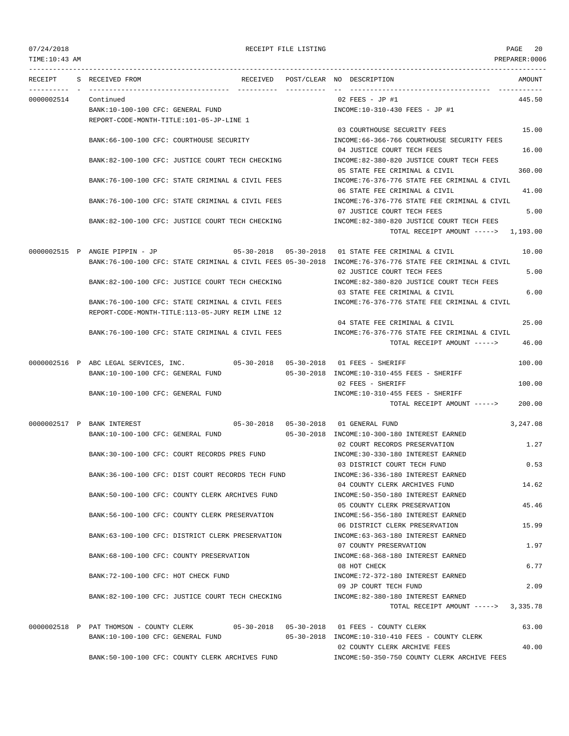RECEIPT FILE LISTING

| RECEIPT | S | RECEIVED FROM | RECEIVED | POST/CLEAR | NO | DESCRIPTION | AMOUNT |
|---|---|---|---|---|---|---|---|
| 0000002514 | | Continued | | | 02 | FEES - JP #1 | 445.50 |
| | | BANK:10-100-100 CFC: GENERAL FUND | | | | INCOME:10-310-430 FEES - JP #1 | |
| | | REPORT-CODE-MONTH-TITLE:101-05-JP-LINE 1 | | | | | |
| | | | | | 03 | COURTHOUSE SECURITY FEES | 15.00 |
| | | BANK:66-100-100 CFC: COURTHOUSE SECURITY | | | | INCOME:66-366-766 COURTHOUSE SECURITY FEES | |
| | | | | | 04 | JUSTICE COURT TECH FEES | 16.00 |
| | | BANK:82-100-100 CFC: JUSTICE COURT TECH CHECKING | | | | INCOME:82-380-820 JUSTICE COURT TECH FEES | |
| | | | | | 05 | STATE FEE CRIMINAL & CIVIL | 360.00 |
| | | BANK:76-100-100 CFC: STATE CRIMINAL & CIVIL FEES | | | | INCOME:76-376-776 STATE FEE CRIMINAL & CIVIL | |
| | | | | | 06 | STATE FEE CRIMINAL & CIVIL | 41.00 |
| | | BANK:76-100-100 CFC: STATE CRIMINAL & CIVIL FEES | | | | INCOME:76-376-776 STATE FEE CRIMINAL & CIVIL | |
| | | | | | 07 | JUSTICE COURT TECH FEES | 5.00 |
| | | BANK:82-100-100 CFC: JUSTICE COURT TECH CHECKING | | | | INCOME:82-380-820 JUSTICE COURT TECH FEES | |
| | | | | | | TOTAL RECEIPT AMOUNT -----> | 1,193.00 |
| 0000002515 | P | ANGIE PIPPIN - JP | 05-30-2018 | 05-30-2018 | 01 | STATE FEE CRIMINAL & CIVIL | 10.00 |
| | | BANK:76-100-100 CFC: STATE CRIMINAL & CIVIL FEES | | 05-30-2018 | | INCOME:76-376-776 STATE FEE CRIMINAL & CIVIL | |
| | | | | | 02 | JUSTICE COURT TECH FEES | 5.00 |
| | | BANK:82-100-100 CFC: JUSTICE COURT TECH CHECKING | | | | INCOME:82-380-820 JUSTICE COURT TECH FEES | |
| | | | | | 03 | STATE FEE CRIMINAL & CIVIL | 6.00 |
| | | BANK:76-100-100 CFC: STATE CRIMINAL & CIVIL FEES | | | | INCOME:76-376-776 STATE FEE CRIMINAL & CIVIL | |
| | | REPORT-CODE-MONTH-TITLE:113-05-JURY REIM LINE 12 | | | | | |
| | | | | | 04 | STATE FEE CRIMINAL & CIVIL | 25.00 |
| | | BANK:76-100-100 CFC: STATE CRIMINAL & CIVIL FEES | | | | INCOME:76-376-776 STATE FEE CRIMINAL & CIVIL | |
| | | | | | | TOTAL RECEIPT AMOUNT -----> | 46.00 |
| 0000002516 | P | ABC LEGAL SERVICES, INC. | 05-30-2018 | 05-30-2018 | 01 | FEES - SHERIFF | 100.00 |
| | | BANK:10-100-100 CFC: GENERAL FUND | | 05-30-2018 | | INCOME:10-310-455 FEES - SHERIFF | |
| | | | | | 02 | FEES - SHERIFF | 100.00 |
| | | BANK:10-100-100 CFC: GENERAL FUND | | | | INCOME:10-310-455 FEES - SHERIFF | |
| | | | | | | TOTAL RECEIPT AMOUNT -----> | 200.00 |
| 0000002517 | P | BANK INTEREST | 05-30-2018 | 05-30-2018 | 01 | GENERAL FUND | 3,247.08 |
| | | BANK:10-100-100 CFC: GENERAL FUND | | 05-30-2018 | | INCOME:10-300-180 INTEREST EARNED | |
| | | | | | 02 | COURT RECORDS PRESERVATION | 1.27 |
| | | BANK:30-100-100 CFC: COURT RECORDS PRES FUND | | | | INCOME:30-330-180 INTEREST EARNED | |
| | | | | | 03 | DISTRICT COURT TECH FUND | 0.53 |
| | | BANK:36-100-100 CFC: DIST COURT RECORDS TECH FUND | | | | INCOME:36-336-180 INTEREST EARNED | |
| | | | | | 04 | COUNTY CLERK ARCHIVES FUND | 14.62 |
| | | BANK:50-100-100 CFC: COUNTY CLERK ARCHIVES FUND | | | | INCOME:50-350-180 INTEREST EARNED | |
| | | | | | 05 | COUNTY CLERK PRESERVATION | 45.46 |
| | | BANK:56-100-100 CFC: COUNTY CLERK PRESERVATION | | | | INCOME:56-356-180 INTEREST EARNED | |
| | | | | | 06 | DISTRICT CLERK PRESERVATION | 15.99 |
| | | BANK:63-100-100 CFC: DISTRICT CLERK PRESERVATION | | | | INCOME:63-363-180 INTEREST EARNED | |
| | | | | | 07 | COUNTY PRESERVATION | 1.97 |
| | | BANK:68-100-100 CFC: COUNTY PRESERVATION | | | | INCOME:68-368-180 INTEREST EARNED | |
| | | | | | 08 | HOT CHECK | 6.77 |
| | | BANK:72-100-100 CFC: HOT CHECK FUND | | | | INCOME:72-372-180 INTEREST EARNED | |
| | | | | | 09 | JP COURT TECH FUND | 2.09 |
| | | BANK:82-100-100 CFC: JUSTICE COURT TECH CHECKING | | | | INCOME:82-380-180 INTEREST EARNED | |
| | | | | | | TOTAL RECEIPT AMOUNT -----> | 3,335.78 |
| 0000002518 | P | PAT THOMSON - COUNTY CLERK | 05-30-2018 | 05-30-2018 | 01 | FEES - COUNTY CLERK | 63.00 |
| | | BANK:10-100-100 CFC: GENERAL FUND | | 05-30-2018 | | INCOME:10-310-410 FEES - COUNTY CLERK | |
| | | | | | 02 | COUNTY CLERK ARCHIVE FEES | 40.00 |
| | | BANK:50-100-100 CFC: COUNTY CLERK ARCHIVES FUND | | | | INCOME:50-350-750 COUNTY CLERK ARCHIVE FEES | |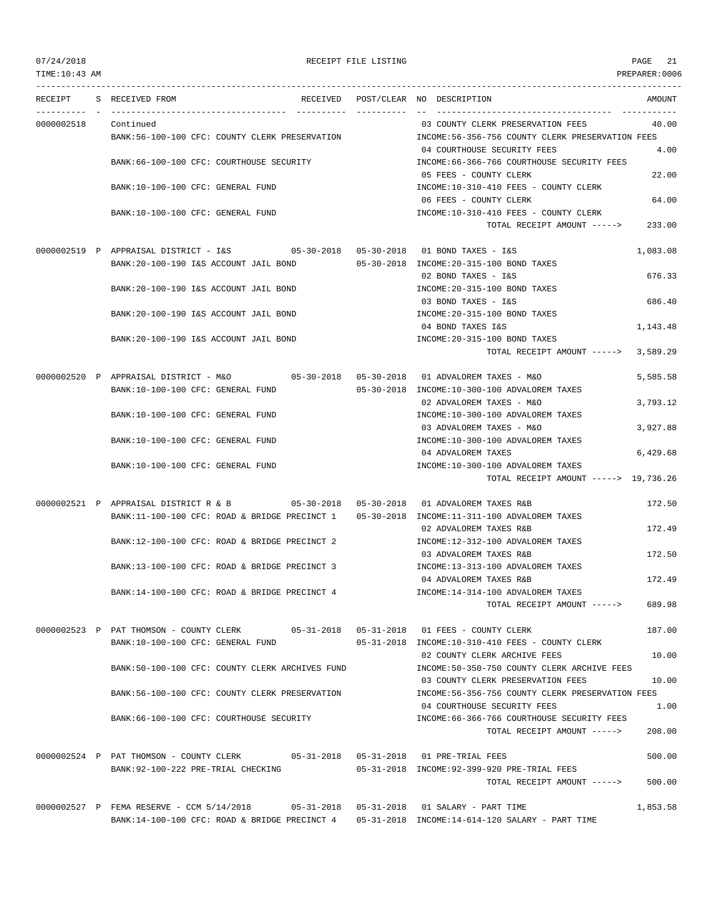07/24/2018 RECEIPT FILE LISTING PAGE 21
TIME:10:43 AM PREPARER:0006

| RECEIPT | S | RECEIVED FROM | RECEIVED | POST/CLEAR | NO | DESCRIPTION | AMOUNT |
|---|---|---|---|---|---|---|---|
| 0000002518 | | Continued | | | 03 | COUNTY CLERK PRESERVATION FEES | 40.00 |
| | | BANK:56-100-100 CFC: COUNTY CLERK PRESERVATION | | | | INCOME:56-356-756 COUNTY CLERK PRESERVATION FEES | |
| | | | | | 04 | COURTHOUSE SECURITY FEES | 4.00 |
| | | BANK:66-100-100 CFC: COURTHOUSE SECURITY | | | | INCOME:66-366-766 COURTHOUSE SECURITY FEES | |
| | | | | | 05 | FEES - COUNTY CLERK | 22.00 |
| | | BANK:10-100-100 CFC: GENERAL FUND | | | | INCOME:10-310-410 FEES - COUNTY CLERK | |
| | | | | | 06 | FEES - COUNTY CLERK | 64.00 |
| | | BANK:10-100-100 CFC: GENERAL FUND | | | | INCOME:10-310-410 FEES - COUNTY CLERK | |
| | | | | | | TOTAL RECEIPT AMOUNT -----> | 233.00 |
| 0000002519 | P | APPRAISAL DISTRICT - I&S | 05-30-2018 | 05-30-2018 | 01 | BOND TAXES - I&S | 1,083.08 |
| | | BANK:20-100-190 I&S ACCOUNT JAIL BOND | | 05-30-2018 | | INCOME:20-315-100 BOND TAXES | |
| | | | | | 02 | BOND TAXES - I&S | 676.33 |
| | | BANK:20-100-190 I&S ACCOUNT JAIL BOND | | | | INCOME:20-315-100 BOND TAXES | |
| | | | | | 03 | BOND TAXES - I&S | 686.40 |
| | | BANK:20-100-190 I&S ACCOUNT JAIL BOND | | | | INCOME:20-315-100 BOND TAXES | |
| | | | | | 04 | BOND TAXES I&S | 1,143.48 |
| | | BANK:20-100-190 I&S ACCOUNT JAIL BOND | | | | INCOME:20-315-100 BOND TAXES | |
| | | | | | | TOTAL RECEIPT AMOUNT -----> | 3,589.29 |
| 0000002520 | P | APPRAISAL DISTRICT - M&O | 05-30-2018 | 05-30-2018 | 01 | ADVALOREM TAXES - M&O | 5,585.58 |
| | | BANK:10-100-100 CFC: GENERAL FUND | | 05-30-2018 | | INCOME:10-300-100 ADVALOREM TAXES | |
| | | | | | 02 | ADVALOREM TAXES - M&O | 3,793.12 |
| | | BANK:10-100-100 CFC: GENERAL FUND | | | | INCOME:10-300-100 ADVALOREM TAXES | |
| | | | | | 03 | ADVALOREM TAXES - M&O | 3,927.88 |
| | | BANK:10-100-100 CFC: GENERAL FUND | | | | INCOME:10-300-100 ADVALOREM TAXES | |
| | | | | | 04 | ADVALOREM TAXES | 6,429.68 |
| | | BANK:10-100-100 CFC: GENERAL FUND | | | | INCOME:10-300-100 ADVALOREM TAXES | |
| | | | | | | TOTAL RECEIPT AMOUNT -----> | 19,736.26 |
| 0000002521 | P | APPRAISAL DISTRICT R & B | 05-30-2018 | 05-30-2018 | 01 | ADVALOREM TAXES R&B | 172.50 |
| | | BANK:11-100-100 CFC: ROAD & BRIDGE PRECINCT 1 | | 05-30-2018 | | INCOME:11-311-100 ADVALOREM TAXES | |
| | | | | | 02 | ADVALOREM TAXES R&B | 172.49 |
| | | BANK:12-100-100 CFC: ROAD & BRIDGE PRECINCT 2 | | | | INCOME:12-312-100 ADVALOREM TAXES | |
| | | | | | 03 | ADVALOREM TAXES R&B | 172.50 |
| | | BANK:13-100-100 CFC: ROAD & BRIDGE PRECINCT 3 | | | | INCOME:13-313-100 ADVALOREM TAXES | |
| | | | | | 04 | ADVALOREM TAXES R&B | 172.49 |
| | | BANK:14-100-100 CFC: ROAD & BRIDGE PRECINCT 4 | | | | INCOME:14-314-100 ADVALOREM TAXES | |
| | | | | | | TOTAL RECEIPT AMOUNT -----> | 689.98 |
| 0000002523 | P | PAT THOMSON - COUNTY CLERK | 05-31-2018 | 05-31-2018 | 01 | FEES - COUNTY CLERK | 187.00 |
| | | BANK:10-100-100 CFC: GENERAL FUND | | 05-31-2018 | | INCOME:10-310-410 FEES - COUNTY CLERK | |
| | | | | | 02 | COUNTY CLERK ARCHIVE FEES | 10.00 |
| | | BANK:50-100-100 CFC: COUNTY CLERK ARCHIVES FUND | | | | INCOME:50-350-750 COUNTY CLERK ARCHIVE FEES | |
| | | | | | 03 | COUNTY CLERK PRESERVATION FEES | 10.00 |
| | | BANK:56-100-100 CFC: COUNTY CLERK PRESERVATION | | | | INCOME:56-356-756 COUNTY CLERK PRESERVATION FEES | |
| | | | | | 04 | COURTHOUSE SECURITY FEES | 1.00 |
| | | BANK:66-100-100 CFC: COURTHOUSE SECURITY | | | | INCOME:66-366-766 COURTHOUSE SECURITY FEES | |
| | | | | | | TOTAL RECEIPT AMOUNT -----> | 208.00 |
| 0000002524 | P | PAT THOMSON - COUNTY CLERK | 05-31-2018 | 05-31-2018 | 01 | PRE-TRIAL FEES | 500.00 |
| | | BANK:92-100-222 PRE-TRIAL CHECKING | | 05-31-2018 | | INCOME:92-399-920 PRE-TRIAL FEES | |
| | | | | | | TOTAL RECEIPT AMOUNT -----> | 500.00 |
| 0000002527 | P | FEMA RESERVE - CCM 5/14/2018 | 05-31-2018 | 05-31-2018 | 01 | SALARY - PART TIME | 1,853.58 |
| | | BANK:14-100-100 CFC: ROAD & BRIDGE PRECINCT 4 | | 05-31-2018 | | INCOME:14-614-120 SALARY - PART TIME | |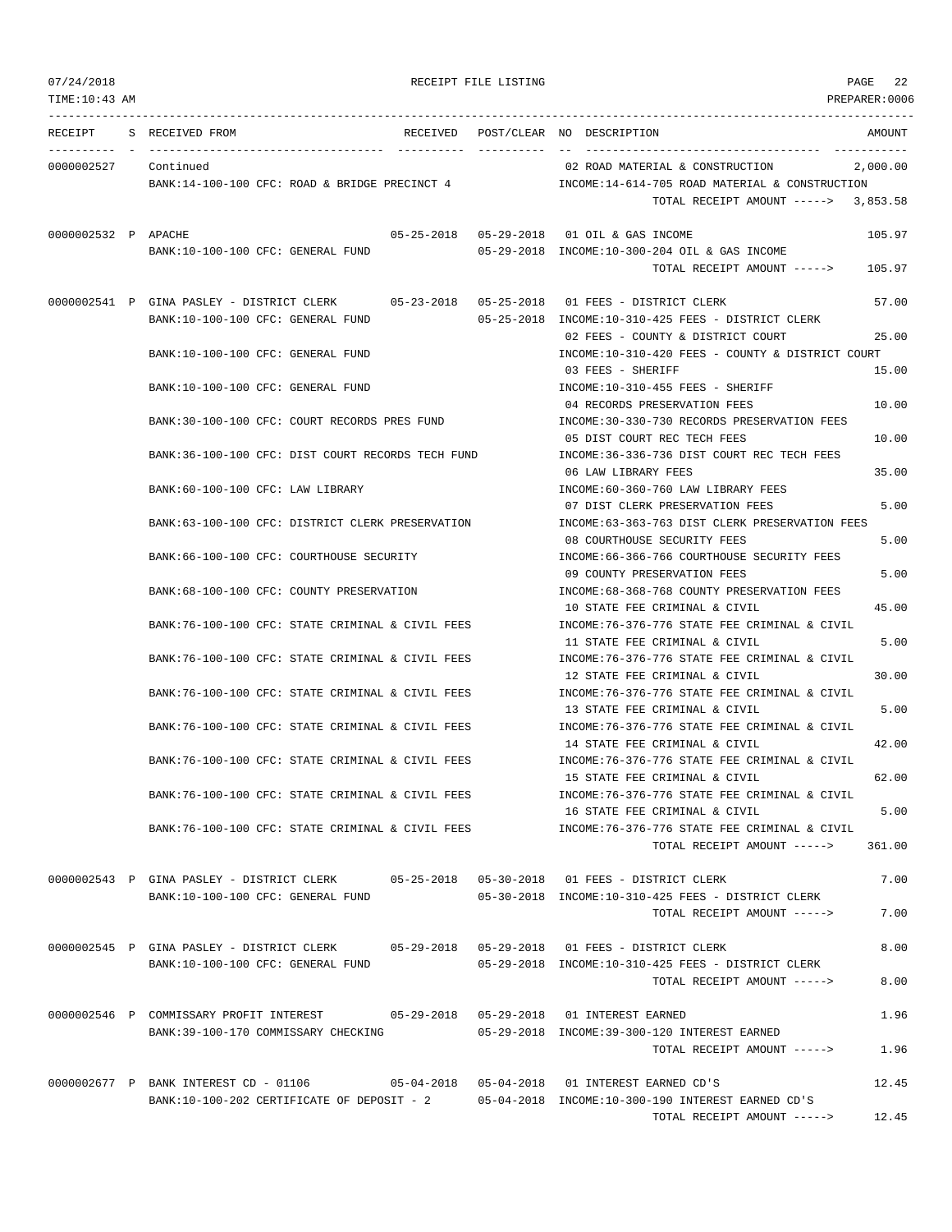07/24/2018 RECEIPT FILE LISTING

TIME:10:43 AM PREPARER:0006

| RECEIPT | S | RECEIVED FROM | RECEIVED | POST/CLEAR | NO | DESCRIPTION | AMOUNT |
|---|---|---|---|---|---|---|---|
| 0000002527 | | Continued | | | 02 | ROAD MATERIAL & CONSTRUCTION | 2,000.00 |
| | | BANK:14-100-100 CFC: ROAD & BRIDGE PRECINCT 4 | | | | INCOME:14-614-705 ROAD MATERIAL & CONSTRUCTION | |
| | | | | | | TOTAL RECEIPT AMOUNT -----> | 3,853.58 |
| 0000002532 | P | APACHE | 05-25-2018 | 05-29-2018 | 01 | OIL & GAS INCOME | 105.97 |
| | | BANK:10-100-100 CFC: GENERAL FUND | | 05-29-2018 | | INCOME:10-300-204 OIL & GAS INCOME | |
| | | | | | | TOTAL RECEIPT AMOUNT -----> | 105.97 |
| 0000002541 | P | GINA PASLEY - DISTRICT CLERK | 05-23-2018 | 05-25-2018 | 01 | FEES - DISTRICT CLERK | 57.00 |
| | | BANK:10-100-100 CFC: GENERAL FUND | | 05-25-2018 | | INCOME:10-310-425 FEES - DISTRICT CLERK | |
| | | | | | 02 | FEES - COUNTY & DISTRICT COURT | 25.00 |
| | | BANK:10-100-100 CFC: GENERAL FUND | | | | INCOME:10-310-420 FEES - COUNTY & DISTRICT COURT | |
| | | | | | 03 | FEES - SHERIFF | 15.00 |
| | | BANK:10-100-100 CFC: GENERAL FUND | | | | INCOME:10-310-455 FEES - SHERIFF | |
| | | | | | 04 | RECORDS PRESERVATION FEES | 10.00 |
| | | BANK:30-100-100 CFC: COURT RECORDS PRES FUND | | | | INCOME:30-330-730 RECORDS PRESERVATION FEES | |
| | | | | | 05 | DIST COURT REC TECH FEES | 10.00 |
| | | BANK:36-100-100 CFC: DIST COURT RECORDS TECH FUND | | | | INCOME:36-336-736 DIST COURT REC TECH FEES | |
| | | | | | 06 | LAW LIBRARY FEES | 35.00 |
| | | BANK:60-100-100 CFC: LAW LIBRARY | | | | INCOME:60-360-760 LAW LIBRARY FEES | |
| | | | | | 07 | DIST CLERK PRESERVATION FEES | 5.00 |
| | | BANK:63-100-100 CFC: DISTRICT CLERK PRESERVATION | | | | INCOME:63-363-763 DIST CLERK PRESERVATION FEES | |
| | | | | | 08 | COURTHOUSE SECURITY FEES | 5.00 |
| | | BANK:66-100-100 CFC: COURTHOUSE SECURITY | | | | INCOME:66-366-766 COURTHOUSE SECURITY FEES | |
| | | | | | 09 | COUNTY PRESERVATION FEES | 5.00 |
| | | BANK:68-100-100 CFC: COUNTY PRESERVATION | | | | INCOME:68-368-768 COUNTY PRESERVATION FEES | |
| | | | | | 10 | STATE FEE CRIMINAL & CIVIL | 45.00 |
| | | BANK:76-100-100 CFC: STATE CRIMINAL & CIVIL FEES | | | | INCOME:76-376-776 STATE FEE CRIMINAL & CIVIL | |
| | | | | | 11 | STATE FEE CRIMINAL & CIVIL | 5.00 |
| | | BANK:76-100-100 CFC: STATE CRIMINAL & CIVIL FEES | | | | INCOME:76-376-776 STATE FEE CRIMINAL & CIVIL | |
| | | | | | 12 | STATE FEE CRIMINAL & CIVIL | 30.00 |
| | | BANK:76-100-100 CFC: STATE CRIMINAL & CIVIL FEES | | | | INCOME:76-376-776 STATE FEE CRIMINAL & CIVIL | |
| | | | | | 13 | STATE FEE CRIMINAL & CIVIL | 5.00 |
| | | BANK:76-100-100 CFC: STATE CRIMINAL & CIVIL FEES | | | | INCOME:76-376-776 STATE FEE CRIMINAL & CIVIL | |
| | | | | | 14 | STATE FEE CRIMINAL & CIVIL | 42.00 |
| | | BANK:76-100-100 CFC: STATE CRIMINAL & CIVIL FEES | | | | INCOME:76-376-776 STATE FEE CRIMINAL & CIVIL | |
| | | | | | 15 | STATE FEE CRIMINAL & CIVIL | 62.00 |
| | | BANK:76-100-100 CFC: STATE CRIMINAL & CIVIL FEES | | | | INCOME:76-376-776 STATE FEE CRIMINAL & CIVIL | |
| | | | | | 16 | STATE FEE CRIMINAL & CIVIL | 5.00 |
| | | BANK:76-100-100 CFC: STATE CRIMINAL & CIVIL FEES | | | | INCOME:76-376-776 STATE FEE CRIMINAL & CIVIL | |
| | | | | | | TOTAL RECEIPT AMOUNT -----> | 361.00 |
| 0000002543 | P | GINA PASLEY - DISTRICT CLERK | 05-25-2018 | 05-30-2018 | 01 | FEES - DISTRICT CLERK | 7.00 |
| | | BANK:10-100-100 CFC: GENERAL FUND | | 05-30-2018 | | INCOME:10-310-425 FEES - DISTRICT CLERK | |
| | | | | | | TOTAL RECEIPT AMOUNT -----> | 7.00 |
| 0000002545 | P | GINA PASLEY - DISTRICT CLERK | 05-29-2018 | 05-29-2018 | 01 | FEES - DISTRICT CLERK | 8.00 |
| | | BANK:10-100-100 CFC: GENERAL FUND | | 05-29-2018 | | INCOME:10-310-425 FEES - DISTRICT CLERK | |
| | | | | | | TOTAL RECEIPT AMOUNT -----> | 8.00 |
| 0000002546 | P | COMMISSARY PROFIT INTEREST | 05-29-2018 | 05-29-2018 | 01 | INTEREST EARNED | 1.96 |
| | | BANK:39-100-170 COMMISSARY CHECKING | | 05-29-2018 | | INCOME:39-300-120 INTEREST EARNED | |
| | | | | | | TOTAL RECEIPT AMOUNT -----> | 1.96 |
| 0000002677 | P | BANK INTEREST CD - 01106 | 05-04-2018 | 05-04-2018 | 01 | INTEREST EARNED CD'S | 12.45 |
| | | BANK:10-100-202 CERTIFICATE OF DEPOSIT - 2 | | 05-04-2018 | | INCOME:10-300-190 INTEREST EARNED CD'S | |
| | | | | | | TOTAL RECEIPT AMOUNT -----> | 12.45 |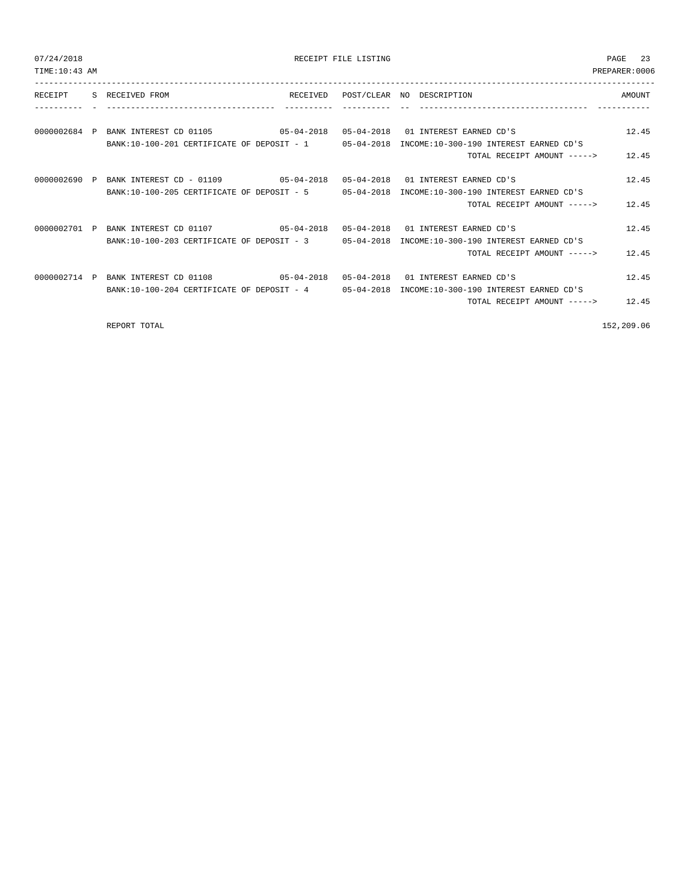# RECEIPT FILE LISTING

07/24/2018
TIME:10:43 AM
PREPARER:0006

| RECEIPT | S | RECEIVED FROM | RECEIVED | POST/CLEAR | NO | DESCRIPTION | AMOUNT |
|---|---|---|---|---|---|---|---|
| 0000002684 | P | BANK INTEREST CD 01105 | 05-04-2018 | 05-04-2018 | 01 | INTEREST EARNED CD'S | 12.45 |
| | | BANK:10-100-201 CERTIFICATE OF DEPOSIT - 1 | | 05-04-2018 | | INCOME:10-300-190 INTEREST EARNED CD'S | |
| | | | | | | TOTAL RECEIPT AMOUNT -----> | 12.45 |
| 0000002690 | P | BANK INTEREST CD - 01109 | 05-04-2018 | 05-04-2018 | 01 | INTEREST EARNED CD'S | 12.45 |
| | | BANK:10-100-205 CERTIFICATE OF DEPOSIT - 5 | | 05-04-2018 | | INCOME:10-300-190 INTEREST EARNED CD'S | |
| | | | | | | TOTAL RECEIPT AMOUNT -----> | 12.45 |
| 0000002701 | P | BANK INTEREST CD 01107 | 05-04-2018 | 05-04-2018 | 01 | INTEREST EARNED CD'S | 12.45 |
| | | BANK:10-100-203 CERTIFICATE OF DEPOSIT - 3 | | 05-04-2018 | | INCOME:10-300-190 INTEREST EARNED CD'S | |
| | | | | | | TOTAL RECEIPT AMOUNT -----> | 12.45 |
| 0000002714 | P | BANK INTEREST CD 01108 | 05-04-2018 | 05-04-2018 | 01 | INTEREST EARNED CD'S | 12.45 |
| | | BANK:10-100-204 CERTIFICATE OF DEPOSIT - 4 | | 05-04-2018 | | INCOME:10-300-190 INTEREST EARNED CD'S | |
| | | | | | | TOTAL RECEIPT AMOUNT -----> | 12.45 |
| | | REPORT TOTAL | | | | | 152,209.06 |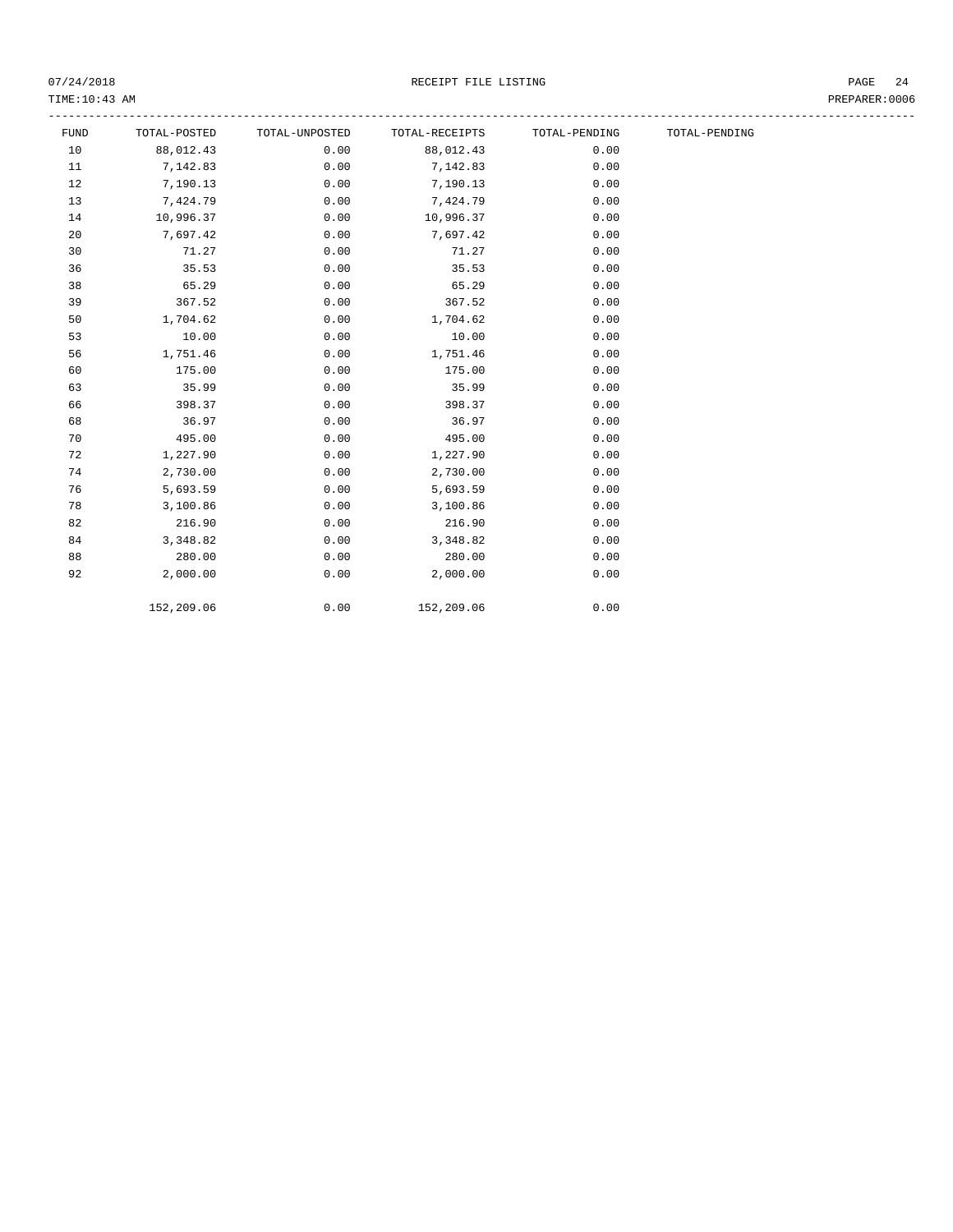07/24/2018 RECEIPT FILE LISTING

TIME:10:43 AM PREPARER:0006

| FUND | TOTAL-POSTED | TOTAL-UNPOSTED | TOTAL-RECEIPTS | TOTAL-PENDING | TOTAL-PENDING |
|---|---|---|---|---|---|
| 10 | 88,012.43 | 0.00 | 88,012.43 | 0.00 | |
| 11 | 7,142.83 | 0.00 | 7,142.83 | 0.00 | |
| 12 | 7,190.13 | 0.00 | 7,190.13 | 0.00 | |
| 13 | 7,424.79 | 0.00 | 7,424.79 | 0.00 | |
| 14 | 10,996.37 | 0.00 | 10,996.37 | 0.00 | |
| 20 | 7,697.42 | 0.00 | 7,697.42 | 0.00 | |
| 30 | 71.27 | 0.00 | 71.27 | 0.00 | |
| 36 | 35.53 | 0.00 | 35.53 | 0.00 | |
| 38 | 65.29 | 0.00 | 65.29 | 0.00 | |
| 39 | 367.52 | 0.00 | 367.52 | 0.00 | |
| 50 | 1,704.62 | 0.00 | 1,704.62 | 0.00 | |
| 53 | 10.00 | 0.00 | 10.00 | 0.00 | |
| 56 | 1,751.46 | 0.00 | 1,751.46 | 0.00 | |
| 60 | 175.00 | 0.00 | 175.00 | 0.00 | |
| 63 | 35.99 | 0.00 | 35.99 | 0.00 | |
| 66 | 398.37 | 0.00 | 398.37 | 0.00 | |
| 68 | 36.97 | 0.00 | 36.97 | 0.00 | |
| 70 | 495.00 | 0.00 | 495.00 | 0.00 | |
| 72 | 1,227.90 | 0.00 | 1,227.90 | 0.00 | |
| 74 | 2,730.00 | 0.00 | 2,730.00 | 0.00 | |
| 76 | 5,693.59 | 0.00 | 5,693.59 | 0.00 | |
| 78 | 3,100.86 | 0.00 | 3,100.86 | 0.00 | |
| 82 | 216.90 | 0.00 | 216.90 | 0.00 | |
| 84 | 3,348.82 | 0.00 | 3,348.82 | 0.00 | |
| 88 | 280.00 | 0.00 | 280.00 | 0.00 | |
| 92 | 2,000.00 | 0.00 | 2,000.00 | 0.00 | |
| | 152,209.06 | 0.00 | 152,209.06 | 0.00 | |